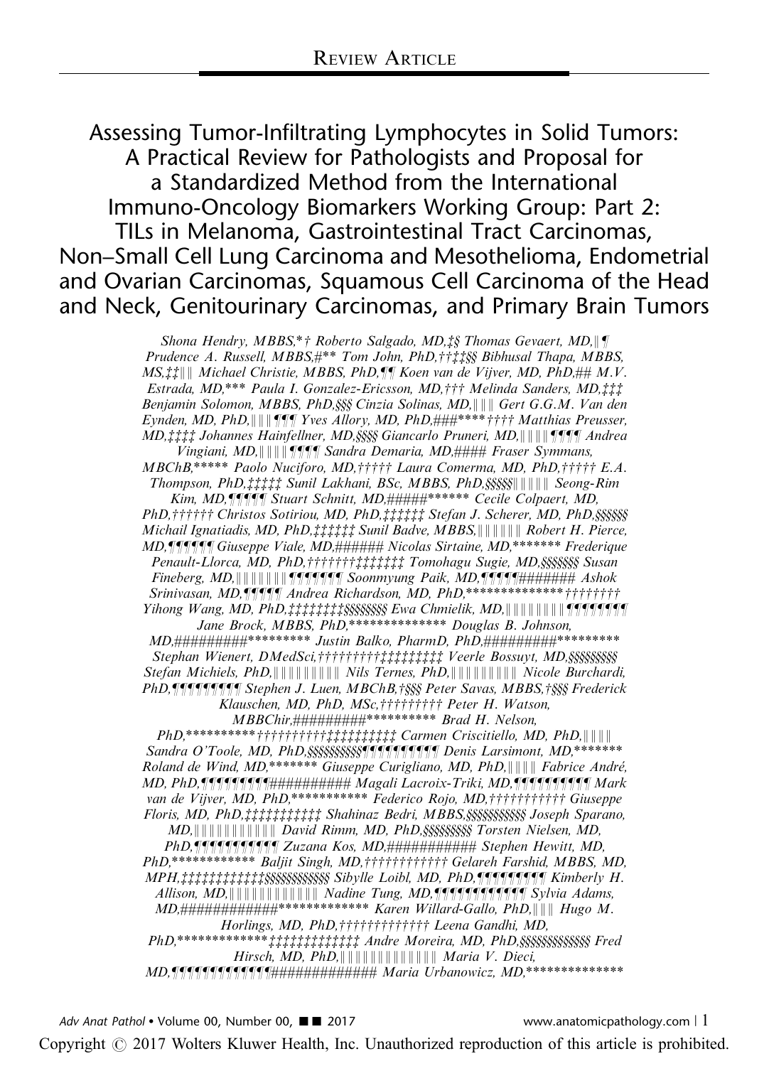REVIEW ARTICLE

# Assessing Tumor-Infiltrating Lymphocytes in Solid Tumors: A Practical Review for Pathologists and Proposal for a Standardized Method from the International Immuno-Oncology Biomarkers Working Group: Part 2: TILs in Melanoma, Gastrointestinal Tract Carcinomas, Non–Small Cell Lung Carcinoma and Mesothelioma, Endometrial and Ovarian Carcinomas, Squamous Cell Carcinoma of the Head and Neck, Genitourinary Carcinomas, and Primary Brain Tumors

*Shona Hendry, MBBS,*† Roberto Salgado, MD,‡§ Thomas Gevaert, MD,∥¶ Prudence A. Russell, MBBS,#** Tom John, PhD,††‡‡§§ Bibhusal Thapa, MBBS, MS,‡‡∥∥ Michael Christie, MBBS, PhD,¶¶ Koen van de Vijver, MD, PhD,## M.V. Estrada, MD,*** Paula I. Gonzalez-Ericsson, MD,††† Melinda Sanders, MD,‡‡‡ Benjamin Solomon, MBBS, PhD,§§§ Cinzia Solinas, MD,∥∥∥ Gert G.G.M. Van den Eynden, MD, PhD,∥∥∥¶¶¶ Yves Allory, MD, PhD,###****†††† Matthias Preusser, MD,‡‡‡‡ Johannes Hainfellner, MD,§§§§ Giancarlo Pruneri, MD,∥∥∥∥¶¶¶¶ Andrea Vingiani, MD,∥∥∥∥¶¶¶¶ Sandra Demaria, MD,#### Fraser Symmans, MBChB,***** Paolo Nuciforo, MD,††††† Laura Comerma, MD, PhD,††††† E.A. Thompson, PhD,‡‡‡‡‡ Sunil Lakhani, BSc, MBBS, PhD,§§§§§∥∥∥∥∥ Seong-Rim Kim, MD,¶¶¶¶¶ Stuart Schnitt, MD,#####****** Cecile Colpaert, MD, PhD,†††††† Christos Sotiriou, MD, PhD,‡‡‡‡‡‡ Stefan J. Scherer, MD, PhD,§§§§§§ Michail Ignatiadis, MD, PhD,‡‡‡‡‡‡ Sunil Badve, MBBS,∥∥∥∥∥∥ Robert H. Pierce, MD,¶¶¶¶¶¶ Giuseppe Viale, MD,###### Nicolas Sirtaine, MD,******* Frederique Penault-Llorca, MD, PhD,†††††††‡‡‡‡‡‡‡ Tomohagu Sugie, MD,§§§§§§§ Susan Fineberg, MD,∥∥∥∥∥∥∥¶¶¶¶¶¶¶ Soonmyung Paik, MD,¶¶¶¶¶####### Ashok Srinivasan, MD,¶¶¶¶¶ Andrea Richardson, MD, PhD,**************†††††††† Yihong Wang, MD, PhD,‡‡‡‡‡‡‡‡§§§§§§§§ Ewa Chmielik, MD,∥∥∥∥∥∥∥∥¶¶¶¶¶¶¶¶ Jane Brock, MBBS, PhD,************** Douglas B. Johnson, MD,########********* Justin Balko, PharmD, PhD,########********* Stephan Wienert, DMedSci,†††††††††‡‡‡‡‡‡‡‡‡ Veerle Bossuyt, MD,§§§§§§§§§ Stefan Michiels, PhD,∥∥∥∥∥∥∥∥∥ Nils Ternes, PhD,∥∥∥∥∥∥∥∥∥ Nicole Burchardi, PhD,¶¶¶¶¶¶¶¶¶ Stephen J. Luen, MBChB,†§§§ Peter Savas, MBBS,†§§§ Frederick Klauschen, MD, PhD, MSc,††††††††† Peter H. Watson, MBBChir,#########********** Brad H. Nelson, PhD,**********††††††††††‡‡‡‡‡‡‡‡‡‡ Carmen Criscitiello, MD, PhD,∥∥∥∥ Sandra O'Toole, MD, PhD,§§§§§§§§§§¶¶¶¶¶¶¶¶¶¶ Denis Larsimont, MD,******* Roland de Wind, MD,******* Giuseppe Curigliano, MD, PhD,∥∥∥∥ Fabrice André, MD, PhD,¶¶¶¶¶¶¶¶¶########## Magali Lacroix-Triki, MD,¶¶¶¶¶¶¶¶¶¶ Mark van de Vijver, MD, PhD,*********** Federico Rojo, MD,††††††††††† Giuseppe Floris, MD, PhD,‡‡‡‡‡‡‡‡‡‡‡ Shahinaz Bedri, MBBS,§§§§§§§§§§§ Joseph Sparano, MD,∥∥∥∥∥∥∥∥∥∥∥ David Rimm, MD, PhD,§§§§§§§§§ Torsten Nielsen, MD, PhD,¶¶¶¶¶¶¶¶¶¶¶ Zuzana Kos, MD,########### Stephen Hewitt, MD, PhD,************ Baljit Singh, MD,†††††††††††† Gelareh Farshid, MBBS, MD, MPH,‡‡‡‡‡‡‡‡‡‡‡‡§§§§§§§§§§§§ Sibylle Loibl, MD, PhD,¶¶¶¶¶¶¶¶¶ Kimberly H. Allison, MD,∥∥∥∥∥∥∥∥∥∥∥∥ Nadine Tung, MD,¶¶¶¶¶¶¶¶¶¶¶¶ Sylvia Adams, MD,############************* Karen Willard-Gallo, PhD,∥∥∥∥ Hugo M. Horlings, MD, PhD,††††††††††††† Leena Gandhi, MD, PhD,*************‡‡‡‡‡‡‡‡‡‡‡‡‡ Andre Moreira, MD, PhD,§§§§§§§§§§§§§ Fred Hirsch, MD, PhD,∥∥∥∥∥∥∥∥∥∥∥∥∥ Maria V. Dieci, MD,¶¶¶¶¶¶¶¶¶¶¶¶¶############# Maria Urbanowicz, MD,**************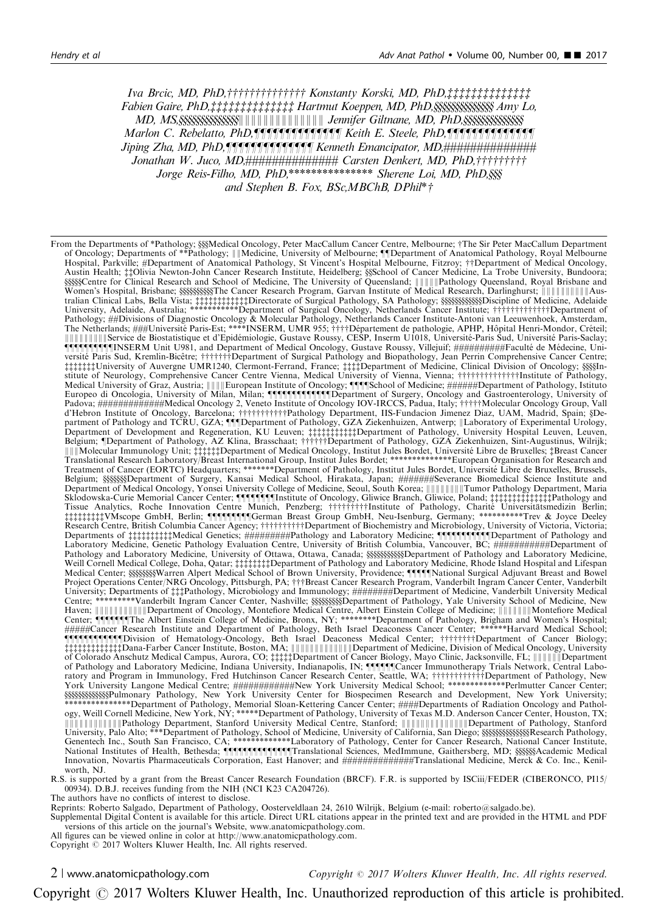Iva Brcic, MD, PhD,††††††††††††† Konstanty Korski, MD, PhD,‡‡‡‡‡‡‡‡‡‡‡‡‡‡ Fabien Gaire, PhD,‡‡‡‡‡‡‡‡‡‡‡‡‡‡ Hartmut Koeppen, MD, PhD,§§§§§§§§§§§§§§ Amy Lo, MD, MS,§§§§§§§§§§§§§§∥∥∥∥∥∥∥∥∥∥∥∥∥∥ Jennifer Giltnane, MD, PhD,§§§§§§§§§§§§§§ Marlon C. Rebelatto, PhD,¶¶¶¶¶¶¶¶¶¶¶¶¶¶ Keith E. Steele, PhD,¶¶¶¶¶¶¶¶¶¶¶¶¶¶ Jiping Zha, MD, PhD,¶¶¶¶¶¶¶¶¶¶¶¶¶¶ Kenneth Emancipator, MD,############## Jonathan W. Juco, MD,############## Carsten Denkert, MD, PhD,††††††††† Jorge Reis-Filho, MD, PhD,*************** Sherene Loi, MD, PhD,§§§ and Stephen B. Fox, BSc,MBChB, DPhil*†

From the Departments of *Pathology; §§§Medical Oncology, Peter MacCallum Cancer Centre, Melbourne; †The Sir Peter MacCallum Department of Oncology; Departments of **Pathology; ∥∥Medicine, University of Melbourne; ¶¶Department of Anatomical Pathology, Royal Melbourne Hospital, Parkville; #Department of Anatomical Pathology, St Vincent's Hospital Melbourne, Fitzroy; ††Department of Medical Oncology, Austin Health; ‡‡Olivia Newton-John Cancer Research Institute, Heidelberg; §§School of Cancer Medicine, La Trobe University, Bundoora; §§§§§Centre for Clinical Research and School of Medicine, The University of Queensland; ∥∥∥∥∥Pathology Queensland, Royal Brisbane and Women's Hospital, Brisbane; §§§§§§§§§The Cancer Research Program, Garvan Institute of Medical Research, Darlinghurst; ∥∥∥∥∥∥∥∥∥∥∥Australian Clinical Labs, Bella Vista; ‡‡‡‡‡‡‡‡‡‡‡‡Directorate of Surgical Pathology, SA Pathology; §§§§§§§§§§§Discipline of Medicine, Adelaide University, Adelaide, Australia; ***********Department of Surgical Oncology, Netherlands Cancer Institute; †††††††††††††Department of Pathology; ##Divisions of Diagnostic Oncology & Molecular Pathology, Netherlands Cancer Institute-Antoni van Leeuwenhoek, Amsterdam, The Netherlands; ###Université Paris-Est; ****INSERM, UMR 955; ††††Département de pathologie, APHP, Hôpital Henri-Mondor, Créteil; ∥∥∥∥∥∥∥∥∥∥Service de Biostatistique et d'Epidémiologie, Gustave Roussy, CESP, Inserm U1018, Université-Paris Sud, Université Paris-Saclay; ¶¶¶¶¶¶¶¶¶¶INSERM Unit U981, and Department of Medical Oncology, Gustave Roussy, Villejuif; ##########Faculté de Médecine, Université Paris Sud, Kremlin-Bicêtre; †††††††Department of Surgical Pathology and Biopathology, Jean Perrin Comprehensive Cancer Centre; ‡‡‡‡‡‡‡University of Auvergne UMR1240, Clermont-Ferrand, France; ‡‡‡‡Department of Medicine, Clinical Division of Oncology; §§§§Institute of Neurology, Comprehensive Cancer Centre Vienna, Medical University of Vienna, Vienna; ††††††††††††††Institute of Pathology, Medical University of Graz, Austria; ∥∥∥∥European Institute of Oncology; ¶¶¶¶School of Medicine; ######Department of Pathology, Istituto Europeo di Oncologia, University of Milan, Milan; ¶¶¶¶¶¶¶¶¶¶¶¶¶Department of Surgery, Oncology and Gastroenterology, University of Padova; #############Medical Oncology 2, Veneto Institute of Oncology IOV-IRCCS, Padua, Italy; †††††Molecular Oncology Group, Vall d'Hebron Institute of Oncology, Barcelona; †††††††††††Pathology Department, IIS-Fundacion Jimenez Diaz, UAM, Madrid, Spain; §Department of Pathology and TCRU, GZA; ¶¶¶Department of Pathology, GZA Ziekenhuizen, Antwerp; ∥Laboratory of Experimental Urology, Department of Development and Regeneration, KU Leuven; ‡‡‡‡‡‡‡‡‡‡‡Department of Pathology, University Hospital Leuven, Leuven, Belgium; ¶Department of Pathology, AZ Klina, Brasschaat; ††††††Department of Pathology, GZA Ziekenhuizen, Sint-Augustinus, Wilrijk; ∥∥∥Molecular Immunology Unit; ‡‡‡‡‡‡Department of Medical Oncology, Institut Jules Bordet, Université Libre de Bruxelles; ‡Breast Cancer Translational Research Laboratory/Breast International Group, Institut Jules Bordet; **************European Organisation for Research and Treatment of Cancer (EORTC) Headquarters; *******Department of Pathology, Institut Jules Bordet, Université Libre de Bruxelles, Brussels, Belgium; §§§§§§§Department of Surgery, Kansai Medical School, Hirakata, Japan; #######Severance Biomedical Science Institute and Department of Medical Oncology, Yonsei University College of Medicine, Seoul, South Korea; ∥∥∥∥∥∥∥∥∥Tumor Pathology Department, Maria Sklodowska-Curie Memorial Cancer Center; ¶¶¶¶¶¶¶¶Institute of Oncology, Gliwice Branch, Gliwice, Poland; ‡‡‡‡‡‡‡‡‡‡‡‡‡‡Pathology and Tissue Analytics, Roche Innovation Centre Munich, Penzberg; †††††††††Institute of Pathology, Charité Universitätsmedizin Berlin; ‡‡‡‡‡‡‡‡‡VMscope GmbH, Berlin; ¶¶¶¶¶¶¶¶¶German Breast Group GmbH, Neu-Isenburg, Germany; **********Trev & Joyce Deeley Research Centre, British Columbia Cancer Agency; ††††††††††Department of Biochemistry and Microbiology, University of Victoria, Victoria; Departments of ‡‡‡‡‡‡‡‡‡‡Medical Genetics; #########Pathology and Laboratory Medicine; ¶¶¶¶¶¶¶¶¶¶¶Department of Pathology and Laboratory Medicine, Genetic Pathology Evaluation Centre, University of British Columbia, Vancouver, BC; ###########Department of Pathology and Laboratory Medicine, University of Ottawa, Ottawa, Canada; §§§§§§§§§§Department of Pathology and Laboratory Medicine, Weill Cornell Medical College, Doha, Qatar; ‡‡‡‡‡‡‡‡Department of Pathology and Laboratory Medicine, Rhode Island Hospital and Lifespan Medical Center; §§§§§§§§Warren Alpert Medical School of Brown University, Providence; ¶¶¶¶¶National Surgical Adjuvant Breast and Bowel Project Operations Center/NRG Oncology, Pittsburgh, PA; †††Breast Cancer Research Program, Vanderbilt Ingram Cancer Center, Vanderbilt University; Departments of ‡‡‡Pathology, Microbiology and Immunology; ########Department of Medicine, Vanderbilt University Medical Centre; *********Vanderbilt Ingram Cancer Center, Nashville; §§§§§§§§§Department of Pathology, Yale University School of Medicine, New Haven; ∥∥∥∥∥∥∥∥∥∥∥∥Department of Oncology, Montefiore Medical Centre, Albert Einstein College of Medicine; ∥∥∥∥∥∥∥∥Montefiore Medical Center; ¶¶¶¶¶¶¶The Albert Einstein College of Medicine, Bronx, NY; ********Department of Pathology, Brigham and Women's Hospital; #####Cancer Research Institute and Department of Pathology, Beth Israel Deaconess Cancer Center; ******Harvard Medical School; ¶¶¶¶¶¶¶¶¶¶¶¶Division of Hematology-Oncology, Beth Israel Deaconess Medical Center; ††††††††Department of Cancer Biology; ‡‡‡‡‡‡‡‡‡‡‡‡‡Dana-Farber Cancer Institute, Boston, MA; ∥∥∥∥∥∥∥∥∥∥∥∥∥Department of Medicine, Division of Medical Oncology, University of Colorado Anschutz Medical Campus, Aurora, CO; ‡‡‡‡‡Department of Cancer Biology, Mayo Clinic, Jacksonville, FL; ∥∥∥∥∥∥Department of Pathology and Laboratory Medicine, Indiana University, Indianapolis, IN; ¶¶¶¶¶¶Cancer Immunotherapy Trials Network, Central Laboratory and Program in Immunology, Fred Hutchinson Cancer Research Center, Seattle, WA; ††††††††††††Department of Pathology, New York University Langone Medical Centre; ############New York University Medical School; *************Perlmutter Cancer Center; §§§§§§§§§§§§Pulmonary Pathology, New York University Center for Biospecimen Research and Development, New York University; ***************Department of Pathology, Memorial Sloan-Kettering Cancer Center; ####Departments of Radiation Oncology and Pathology, Weill Cornell Medicine, New York, NY; *****Department of Pathology, University of Texas M.D. Anderson Cancer Center, Houston, TX; ∥∥∥∥∥∥∥∥∥∥∥∥Pathology Department, Stanford University Medical Centre, Stanford; ∥∥∥∥∥∥∥∥∥∥∥∥∥∥Department of Pathology, Stanford University, Palo Alto; ***Department of Pathology, School of Medicine, University of California, San Diego; §§§§§§§§§§§§§§Research Pathology, Genentech Inc., South San Francisco, CA; *************Laboratory of Pathology, Center for Cancer Research, National Cancer Institute, National Institutes of Health, Bethesda; ¶¶¶¶¶¶¶¶¶¶¶¶¶¶Translational Sciences, MedImmune, Gaithersberg, MD; §§§§§§Academic Medical Innovation, Novartis Pharmaceuticals Corporation, East Hanover; and ##############Translational Medicine, Merck & Co. Inc., Kenilworth, NJ.

R.S. is supported by a grant from the Breast Cancer Research Foundation (BRCF). F.R. is supported by ISCiii/FEDER (CIBERONCO, PI15/00934). D.B.J. receives funding from the NIH (NCI K23 CA204726).

The authors have no conflicts of interest to disclose.

Reprints: Roberto Salgado, Department of Pathology, Oosterveldlaan 24, 2610 Wilrijk, Belgium (e-mail: roberto@salgado.be).

Supplemental Digital Content is available for this article. Direct URL citations appear in the printed text and are provided in the HTML and PDF versions of this article on the journal's Website, www.anatomicpathology.com.

All figures can be viewed online in color at http://www.anatomicpathology.com.

Copyright © 2017 Wolters Kluwer Health, Inc. All rights reserved.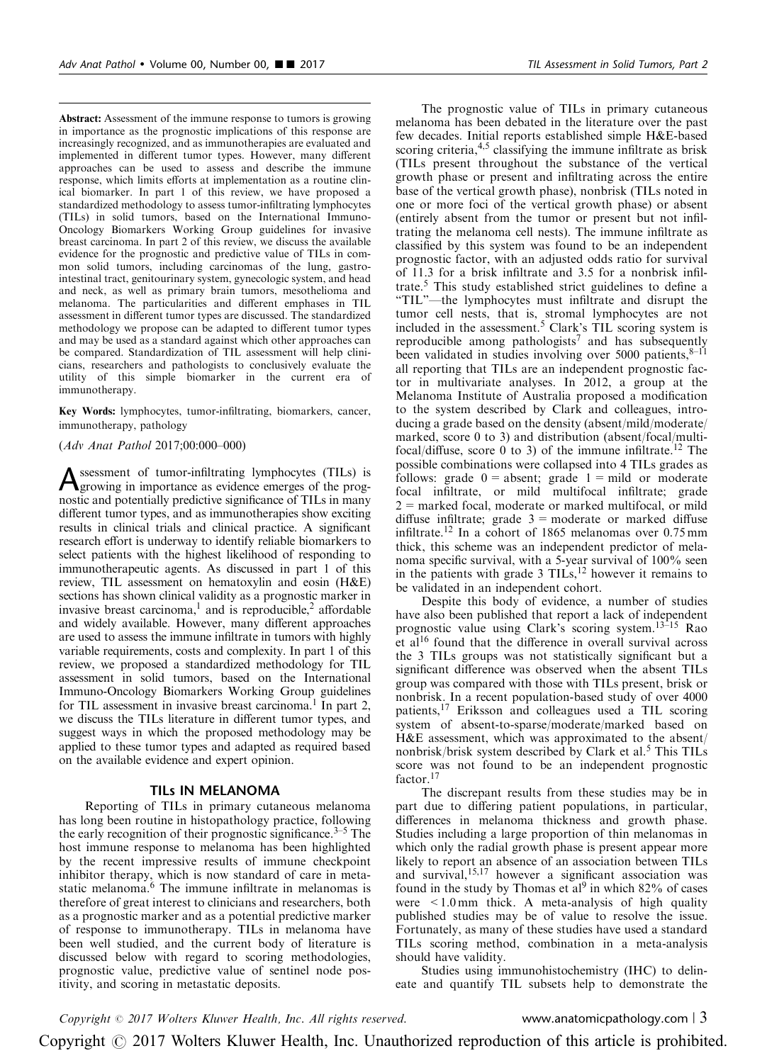**Abstract:** Assessment of the immune response to tumors is growing in importance as the prognostic implications of this response are increasingly recognized, and as immunotherapies are evaluated and implemented in different tumor types. However, many different approaches can be used to assess and describe the immune response, which limits efforts at implementation as a routine clinical biomarker. In part 1 of this review, we have proposed a standardized methodology to assess tumor-infiltrating lymphocytes (TILs) in solid tumors, based on the International Immuno-Oncology Biomarkers Working Group guidelines for invasive breast carcinoma. In part 2 of this review, we discuss the available evidence for the prognostic and predictive value of TILs in common solid tumors, including carcinomas of the lung, gastrointestinal tract, genitourinary system, gynecologic system, and head and neck, as well as primary brain tumors, mesothelioma and melanoma. The particularities and different emphases in TIL assessment in different tumor types are discussed. The standardized methodology we propose can be adapted to different tumor types and may be used as a standard against which other approaches can be compared. Standardization of TIL assessment will help clinicians, researchers and pathologists to conclusively evaluate the utility of this simple biomarker in the current era of immunotherapy.

**Key Words:** lymphocytes, tumor-infiltrating, biomarkers, cancer, immunotherapy, pathology

(*Adv Anat Pathol* 2017;00:000–000)

Assessment of tumor-infiltrating lymphocytes (TILs) is growing in importance as evidence emerges of the prognostic and potentially predictive significance of TILs in many different tumor types, and as immunotherapies show exciting results in clinical trials and clinical practice. A significant research effort is underway to identify reliable biomarkers to select patients with the highest likelihood of responding to immunotherapeutic agents. As discussed in part 1 of this review, TIL assessment on hematoxylin and eosin (H&E) sections has shown clinical validity as a prognostic marker in invasive breast carcinoma,[1] and is reproducible,[2] affordable and widely available. However, many different approaches are used to assess the immune infiltrate in tumors with highly variable requirements, costs and complexity. In part 1 of this review, we proposed a standardized methodology for TIL assessment in solid tumors, based on the International Immuno-Oncology Biomarkers Working Group guidelines for TIL assessment in invasive breast carcinoma.[1] In part 2, we discuss the TILs literature in different tumor types, and suggest ways in which the proposed methodology may be applied to these tumor types and adapted as required based on the available evidence and expert opinion.

## TILs IN MELANOMA

Reporting of TILs in primary cutaneous melanoma has long been routine in histopathology practice, following the early recognition of their prognostic significance.[3–5] The host immune response to melanoma has been highlighted by the recent impressive results of immune checkpoint inhibitor therapy, which is now standard of care in metastatic melanoma.[6] The immune infiltrate in melanomas is therefore of great interest to clinicians and researchers, both as a prognostic marker and as a potential predictive marker of response to immunotherapy. TILs in melanoma have been well studied, and the current body of literature is discussed below with regard to scoring methodologies, prognostic value, predictive value of sentinel node positivity, and scoring in metastatic deposits.

The prognostic value of TILs in primary cutaneous melanoma has been debated in the literature over the past few decades. Initial reports established simple H&E-based scoring criteria,[4,5] classifying the immune infiltrate as brisk (TILs present throughout the substance of the vertical growth phase or present and infiltrating across the entire base of the vertical growth phase), nonbrisk (TILs noted in one or more foci of the vertical growth phase) or absent (entirely absent from the tumor or present but not infiltrating the melanoma cell nests). The immune infiltrate as classified by this system was found to be an independent prognostic factor, with an adjusted odds ratio for survival of 11.3 for a brisk infiltrate and 3.5 for a nonbrisk infiltrate.[5] This study established strict guidelines to define a "TIL"—the lymphocytes must infiltrate and disrupt the tumor cell nests, that is, stromal lymphocytes are not included in the assessment.[5] Clark's TIL scoring system is reproducible among pathologists[7] and has subsequently been validated in studies involving over 5000 patients,[8–11] all reporting that TILs are an independent prognostic factor in multivariate analyses. In 2012, a group at the Melanoma Institute of Australia proposed a modification to the system described by Clark and colleagues, introducing a grade based on the density (absent/mild/moderate/marked, score 0 to 3) and distribution (absent/focal/multifocal/diffuse, score 0 to 3) of the immune infiltrate.[12] The possible combinations were collapsed into 4 TILs grades as follows: grade 0 = absent; grade 1 = mild or moderate focal infiltrate, or mild multifocal infiltrate; grade 2 = marked focal, moderate or marked multifocal, or mild diffuse infiltrate; grade 3 = moderate or marked diffuse infiltrate.[12] In a cohort of 1865 melanomas over 0.75 mm thick, this scheme was an independent predictor of melanoma specific survival, with a 5-year survival of 100% seen in the patients with grade 3 TILs,[12] however it remains to be validated in an independent cohort.

Despite this body of evidence, a number of studies have also been published that report a lack of independent prognostic value using Clark's scoring system.[13–15] Rao et al[16] found that the difference in overall survival across the 3 TILs groups was not statistically significant but a significant difference was observed when the absent TILs group was compared with those with TILs present, brisk or nonbrisk. In a recent population-based study of over 4000 patients,[17] Eriksson and colleagues used a TIL scoring system of absent-to-sparse/moderate/marked based on H&E assessment, which was approximated to the absent/nonbrisk/brisk system described by Clark et al.[5] This TILs score was not found to be an independent prognostic factor.[17]

The discrepant results from these studies may be in part due to differing patient populations, in particular, differences in melanoma thickness and growth phase. Studies including a large proportion of thin melanomas in which only the radial growth phase is present appear more likely to report an absence of an association between TILs and survival,[15,17] however a significant association was found in the study by Thomas et al[9] in which 82% of cases were < 1.0 mm thick. A meta-analysis of high quality published studies may be of value to resolve the issue. Fortunately, as many of these studies have used a standard TILs scoring method, combination in a meta-analysis should have validity.

Studies using immunohistochemistry (IHC) to delineate and quantify TIL subsets help to demonstrate the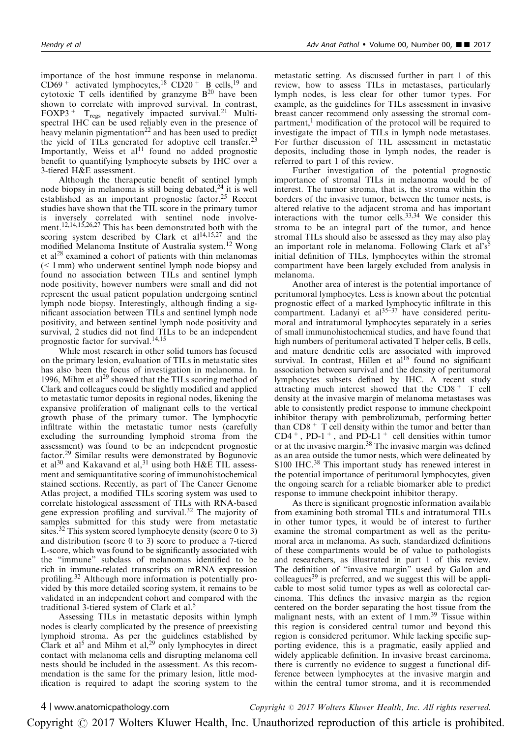importance of the host immune response in melanoma. $CD69^+$ activated lymphocytes,[18] $CD20^+$ B cells,[19] and cytotoxic T cells identified by granzyme B[20] have been shown to correlate with improved survival. In contrast, $FOXP3^+$ $T_{regs}$ negatively impacted survival.[21] Multispectral IHC can be used reliably even in the presence of heavy melanin pigmentation[22] and has been used to predict the yield of TILs generated for adoptive cell transfer.[23] Importantly, Weiss et al[11] found no added prognostic benefit to quantifying lymphocyte subsets by IHC over a 3-tiered H&E assessment.

Although the therapeutic benefit of sentinel lymph node biopsy in melanoma is still being debated,[24] it is well established as an important prognostic factor.[25] Recent studies have shown that the TIL score in the primary tumor is inversely correlated with sentinel node involvement.[12,14,15,26,27] This has been demonstrated both with the scoring system described by Clark et al[14,15,27] and the modified Melanoma Institute of Australia system.[12] Wong et al[28] examined a cohort of patients with thin melanomas (< 1 mm) who underwent sentinel lymph node biopsy and found no association between TILs and sentinel lymph node positivity, however numbers were small and did not represent the usual patient population undergoing sentinel lymph node biopsy. Interestingly, although finding a significant association between TILs and sentinel lymph node positivity, and between sentinel lymph node positivity and survival, 2 studies did not find TILs to be an independent prognostic factor for survival.[14,15]

While most research in other solid tumors has focused on the primary lesion, evaluation of TILs in metastatic sites has also been the focus of investigation in melanoma. In 1996, Mihm et al[29] showed that the TILs scoring method of Clark and colleagues could be slightly modified and applied to metastatic tumor deposits in regional nodes, likening the expansive proliferation of malignant cells to the vertical growth phase of the primary tumor. The lymphocytic infiltrate within the metastatic tumor nests (carefully excluding the surrounding lymphoid stroma from the assessment) was found to be an independent prognostic factor.[29] Similar results were demonstrated by Bogunovic et al[30] and Kakavand et al,[31] using both H&E TIL assessment and semiquantitative scoring of immunohistochemical stained sections. Recently, as part of The Cancer Genome Atlas project, a modified TILs scoring system was used to correlate histological assessment of TILs with RNA-based gene expression profiling and survival.[32] The majority of samples submitted for this study were from metastatic sites.[32] This system scored lymphocyte density (score 0 to 3) and distribution (score 0 to 3) score to produce a 7-tiered L-score, which was found to be significantly associated with the "immune" subclass of melanomas identified to be rich in immune-related transcripts on mRNA expression profiling.[32] Although more information is potentially provided by this more detailed scoring system, it remains to be validated in an independent cohort and compared with the traditional 3-tiered system of Clark et al.[5]

Assessing TILs in metastatic deposits within lymph nodes is clearly complicated by the presence of preexisting lymphoid stroma. As per the guidelines established by Clark et al[5] and Mihm et al,[29] only lymphocytes in direct contact with melanoma cells and disrupting melanoma cell nests should be included in the assessment. As this recommendation is the same for the primary lesion, little modification is required to adapt the scoring system to the metastatic setting. As discussed further in part 1 of this review, how to assess TILs in metastases, particularly lymph nodes, is less clear for other tumor types. For example, as the guidelines for TILs assessment in invasive breast cancer recommend only assessing the stromal compartment,[1] modification of the protocol will be required to investigate the impact of TILs in lymph node metastases. For further discussion of TIL assessment in metastatic deposits, including those in lymph nodes, the reader is referred to part 1 of this review.

Further investigation of the potential prognostic importance of stromal TILs in melanoma would be of interest. The tumor stroma, that is, the stroma within the borders of the invasive tumor, between the tumor nests, is altered relative to the adjacent stroma and has important interactions with the tumor cells.[33,34] We consider this stroma to be an integral part of the tumor, and hence stromal TILs should also be assessed as they may also play an important role in melanoma. Following Clark et al's[5] initial definition of TILs, lymphocytes within the stromal compartment have been largely excluded from analysis in melanoma.

Another area of interest is the potential importance of peritumoral lymphocytes. Less is known about the potential prognostic effect of a marked lymphocytic infiltrate in this compartment. Ladanyi et al[35–37] have considered peritumoral and intratumoral lymphocytes separately in a series of small immunohistochemical studies, and have found that high numbers of peritumoral activated T helper cells, B cells, and mature dendritic cells are associated with improved survival. In contrast, Hillen et al[18] found no significant association between survival and the density of peritumoral lymphocytes subsets defined by IHC. A recent study attracting much interest showed that the $CD8^+$ T cell density at the invasive margin of melanoma metastases was able to consistently predict response to immune checkpoint inhibitor therapy with pembrolizumab, performing better than $CD8^+$ T cell density within the tumor and better than $CD4^+$, $PD\text{-}1^+$, and $PD\text{-}L1^+$ cell densities within tumor or at the invasive margin.[38] The invasive margin was defined as an area outside the tumor nests, which were delineated by S100 IHC.[38] This important study has renewed interest in the potential importance of peritumoral lymphocytes, given the ongoing search for a reliable biomarker able to predict response to immune checkpoint inhibitor therapy.

As there is significant prognostic information available from examining both stromal TILs and intratumoral TILs in other tumor types, it would be of interest to further examine the stromal compartment as well as the peritumoral area in melanoma. As such, standardized definitions of these compartments would be of value to pathologists and researchers, as illustrated in part 1 of this review. The definition of "invasive margin" used by Galon and colleagues[39] is preferred, and we suggest this will be applicable to most solid tumor types as well as colorectal carcinoma. This defines the invasive margin as the region centered on the border separating the host tissue from the malignant nests, with an extent of 1 mm.[39] Tissue within this region is considered central tumor and beyond this region is considered peritumor. While lacking specific supporting evidence, this is a pragmatic, easily applied and widely applicable definition. In invasive breast carcinoma, there is currently no evidence to suggest a functional difference between lymphocytes at the invasive margin and within the central tumor stroma, and it is recommended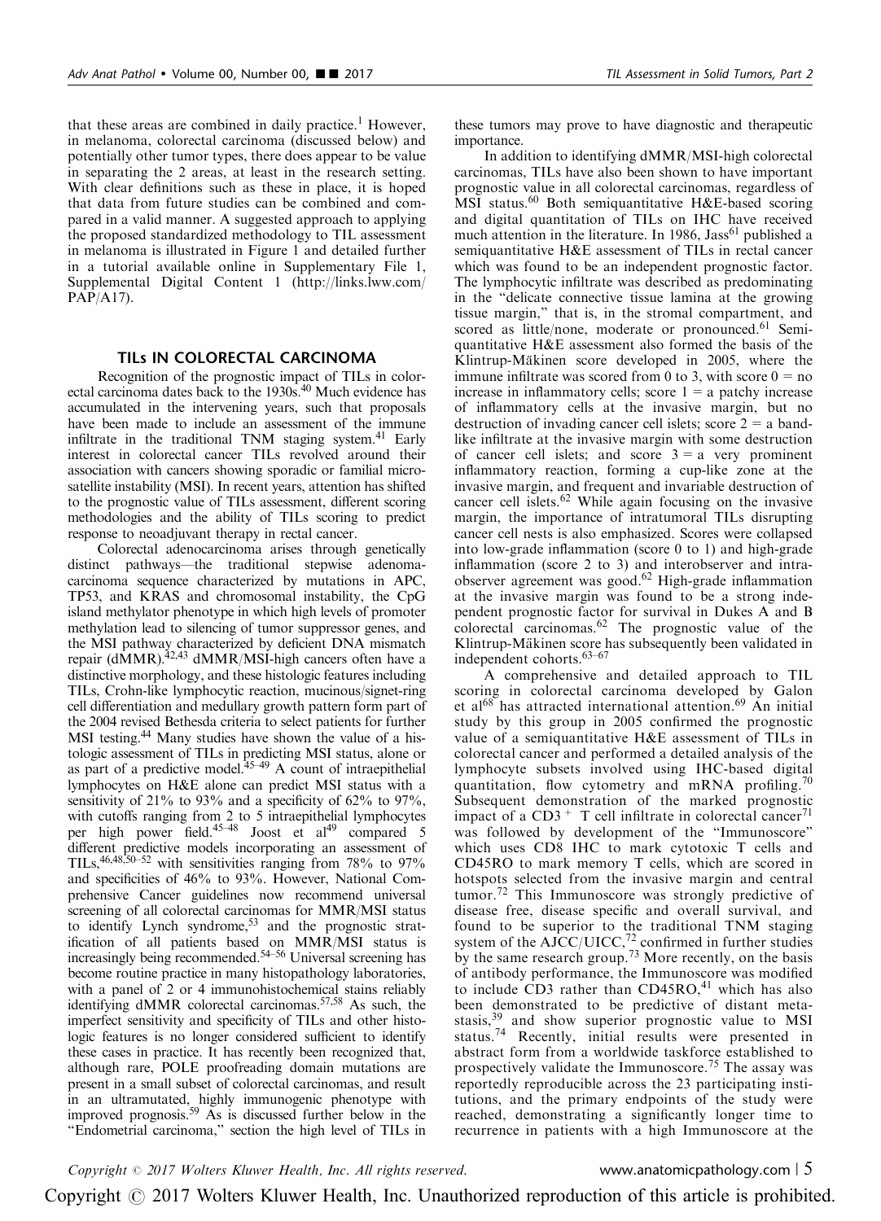that these areas are combined in daily practice.[1] However, in melanoma, colorectal carcinoma (discussed below) and potentially other tumor types, there does appear to be value in separating the 2 areas, at least in the research setting. With clear definitions such as these in place, it is hoped that data from future studies can be combined and compared in a valid manner. A suggested approach to applying the proposed standardized methodology to TIL assessment in melanoma is illustrated in Figure 1 and detailed further in a tutorial available online in Supplementary File 1, Supplemental Digital Content 1 (http://links.lww.com/PAP/A17).

## TILs IN COLORECTAL CARCINOMA

Recognition of the prognostic impact of TILs in colorectal carcinoma dates back to the 1930s.[40] Much evidence has accumulated in the intervening years, such that proposals have been made to include an assessment of the immune infiltrate in the traditional TNM staging system.[41] Early interest in colorectal cancer TILs revolved around their association with cancers showing sporadic or familial microsatellite instability (MSI). In recent years, attention has shifted to the prognostic value of TILs assessment, different scoring methodologies and the ability of TILs scoring to predict response to neoadjuvant therapy in rectal cancer.

Colorectal adenocarcinoma arises through genetically distinct pathways—the traditional stepwise adenoma-carcinoma sequence characterized by mutations in APC, TP53, and KRAS and chromosomal instability, the CpG island methylator phenotype in which high levels of promoter methylation lead to silencing of tumor suppressor genes, and the MSI pathway characterized by deficient DNA mismatch repair (dMMR).[42,43] dMMR/MSI-high cancers often have a distinctive morphology, and these histologic features including TILs, Crohn-like lymphocytic reaction, mucinous/signet-ring cell differentiation and medullary growth pattern form part of the 2004 revised Bethesda criteria to select patients for further MSI testing.[44] Many studies have shown the value of a histologic assessment of TILs in predicting MSI status, alone or as part of a predictive model.[45–49] A count of intraepithelial lymphocytes on H&E alone can predict MSI status with a sensitivity of 21% to 93% and a specificity of 62% to 97%, with cutoffs ranging from 2 to 5 intraepithelial lymphocytes per high power field.[45–48] Joost et al[49] compared 5 different predictive models incorporating an assessment of TILs,[46,48,50–52] with sensitivities ranging from 78% to 97% and specificities of 46% to 93%. However, National Comprehensive Cancer guidelines now recommend universal screening of all colorectal carcinomas for MMR/MSI status to identify Lynch syndrome,[53] and the prognostic stratification of all patients based on MMR/MSI status is increasingly being recommended.[54–56] Universal screening has become routine practice in many histopathology laboratories, with a panel of 2 or 4 immunohistochemical stains reliably identifying dMMR colorectal carcinomas.[57,58] As such, the imperfect sensitivity and specificity of TILs and other histologic features is no longer considered sufficient to identify these cases in practice. It has recently been recognized that, although rare, POLE proofreading domain mutations are present in a small subset of colorectal carcinomas, and result in an ultramutated, highly immunogenic phenotype with improved prognosis.[59] As is discussed further below in the "Endometrial carcinoma," section the high level of TILs in these tumors may prove to have diagnostic and therapeutic importance.

In addition to identifying dMMR/MSI-high colorectal carcinomas, TILs have also been shown to have important prognostic value in all colorectal carcinomas, regardless of MSI status.[60] Both semiquantitative H&E-based scoring and digital quantitation of TILs on IHC have received much attention in the literature. In 1986, Jass[61] published a semiquantitative H&E assessment of TILs in rectal cancer which was found to be an independent prognostic factor. The lymphocytic infiltrate was described as predominating in the "delicate connective tissue lamina at the growing tissue margin," that is, in the stromal compartment, and scored as little/none, moderate or pronounced.[61] Semiquantitative H&E assessment also formed the basis of the Klintrup-Mäkinen score developed in 2005, where the immune infiltrate was scored from 0 to 3, with score 0 = no increase in inflammatory cells; score 1 = a patchy increase of inflammatory cells at the invasive margin, but no destruction of invading cancer cell islets; score 2 = a band-like infiltrate at the invasive margin with some destruction of cancer cell islets; and score 3 = a very prominent inflammatory reaction, forming a cup-like zone at the invasive margin, and frequent and invariable destruction of cancer cell islets.[62] While again focusing on the invasive margin, the importance of intratumoral TILs disrupting cancer cell nests is also emphasized. Scores were collapsed into low-grade inflammation (score 0 to 1) and high-grade inflammation (score 2 to 3) and interobserver and intraobserver agreement was good.[62] High-grade inflammation at the invasive margin was found to be a strong independent prognostic factor for survival in Dukes A and B colorectal carcinomas.[62] The prognostic value of the Klintrup-Mäkinen score has subsequently been validated in independent cohorts.[63–67]

A comprehensive and detailed approach to TIL scoring in colorectal carcinoma developed by Galon et al[68] has attracted international attention.[69] An initial study by this group in 2005 confirmed the prognostic value of a semiquantitative H&E assessment of TILs in colorectal cancer and performed a detailed analysis of the lymphocyte subsets involved using IHC-based digital quantitation, flow cytometry and mRNA profiling.[70] Subsequent demonstration of the marked prognostic impact of a $CD3^+$ T cell infiltrate in colorectal cancer[71] was followed by development of the "Immunoscore" which uses CD8 IHC to mark cytotoxic T cells and CD45RO to mark memory T cells, which are scored in hotspots selected from the invasive margin and central tumor.[72] This Immunoscore was strongly predictive of disease free, disease specific and overall survival, and found to be superior to the traditional TNM staging system of the AJCC/UICC,[72] confirmed in further studies by the same research group.[73] More recently, on the basis of antibody performance, the Immunoscore was modified to include CD3 rather than CD45RO,[41] which has also been demonstrated to be predictive of distant metastasis,[39] and show superior prognostic value to MSI status.[74] Recently, initial results were presented in abstract form from a worldwide taskforce established to prospectively validate the Immunoscore.[75] The assay was reportedly reproducible across the 23 participating institutions, and the primary endpoints of the study were reached, demonstrating a significantly longer time to recurrence in patients with a high Immunoscore at the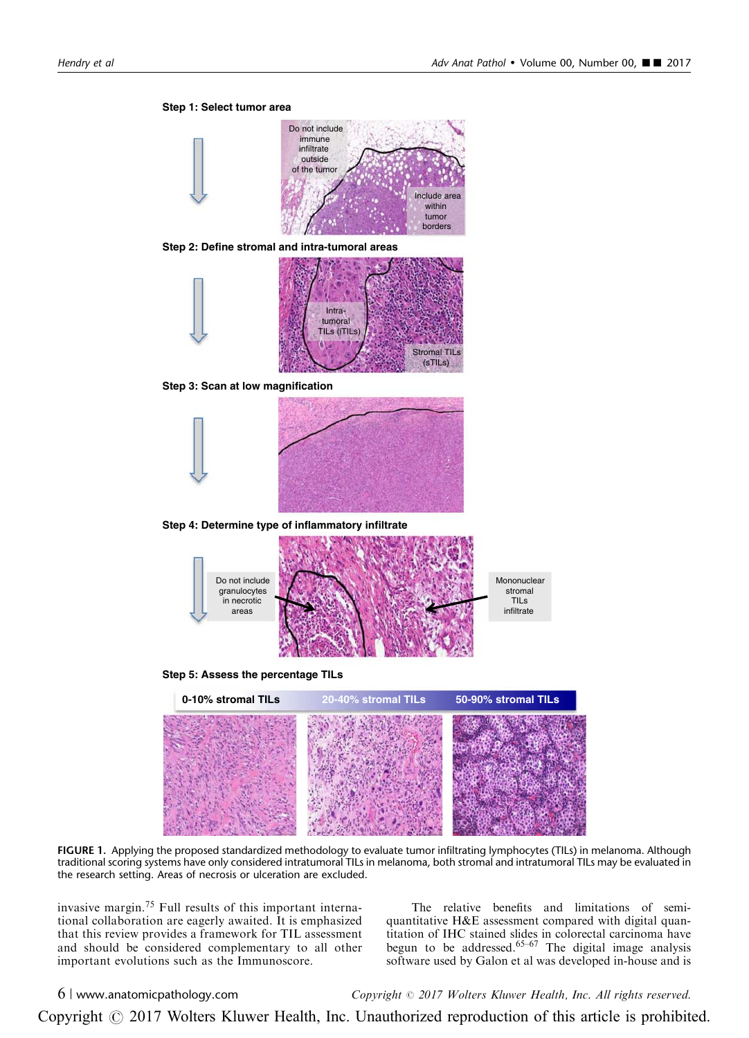FIGURE 1. Applying the proposed standardized methodology to evaluate tumor infiltrating lymphocytes (TILs) in melanoma. Although traditional scoring systems have only considered intratumoral TILs in melanoma, both stromal and intratumoral TILs may be evaluated in the research setting. Areas of necrosis or ulceration are excluded.

invasive margin.[75] Full results of this important international collaboration are eagerly awaited. It is emphasized that this review provides a framework for TIL assessment and should be considered complementary to all other important evolutions such as the Immunoscore.

The relative benefits and limitations of semi-quantitative H&E assessment compared with digital quantitation of IHC stained slides in colorectal carcinoma have begun to be addressed.[65–67] The digital image analysis software used by Galon et al was developed in-house and is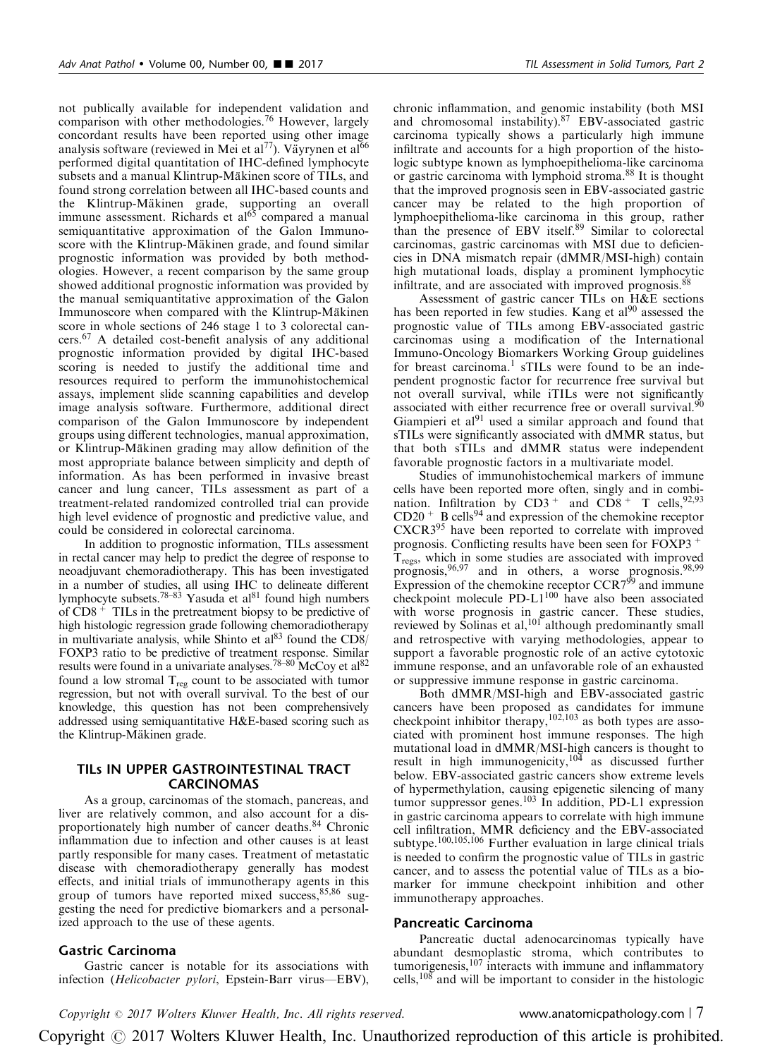not publically available for independent validation and comparison with other methodologies.[76] However, largely concordant results have been reported using other image analysis software (reviewed in Mei et al[77]). Väyrynen et al[66] performed digital quantitation of IHC-defined lymphocyte subsets and a manual Klintrup-Mäkinen score of TILs, and found strong correlation between all IHC-based counts and the Klintrup-Mäkinen grade, supporting an overall immune assessment. Richards et al[65] compared a manual semiquantitative approximation of the Galon Immunoscore with the Klintrup-Mäkinen grade, and found similar prognostic information was provided by both methodologies. However, a recent comparison by the same group showed additional prognostic information was provided by the manual semiquantitative approximation of the Galon Immunoscore when compared with the Klintrup-Mäkinen score in whole sections of 246 stage 1 to 3 colorectal cancers.[67] A detailed cost-benefit analysis of any additional prognostic information provided by digital IHC-based scoring is needed to justify the additional time and resources required to perform the immunohistochemical assays, implement slide scanning capabilities and develop image analysis software. Furthermore, additional direct comparison of the Galon Immunoscore by independent groups using different technologies, manual approximation, or Klintrup-Mäkinen grading may allow definition of the most appropriate balance between simplicity and depth of information. As has been performed in invasive breast cancer and lung cancer, TILs assessment as part of a treatment-related randomized controlled trial can provide high level evidence of prognostic and predictive value, and could be considered in colorectal carcinoma.

In addition to prognostic information, TILs assessment in rectal cancer may help to predict the degree of response to neoadjuvant chemoradiotherapy. This has been investigated in a number of studies, all using IHC to delineate different lymphocyte subsets.[78–83] Yasuda et al[81] found high numbers of $CD8^+$ TILs in the pretreatment biopsy to be predictive of high histologic regression grade following chemoradiotherapy in multivariate analysis, while Shinto et al[83] found the CD8/FOXP3 ratio to be predictive of treatment response. Similar results were found in a univariate analyses.[78–80] McCoy et al[82] found a low stromal $T_{reg}$ count to be associated with tumor regression, but not with overall survival. To the best of our knowledge, this question has not been comprehensively addressed using semiquantitative H&E-based scoring such as the Klintrup-Mäkinen grade.

## TILs IN UPPER GASTROINTESTINAL TRACT CARCINOMAS

As a group, carcinomas of the stomach, pancreas, and liver are relatively common, and also account for a disproportionately high number of cancer deaths.[84] Chronic inflammation due to infection and other causes is at least partly responsible for many cases. Treatment of metastatic disease with chemoradiotherapy generally has modest effects, and initial trials of immunotherapy agents in this group of tumors have reported mixed success,[85,86] suggesting the need for predictive biomarkers and a personalized approach to the use of these agents.

### Gastric Carcinoma

Gastric cancer is notable for its associations with infection (*Helicobacter pylori*, Epstein-Barr virus—EBV), chronic inflammation, and genomic instability (both MSI and chromosomal instability).[87] EBV-associated gastric carcinoma typically shows a particularly high immune infiltrate and accounts for a high proportion of the histologic subtype known as lymphoepithelioma-like carcinoma or gastric carcinoma with lymphoid stroma.[88] It is thought that the improved prognosis seen in EBV-associated gastric cancer may be related to the high proportion of lymphoepithelioma-like carcinoma in this group, rather than the presence of EBV itself.[89] Similar to colorectal carcinomas, gastric carcinomas with MSI due to deficiencies in DNA mismatch repair (dMMR/MSI-high) contain high mutational loads, display a prominent lymphocytic infiltrate, and are associated with improved prognosis.[88]

Assessment of gastric cancer TILs on H&E sections has been reported in few studies. Kang et al[90] assessed the prognostic value of TILs among EBV-associated gastric carcinomas using a modification of the International Immuno-Oncology Biomarkers Working Group guidelines for breast carcinoma.[1] sTILs were found to be an independent prognostic factor for recurrence free survival but not overall survival, while iTILs were not significantly associated with either recurrence free or overall survival.[90] Giampieri et al[91] used a similar approach and found that sTILs were significantly associated with dMMR status, but that both sTILs and dMMR status were independent favorable prognostic factors in a multivariate model.

Studies of immunohistochemical markers of immune cells have been reported more often, singly and in combination. Infiltration by $CD3^+$ and $CD8^+$ T cells,[92,93] $CD20^+$ B cells[94] and expression of the chemokine receptor CXCR3[95] have been reported to correlate with improved prognosis. Conflicting results have been seen for $FOXP3^+$ $T_{regs}$, which in some studies are associated with improved prognosis,[96,97] and in others, a worse prognosis.[98,99] Expression of the chemokine receptor CCR7[99] and immune checkpoint molecule PD-L1[100] have also been associated with worse prognosis in gastric cancer. These studies, reviewed by Solinas et al,[101] although predominantly small and retrospective with varying methodologies, appear to support a favorable prognostic role of an active cytotoxic immune response, and an unfavorable role of an exhausted or suppressive immune response in gastric carcinoma.

Both dMMR/MSI-high and EBV-associated gastric cancers have been proposed as candidates for immune checkpoint inhibitor therapy,[102,103] as both types are associated with prominent host immune responses. The high mutational load in dMMR/MSI-high cancers is thought to result in high immunogenicity,[104] as discussed further below. EBV-associated gastric cancers show extreme levels of hypermethylation, causing epigenetic silencing of many tumor suppressor genes.[103] In addition, PD-L1 expression in gastric carcinoma appears to correlate with high immune cell infiltration, MMR deficiency and the EBV-associated subtype.[100,105,106] Further evaluation in large clinical trials is needed to confirm the prognostic value of TILs in gastric cancer, and to assess the potential value of TILs as a biomarker for immune checkpoint inhibition and other immunotherapy approaches.

### Pancreatic Carcinoma

Pancreatic ductal adenocarcinomas typically have abundant desmoplastic stroma, which contributes to tumorigenesis,[107] interacts with immune and inflammatory cells,[108] and will be important to consider in the histologic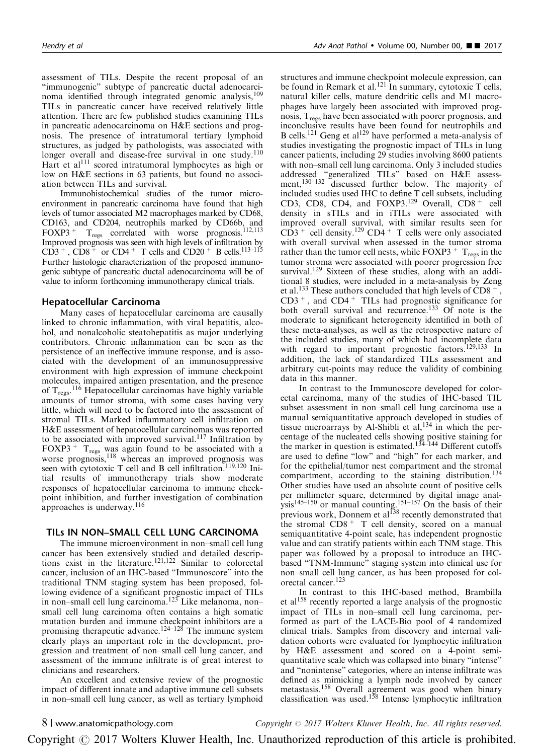assessment of TILs. Despite the recent proposal of an "immunogenic" subtype of pancreatic ductal adenocarcinoma identified through integrated genomic analysis,[109] TILs in pancreatic cancer have received relatively little attention. There are few published studies examining TILs in pancreatic adenocarcinoma on H&E sections and prognosis. The presence of intratumoral tertiary lymphoid structures, as judged by pathologists, was associated with longer overall and disease-free survival in one study.[110] Hart et al[111] scored intratumoral lymphocytes as high or low on H&E sections in 63 patients, but found no association between TILs and survival.

Immunohistochemical studies of the tumor microenvironment in pancreatic carcinoma have found that high levels of tumor associated M2 macrophages marked by CD68, CD163, and CD204, neutrophils marked by CD66b, and FOXP3$^+$ $T_{regs}$ correlated with worse prognosis.[112,113] Improved prognosis was seen with high levels of infiltration by CD3$^+$, CD8$^+$ or CD4$^+$ T cells and CD20$^+$ B cells.[113–115] Further histologic characterization of the proposed immunogenic subtype of pancreatic ductal adenocarcinoma will be of value to inform forthcoming immunotherapy clinical trials.

### Hepatocellular Carcinoma

Many cases of hepatocellular carcinoma are causally linked to chronic inflammation, with viral hepatitis, alcohol, and nonalcoholic steatohepatitis as major underlying contributors. Chronic inflammation can be seen as the persistence of an ineffective immune response, and is associated with the development of an immunosuppressive environment with high expression of immune checkpoint molecules, impaired antigen presentation, and the presence of $T_{regs}$.[116] Hepatocellular carcinomas have highly variable amounts of tumor stroma, with some cases having very little, which will need to be factored into the assessment of stromal TILs. Marked inflammatory cell infiltration on H&E assessment of hepatocellular carcinomas was reported to be associated with improved survival.[117] Infiltration by FOXP3$^+$ $T_{regs}$ was again found to be associated with a worse prognosis,[118] whereas an improved prognosis was seen with cytotoxic T cell and B cell infiltration.[119,120] Initial results of immunotherapy trials show moderate responses of hepatocellular carcinoma to immune checkpoint inhibition, and further investigation of combination approaches is underway.[116]

## TILs IN NON–SMALL CELL LUNG CARCINOMA

The immune microenvironment in non–small cell lung cancer has been extensively studied and detailed descriptions exist in the literature.[121,122] Similar to colorectal cancer, inclusion of an IHC-based "Immunoscore" into the traditional TNM staging system has been proposed, following evidence of a significant prognostic impact of TILs in non–small cell lung carcinoma.[123] Like melanoma, non–small cell lung carcinoma often contains a high somatic mutation burden and immune checkpoint inhibitors are a promising therapeutic advance.[124–128] The immune system clearly plays an important role in the development, progression and treatment of non–small cell lung cancer, and assessment of the immune infiltrate is of great interest to clinicians and researchers.

An excellent and extensive review of the prognostic impact of different innate and adaptive immune cell subsets in non–small cell lung cancer, as well as tertiary lymphoid structures and immune checkpoint molecule expression, can be found in Remark et al.[121] In summary, cytotoxic T cells, natural killer cells, mature dendritic cells and M1 macrophages have largely been associated with improved prognosis, $T_{regs}$ have been associated with poorer prognosis, and inconclusive results have been found for neutrophils and B cells.[121] Geng et al[129] have performed a meta-analysis of studies investigating the prognostic impact of TILs in lung cancer patients, including 29 studies involving 8600 patients with non–small cell lung carcinoma. Only 3 included studies addressed "generalized TILs" based on H&E assessment,[130–132] discussed further below. The majority of included studies used IHC to define T cell subsets, including CD3, CD8, CD4, and FOXP3.[129] Overall, CD8$^+$ cell density in sTILs and in iTILs were associated with improved overall survival, with similar results seen for CD3$^+$ cell density.[129] CD4$^+$ T cells were only associated with overall survival when assessed in the tumor stroma rather than the tumor cell nests, while FOXP3$^+$ $T_{regs}$ in the tumor stroma were associated with poorer progression free survival.[129] Sixteen of these studies, along with an additional 8 studies, were included in a meta-analysis by Zeng et al.[133] These authors concluded that high levels of CD8$^+$, CD3$^+$, and CD4$^+$ TILs had prognostic significance for both overall survival and recurrence.[133] Of note is the moderate to significant heterogeneity identified in both of these meta-analyses, as well as the retrospective nature of the included studies, many of which had incomplete data with regard to important prognostic factors.[129,133] In addition, the lack of standardized TILs assessment and arbitrary cut-points may reduce the validity of combining data in this manner.

In contrast to the Immunoscore developed for colorectal carcinoma, many of the studies of IHC-based TIL subset assessment in non–small cell lung carcinoma use a manual semiquantitative approach developed in studies of tissue microarrays by Al-Shibli et al,[134] in which the percentage of the nucleated cells showing positive staining for the marker in question is estimated.[134–144] Different cutoffs are used to define "low" and "high" for each marker, and for the epithelial/tumor nest compartment and the stromal compartment, according to the staining distribution.[134] Other studies have used an absolute count of positive cells per millimeter square, determined by digital image analysis[145–150] or manual counting.[151–157] On the basis of their previous work, Donnem et al[138] recently demonstrated that the stromal CD8$^+$ T cell density, scored on a manual semiquantitative 4-point scale, has independent prognostic value and can stratify patients within each TNM stage. This paper was followed by a proposal to introduce an IHC-based "TNM-Immune" staging system into clinical use for non–small cell lung cancer, as has been proposed for colorectal cancer.[123]

In contrast to this IHC-based method, Brambilla et al[158] recently reported a large analysis of the prognostic impact of TILs in non–small cell lung carcinoma, performed as part of the LACE-Bio pool of 4 randomized clinical trials. Samples from discovery and internal validation cohorts were evaluated for lymphocytic infiltration by H&E assessment and scored on a 4-point semiquantitative scale which was collapsed into binary "intense" and "nonintense" categories, where an intense infiltrate was defined as mimicking a lymph node involved by cancer metastasis.[158] Overall agreement was good when binary classification was used.[158] Intense lymphocytic infiltration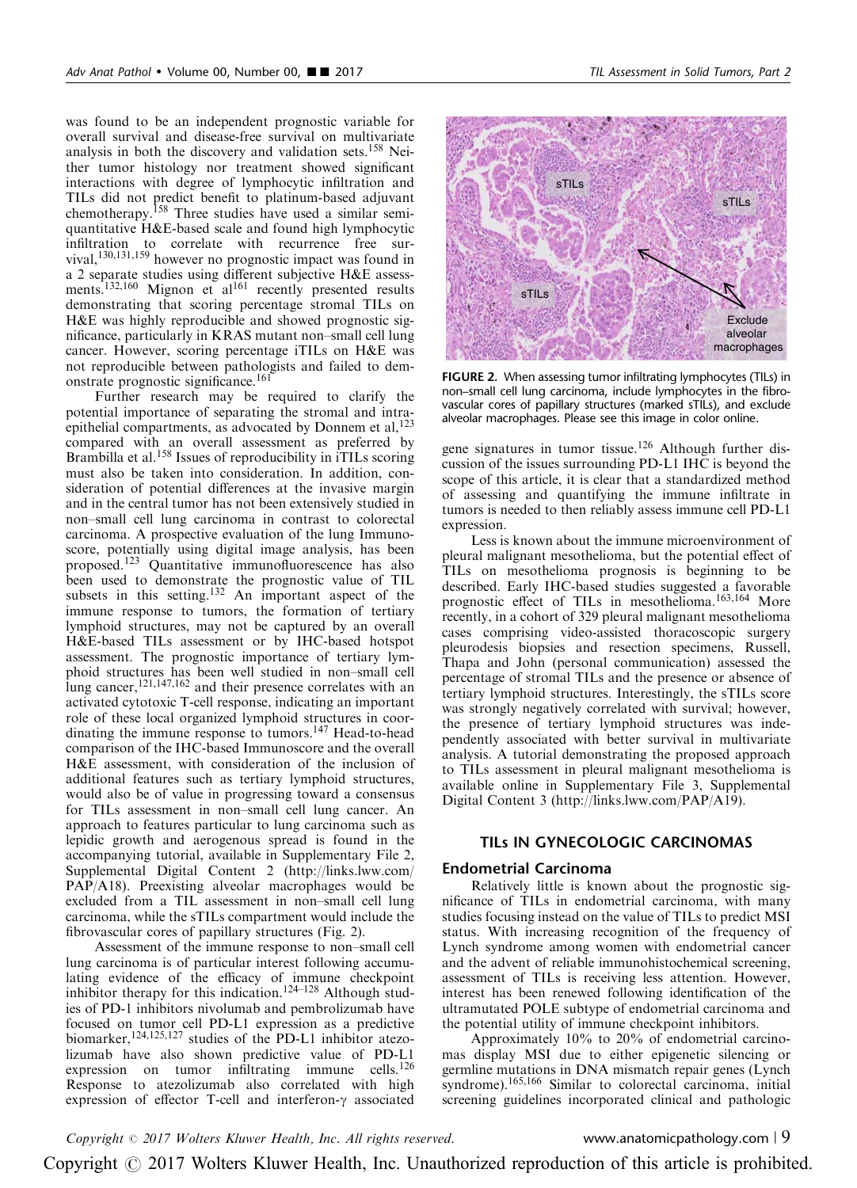was found to be an independent prognostic variable for overall survival and disease-free survival on multivariate analysis in both the discovery and validation sets.[158] Neither tumor histology nor treatment showed significant interactions with degree of lymphocytic infiltration and TILs did not predict benefit to platinum-based adjuvant chemotherapy.[158] Three studies have used a similar semi-quantitative H&E-based scale and found high lymphocytic infiltration to correlate with recurrence free survival,[130,131,159] however no prognostic impact was found in a 2 separate studies using different subjective H&E assessments.[132,160] Mignon et al[161] recently presented results demonstrating that scoring percentage stromal TILs on H&E was highly reproducible and showed prognostic significance, particularly in KRAS mutant non–small cell lung cancer. However, scoring percentage iTILs on H&E was not reproducible between pathologists and failed to demonstrate prognostic significance.[161]

Further research may be required to clarify the potential importance of separating the stromal and intraepithelial compartments, as advocated by Donnem et al,[123] compared with an overall assessment as preferred by Brambilla et al.[158] Issues of reproducibility in iTILs scoring must also be taken into consideration. In addition, consideration of potential differences at the invasive margin and in the central tumor has not been extensively studied in non–small cell lung carcinoma in contrast to colorectal carcinoma. A prospective evaluation of the lung Immunoscore, potentially using digital image analysis, has been proposed.[123] Quantitative immunofluorescence has also been used to demonstrate the prognostic value of TIL subsets in this setting.[132] An important aspect of the immune response to tumors, the formation of tertiary lymphoid structures, may not be captured by an overall H&E-based TILs assessment or by IHC-based hotspot assessment. The prognostic importance of tertiary lymphoid structures has been well studied in non–small cell lung cancer,[121,147,162] and their presence correlates with an activated cytotoxic T-cell response, indicating an important role of these local organized lymphoid structures in coordinating the immune response to tumors.[147] Head-to-head comparison of the IHC-based Immunoscore and the overall H&E assessment, with consideration of the inclusion of additional features such as tertiary lymphoid structures, would also be of value in progressing toward a consensus for TILs assessment in non–small cell lung cancer. An approach to features particular to lung carcinoma such as lepidic growth and aerogenous spread is found in the accompanying tutorial, available in Supplementary File 2, Supplemental Digital Content 2 (http://links.lww.com/PAP/A18). Preexisting alveolar macrophages would be excluded from a TIL assessment in non–small cell lung carcinoma, while the sTILs compartment would include the fibrovascular cores of papillary structures (Fig. 2).

Assessment of the immune response to non–small cell lung carcinoma is of particular interest following accumulating evidence of the efficacy of immune checkpoint inhibitor therapy for this indication.[124–128] Although studies of PD-1 inhibitors nivolumab and pembrolizumab have focused on tumor cell PD-L1 expression as a predictive biomarker,[124,125,127] studies of the PD-L1 inhibitor atezolizumab have also shown predictive value of PD-L1 expression on tumor infiltrating immune cells.[126] Response to atezolizumab also correlated with high expression of effector T-cell and interferon-γ associated gene signatures in tumor tissue.[126] Although further discussion of the issues surrounding PD-L1 IHC is beyond the scope of this article, it is clear that a standardized method of assessing and quantifying the immune infiltrate in tumors is needed to then reliably assess immune cell PD-L1 expression.

**FIGURE 2.** When assessing tumor infiltrating lymphocytes (TILs) in non–small cell lung carcinoma, include lymphocytes in the fibrovascular cores of papillary structures (marked sTILs), and exclude alveolar macrophages. Please see this image in color online.

Less is known about the immune microenvironment of pleural malignant mesothelioma, but the potential effect of TILs on mesothelioma prognosis is beginning to be described. Early IHC-based studies suggested a favorable prognostic effect of TILs in mesothelioma.[163,164] More recently, in a cohort of 329 pleural malignant mesothelioma cases comprising video-assisted thoracoscopic surgery pleurodesis biopsies and resection specimens, Russell, Thapa and John (personal communication) assessed the percentage of stromal TILs and the presence or absence of tertiary lymphoid structures. Interestingly, the sTILs score was strongly negatively correlated with survival; however, the presence of tertiary lymphoid structures was independently associated with better survival in multivariate analysis. A tutorial demonstrating the proposed approach to TILs assessment in pleural malignant mesothelioma is available online in Supplementary File 3, Supplemental Digital Content 3 (http://links.lww.com/PAP/A19).

## TILs IN GYNECOLOGIC CARCINOMAS

### Endometrial Carcinoma

Relatively little is known about the prognostic significance of TILs in endometrial carcinoma, with many studies focusing instead on the value of TILs to predict MSI status. With increasing recognition of the frequency of Lynch syndrome among women with endometrial cancer and the advent of reliable immunohistochemical screening, assessment of TILs is receiving less attention. However, interest has been renewed following identification of the ultramutated POLE subtype of endometrial carcinoma and the potential utility of immune checkpoint inhibitors.

Approximately 10% to 20% of endometrial carcinomas display MSI due to either epigenetic silencing or germline mutations in DNA mismatch repair genes (Lynch syndrome).[165,166] Similar to colorectal carcinoma, initial screening guidelines incorporated clinical and pathologic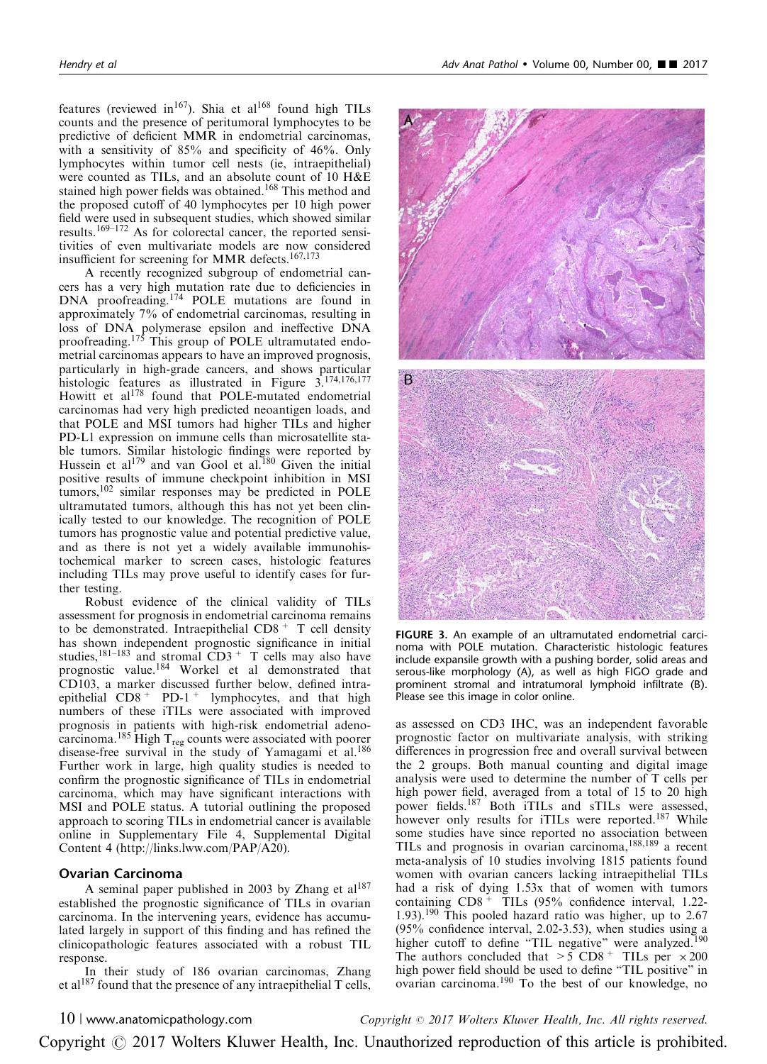features (reviewed in[167]). Shia et al[168] found high TILs counts and the presence of peritumoral lymphocytes to be predictive of deficient MMR in endometrial carcinomas, with a sensitivity of 85% and specificity of 46%. Only lymphocytes within tumor cell nests (ie, intraepithelial) were counted as TILs, and an absolute count of 10 H&E stained high power fields was obtained.[168] This method and the proposed cutoff of 40 lymphocytes per 10 high power field were used in subsequent studies, which showed similar results.[169–172] As for colorectal cancer, the reported sensitivities of even multivariate models are now considered insufficient for screening for MMR defects.[167,173]

A recently recognized subgroup of endometrial cancers has a very high mutation rate due to deficiencies in DNA proofreading.[174] POLE mutations are found in approximately 7% of endometrial carcinomas, resulting in loss of DNA polymerase epsilon and ineffective DNA proofreading.[175] This group of POLE ultramutated endometrial carcinomas appears to have an improved prognosis, particularly in high-grade cancers, and shows particular histologic features as illustrated in Figure 3.[174,176,177] Howitt et al[178] found that POLE-mutated endometrial carcinomas had very high predicted neoantigen loads, and that POLE and MSI tumors had higher TILs and higher PD-L1 expression on immune cells than microsatellite stable tumors. Similar histologic findings were reported by Hussein et al[179] and van Gool et al.[180] Given the initial positive results of immune checkpoint inhibition in MSI tumors,[102] similar responses may be predicted in POLE ultramutated tumors, although this has not yet been clinically tested to our knowledge. The recognition of POLE tumors has prognostic value and potential predictive value, and as there is not yet a widely available immunohistochemical marker to screen cases, histologic features including TILs may prove useful to identify cases for further testing.

Robust evidence of the clinical validity of TILs assessment for prognosis in endometrial carcinoma remains to be demonstrated. Intraepithelial $CD8^+$ T cell density has shown independent prognostic significance in initial studies,[181–183] and stromal $CD3^+$ T cells may also have prognostic value.[184] Workel et al demonstrated that CD103, a marker discussed further below, defined intraepithelial $CD8^+$ $PD\text{-}1^+$ lymphocytes, and that high numbers of these iTILs were associated with improved prognosis in patients with high-risk endometrial adenocarcinoma.[185] High $T_{reg}$ counts were associated with poorer disease-free survival in the study of Yamagami et al.[186] Further work in large, high quality studies is needed to confirm the prognostic significance of TILs in endometrial carcinoma, which may have significant interactions with MSI and POLE status. A tutorial outlining the proposed approach to scoring TILs in endometrial cancer is available online in Supplementary File 4, Supplemental Digital Content 4 (http://links.lww.com/PAP/A20).

## Ovarian Carcinoma

A seminal paper published in 2003 by Zhang et al[187] established the prognostic significance of TILs in ovarian carcinoma. In the intervening years, evidence has accumulated largely in support of this finding and has refined the clinicopathologic features associated with a robust TIL response.

In their study of 186 ovarian carcinomas, Zhang et al[187] found that the presence of any intraepithelial T cells, as assessed on CD3 IHC, was an independent favorable prognostic factor on multivariate analysis, with striking differences in progression free and overall survival between the 2 groups. Both manual counting and digital image analysis were used to determine the number of T cells per high power field, averaged from a total of 15 to 20 high power fields.[187] Both iTILs and sTILs were assessed, however only results for iTILs were reported.[187] While some studies have since reported no association between TILs and prognosis in ovarian carcinoma,[188,189] a recent meta-analysis of 10 studies involving 1815 patients found women with ovarian cancers lacking intraepithelial TILs had a risk of dying 1.53x that of women with tumors containing $CD8^+$ TILs (95% confidence interval, 1.22-1.93).[190] This pooled hazard ratio was higher, up to 2.67 (95% confidence interval, 2.02-3.53), when studies using a higher cutoff to define "TIL negative" were analyzed.[190] The authors concluded that $>5$ $CD8^+$ TILs per $\times 200$ high power field should be used to define "TIL positive" in ovarian carcinoma.[190] To the best of our knowledge, no

FIGURE 3. An example of an ultramutated endometrial carcinoma with POLE mutation. Characteristic histologic features include expansile growth with a pushing border, solid areas and serous-like morphology (A), as well as high FIGO grade and prominent stromal and intratumoral lymphoid infiltrate (B). Please see this image in color online.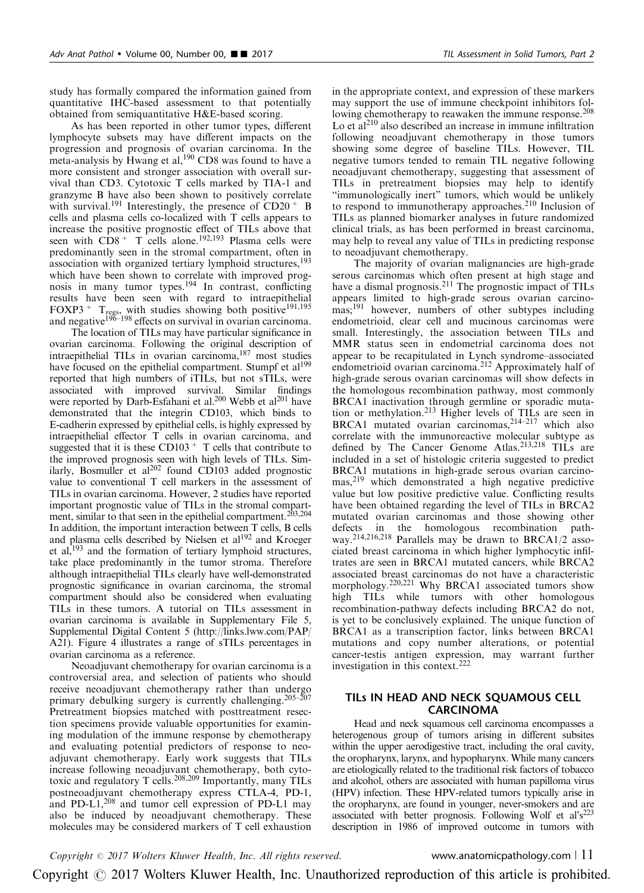study has formally compared the information gained from quantitative IHC-based assessment to that potentially obtained from semiquantitative H&E-based scoring.

As has been reported in other tumor types, different lymphocyte subsets may have different impacts on the progression and prognosis of ovarian carcinoma. In the meta-analysis by Hwang et al,[190] CD8 was found to have a more consistent and stronger association with overall survival than CD3. Cytotoxic T cells marked by TIA-1 and granzyme B have also been shown to positively correlate with survival.[191] Interestingly, the presence of $CD20^+$ B cells and plasma cells co-localized with T cells appears to increase the positive prognostic effect of TILs above that seen with $CD8^+$ T cells alone.[192,193] Plasma cells were predominantly seen in the stromal compartment, often in association with organized tertiary lymphoid structures,[193] which have been shown to correlate with improved prognosis in many tumor types.[194] In contrast, conflicting results have been seen with regard to intraepithelial $FOXP3^+$ $T_{regs}$, with studies showing both positive[191,195] and negative[196–198] effects on survival in ovarian carcinoma.

The location of TILs may have particular significance in ovarian carcinoma. Following the original description of intraepithelial TILs in ovarian carcinoma,[187] most studies have focused on the epithelial compartment. Stumpf et al[199] reported that high numbers of iTILs, but not sTILs, were associated with improved survival. Similar findings were reported by Darb-Esfahani et al.[200] Webb et al[201] have demonstrated that the integrin CD103, which binds to E-cadherin expressed by epithelial cells, is highly expressed by intraepithelial effector T cells in ovarian carcinoma, and suggested that it is these $CD103^+$ T cells that contribute to the improved prognosis seen with high levels of TILs. Similarly, Bosmuller et al[202] found CD103 added prognostic value to conventional T cell markers in the assessment of TILs in ovarian carcinoma. However, 2 studies have reported important prognostic value of TILs in the stromal compartment, similar to that seen in the epithelial compartment.[203,204] In addition, the important interaction between T cells, B cells and plasma cells described by Nielsen et al[192] and Kroeger et al,[193] and the formation of tertiary lymphoid structures, take place predominantly in the tumor stroma. Therefore although intraepithelial TILs clearly have well-demonstrated prognostic significance in ovarian carcinoma, the stromal compartment should also be considered when evaluating TILs in these tumors. A tutorial on TILs assessment in ovarian carcinoma is available in Supplementary File 5, Supplemental Digital Content 5 (http://links.lww.com/PAP/A21). Figure 4 illustrates a range of sTILs percentages in ovarian carcinoma as a reference.

Neoadjuvant chemotherapy for ovarian carcinoma is a controversial area, and selection of patients who should receive neoadjuvant chemotherapy rather than undergo primary debulking surgery is currently challenging.[205–207] Pretreatment biopsies matched with posttreatment resection specimens provide valuable opportunities for examining modulation of the immune response by chemotherapy and evaluating potential predictors of response to neoadjuvant chemotherapy. Early work suggests that TILs increase following neoadjuvant chemotherapy, both cytotoxic and regulatory T cells.[208,209] Importantly, many TILs postneoadjuvant chemotherapy express CTLA-4, PD-1, and PD-L1,[208] and tumor cell expression of PD-L1 may also be induced by neoadjuvant chemotherapy. These molecules may be considered markers of T cell exhaustion in the appropriate context, and expression of these markers may support the use of immune checkpoint inhibitors following chemotherapy to reawaken the immune response.[208] Lo et al[210] also described an increase in immune infiltration following neoadjuvant chemotherapy in those tumors showing some degree of baseline TILs. However, TIL negative tumors tended to remain TIL negative following neoadjuvant chemotherapy, suggesting that assessment of TILs in pretreatment biopsies may help to identify "immunologically inert" tumors, which would be unlikely to respond to immunotherapy approaches.[210] Inclusion of TILs as planned biomarker analyses in future randomized clinical trials, as has been performed in breast carcinoma, may help to reveal any value of TILs in predicting response to neoadjuvant chemotherapy.

The majority of ovarian malignancies are high-grade serous carcinomas which often present at high stage and have a dismal prognosis.[211] The prognostic impact of TILs appears limited to high-grade serous ovarian carcinomas;[191] however, numbers of other subtypes including endometrioid, clear cell and mucinous carcinomas were small. Interestingly, the association between TILs and MMR status seen in endometrial carcinoma does not appear to be recapitulated in Lynch syndrome–associated endometrioid ovarian carcinoma.[212] Approximately half of high-grade serous ovarian carcinomas will show defects in the homologous recombination pathway, most commonly BRCA1 inactivation through germline or sporadic mutation or methylation.[213] Higher levels of TILs are seen in BRCA1 mutated ovarian carcinomas,[214–217] which also correlate with the immunoreactive molecular subtype as defined by The Cancer Genome Atlas.[213,218] TILs are included in a set of histologic criteria suggested to predict BRCA1 mutations in high-grade serous ovarian carcinomas,[219] which demonstrated a high negative predictive value but low positive predictive value. Conflicting results have been obtained regarding the level of TILs in BRCA2 mutated ovarian carcinomas and those showing other defects in the homologous recombination pathway.[214,216,218] Parallels may be drawn to BRCA1/2 associated breast carcinoma in which higher lymphocytic infiltrates are seen in BRCA1 mutated cancers, while BRCA2 associated breast carcinomas do not have a characteristic morphology.[220,221] Why BRCA1 associated tumors show high TILs while tumors with other homologous recombination-pathway defects including BRCA2 do not, is yet to be conclusively explained. The unique function of BRCA1 as a transcription factor, links between BRCA1 mutations and copy number alterations, or potential cancer-testis antigen expression, may warrant further investigation in this context.[222]

## TILs IN HEAD AND NECK SQUAMOUS CELL CARCINOMA

Head and neck squamous cell carcinoma encompasses a heterogenous group of tumors arising in different subsites within the upper aerodigestive tract, including the oral cavity, the oropharynx, larynx, and hypopharynx. While many cancers are etiologically related to the traditional risk factors of tobacco and alcohol, others are associated with human papilloma virus (HPV) infection. These HPV-related tumors typically arise in the oropharynx, are found in younger, never-smokers and are associated with better prognosis. Following Wolf et al's[223] description in 1986 of improved outcome in tumors with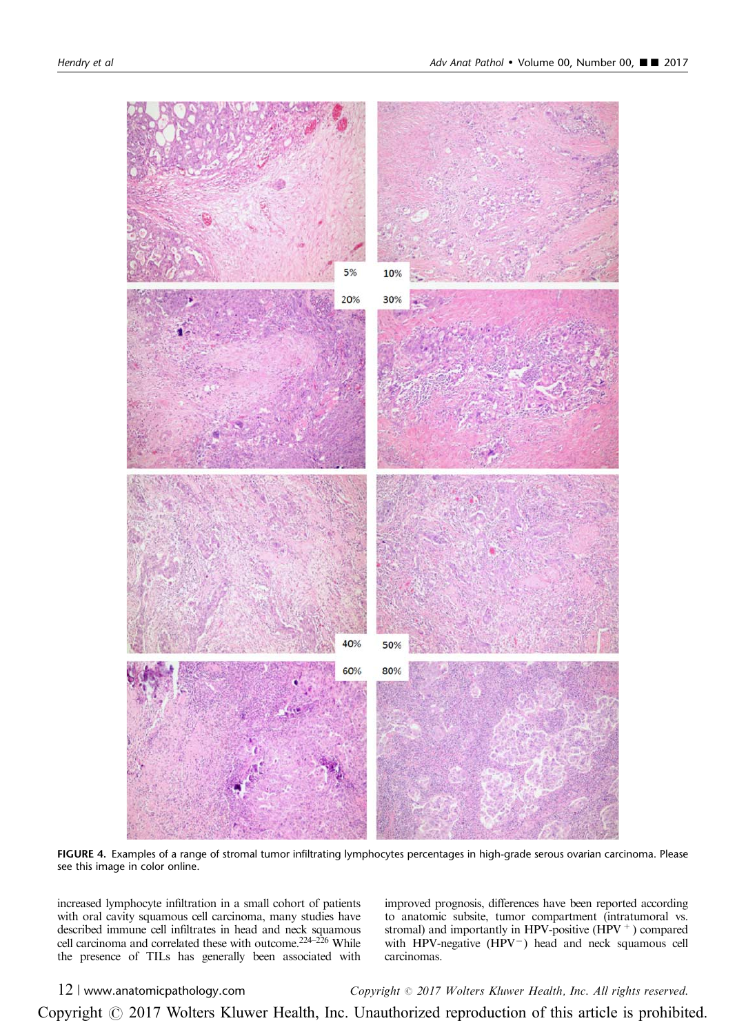5%

10%

20%

30%

40%

50%

60%

80%

**FIGURE 4.** Examples of a range of stromal tumor infiltrating lymphocytes percentages in high-grade serous ovarian carcinoma. Please see this image in color online.

increased lymphocyte infiltration in a small cohort of patients with oral cavity squamous cell carcinoma, many studies have described immune cell infiltrates in head and neck squamous cell carcinoma and correlated these with outcome.[224–226] While the presence of TILs has generally been associated with improved prognosis, differences have been reported according to anatomic subsite, tumor compartment (intratumoral vs. stromal) and importantly in HPV-positive ($HPV^{+}$) compared with HPV-negative ($HPV^{-}$) head and neck squamous cell carcinomas.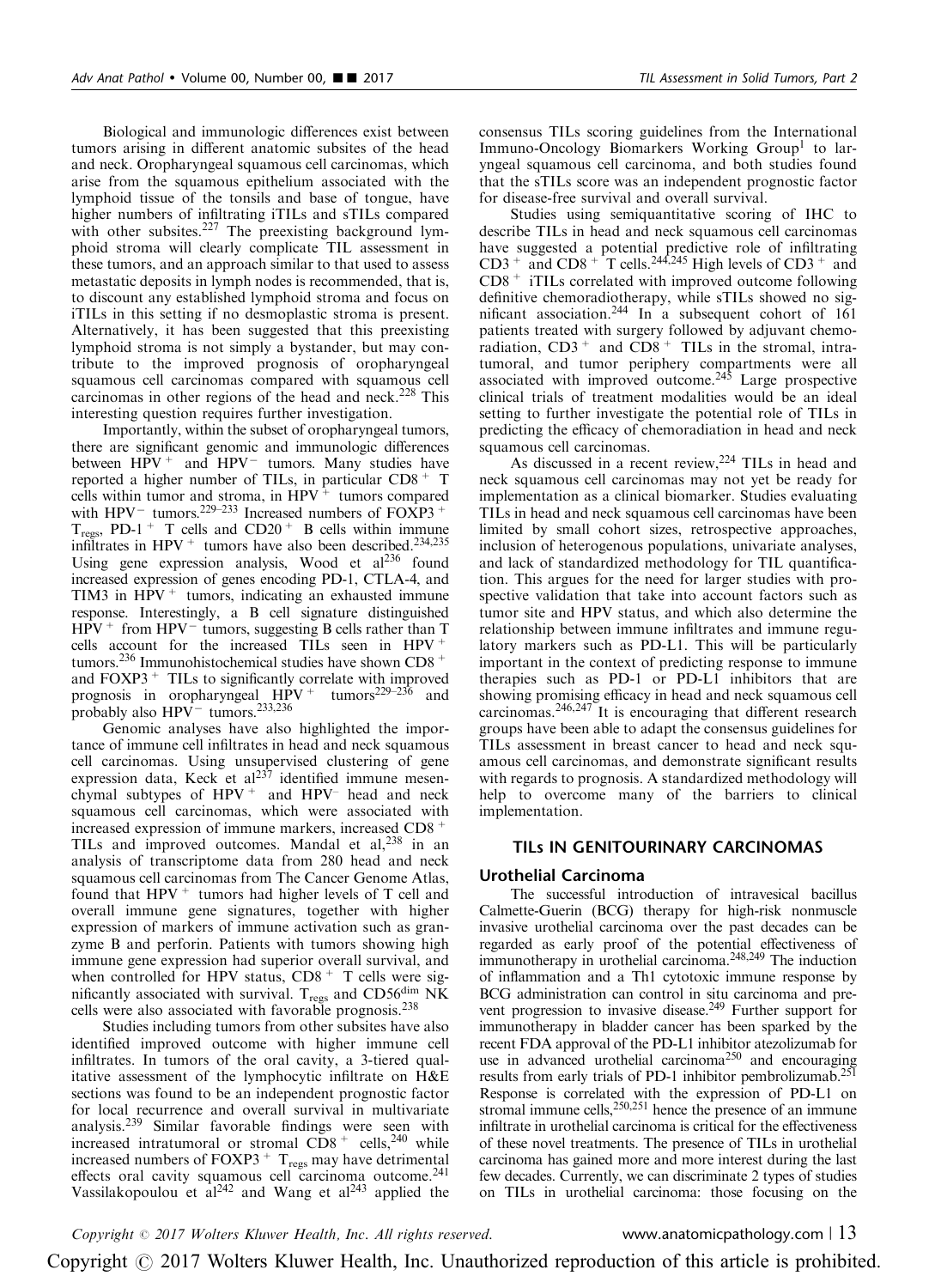Biological and immunologic differences exist between tumors arising in different anatomic subsites of the head and neck. Oropharyngeal squamous cell carcinomas, which arise from the squamous epithelium associated with the lymphoid tissue of the tonsils and base of tongue, have higher numbers of infiltrating iTILs and sTILs compared with other subsites.[227] The preexisting background lymphoid stroma will clearly complicate TIL assessment in these tumors, and an approach similar to that used to assess metastatic deposits in lymph nodes is recommended, that is, to discount any established lymphoid stroma and focus on iTILs in this setting if no desmoplastic stroma is present. Alternatively, it has been suggested that this preexisting lymphoid stroma is not simply a bystander, but may contribute to the improved prognosis of oropharyngeal squamous cell carcinomas compared with squamous cell carcinomas in other regions of the head and neck.[228] This interesting question requires further investigation.

Importantly, within the subset of oropharyngeal tumors, there are significant genomic and immunologic differences between $HPV^+$ and $HPV^-$ tumors. Many studies have reported a higher number of TILs, in particular $CD8^+$ T cells within tumor and stroma, in $HPV^+$ tumors compared with $HPV^-$ tumors.[229–233] Increased numbers of $FOXP3^+$ $T_{regs}$, PD-$1^+$ T cells and $CD20^+$ B cells within immune infiltrates in $HPV^+$ tumors have also been described.[234,235] Using gene expression analysis, Wood et al[236] found increased expression of genes encoding PD-1, CTLA-4, and TIM3 in $HPV^+$ tumors, indicating an exhausted immune response. Interestingly, a B cell signature distinguished $HPV^+$ from $HPV^-$ tumors, suggesting B cells rather than T cells account for the increased TILs seen in $HPV^+$ tumors.[236] Immunohistochemical studies have shown $CD8^+$ and $FOXP3^+$ TILs to significantly correlate with improved prognosis in oropharyngeal $HPV^+$ tumors[229–236] and probably also $HPV^-$ tumors.[233,236]

Genomic analyses have also highlighted the importance of immune cell infiltrates in head and neck squamous cell carcinomas. Using unsupervised clustering of gene expression data, Keck et al[237] identified immune mesenchymal subtypes of $HPV^+$ and $HPV^-$ head and neck squamous cell carcinomas, which were associated with increased expression of immune markers, increased $CD8^+$ TILs and improved outcomes. Mandal et al,[238] in an analysis of transcriptome data from 280 head and neck squamous cell carcinomas from The Cancer Genome Atlas, found that $HPV^+$ tumors had higher levels of T cell and overall immune gene signatures, together with higher expression of markers of immune activation such as granzyme B and perforin. Patients with tumors showing high immune gene expression had superior overall survival, and when controlled for HPV status, $CD8^+$ T cells were significantly associated with survival. $T_{regs}$ and $CD56^{dim}$ NK cells were also associated with favorable prognosis.[238]

Studies including tumors from other subsites have also identified improved outcome with higher immune cell infiltrates. In tumors of the oral cavity, a 3-tiered qualitative assessment of the lymphocytic infiltrate on H&E sections was found to be an independent prognostic factor for local recurrence and overall survival in multivariate analysis.[239] Similar favorable findings were seen with increased intratumoral or stromal $CD8^+$ cells,[240] while increased numbers of $FOXP3^+$ $T_{regs}$ may have detrimental effects oral cavity squamous cell carcinoma outcome.[241] Vassilakopoulou et al[242] and Wang et al[243] applied the consensus TILs scoring guidelines from the International Immuno-Oncology Biomarkers Working Group[1] to laryngeal squamous cell carcinoma, and both studies found that the sTILs score was an independent prognostic factor for disease-free survival and overall survival.

Studies using semiquantitative scoring of IHC to describe TILs in head and neck squamous cell carcinomas have suggested a potential predictive role of infiltrating $CD3^+$ and $CD8^+$ T cells.[244,245] High levels of $CD3^+$ and $CD8^+$ iTILs correlated with improved outcome following definitive chemoradiotherapy, while sTILs showed no significant association.[244] In a subsequent cohort of 161 patients treated with surgery followed by adjuvant chemoradiation, $CD3^+$ and $CD8^+$ TILs in the stromal, intratumoral, and tumor periphery compartments were all associated with improved outcome.[245] Large prospective clinical trials of treatment modalities would be an ideal setting to further investigate the potential role of TILs in predicting the efficacy of chemoradiation in head and neck squamous cell carcinomas.

As discussed in a recent review,[224] TILs in head and neck squamous cell carcinomas may not yet be ready for implementation as a clinical biomarker. Studies evaluating TILs in head and neck squamous cell carcinomas have been limited by small cohort sizes, retrospective approaches, inclusion of heterogenous populations, univariate analyses, and lack of standardized methodology for TIL quantification. This argues for the need for larger studies with prospective validation that take into account factors such as tumor site and HPV status, and which also determine the relationship between immune infiltrates and immune regulatory markers such as PD-L1. This will be particularly important in the context of predicting response to immune therapies such as PD-1 or PD-L1 inhibitors that are showing promising efficacy in head and neck squamous cell carcinomas.[246,247] It is encouraging that different research groups have been able to adapt the consensus guidelines for TILs assessment in breast cancer to head and neck squamous cell carcinomas, and demonstrate significant results with regards to prognosis. A standardized methodology will help to overcome many of the barriers to clinical implementation.

## TILs IN GENITOURINARY CARCINOMAS

### Urothelial Carcinoma

The successful introduction of intravesical bacillus Calmette-Guerin (BCG) therapy for high-risk nonmuscle invasive urothelial carcinoma over the past decades can be regarded as early proof of the potential effectiveness of immunotherapy in urothelial carcinoma.[248,249] The induction of inflammation and a Th1 cytotoxic immune response by BCG administration can control in situ carcinoma and prevent progression to invasive disease.[249] Further support for immunotherapy in bladder cancer has been sparked by the recent FDA approval of the PD-L1 inhibitor atezolizumab for use in advanced urothelial carcinoma[250] and encouraging results from early trials of PD-1 inhibitor pembrolizumab.[251] Response is correlated with the expression of PD-L1 on stromal immune cells,[250,251] hence the presence of an immune infiltrate in urothelial carcinoma is critical for the effectiveness of these novel treatments. The presence of TILs in urothelial carcinoma has gained more and more interest during the last few decades. Currently, we can discriminate 2 types of studies on TILs in urothelial carcinoma: those focusing on the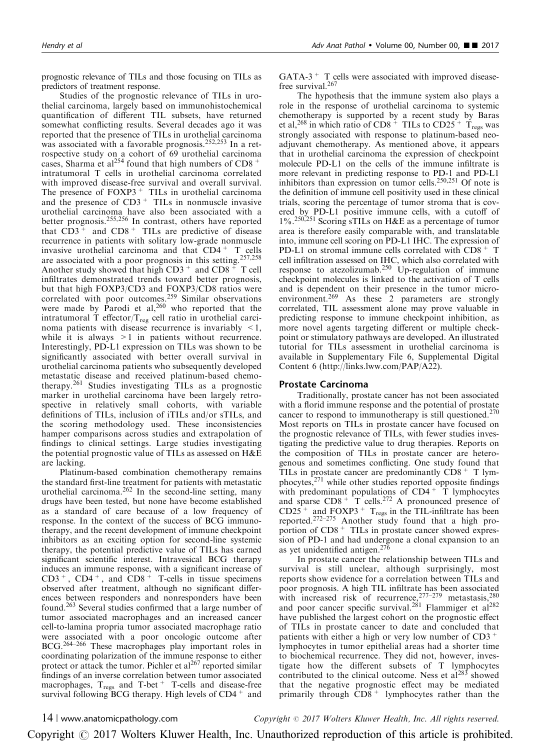prognostic relevance of TILs and those focusing on TILs as predictors of treatment response.

Studies of the prognostic relevance of TILs in urothelial carcinoma, largely based on immunohistochemical quantification of different TIL subsets, have returned somewhat conflicting results. Several decades ago it was reported that the presence of TILs in urothelial carcinoma was associated with a favorable prognosis.[252,253] In a retrospective study on a cohort of 69 urothelial carcinoma cases, Sharma et al[254] found that high numbers of $CD8^+$ intratumoral T cells in urothelial carcinoma correlated with improved disease-free survival and overall survival. The presence of $FOXP3^+$ TILs in urothelial carcinoma and the presence of $CD3^+$ TILs in nonmuscle invasive urothelial carcinoma have also been associated with a better prognosis.[255,256] In contrast, others have reported that $CD3^+$ and $CD8^+$ TILs are predictive of disease recurrence in patients with solitary low-grade nonmuscle invasive urothelial carcinoma and that $CD4^+$ T cells are associated with a poor prognosis in this setting.[257,258] Another study showed that high $CD3^+$ and $CD8^+$ T cell infiltrates demonstrated trends toward better prognosis, but that high FOXP3/CD3 and FOXP3/CD8 ratios were correlated with poor outcomes.[259] Similar observations were made by Parodi et al,[260] who reported that the intratumoral T effector/$T_{reg}$ cell ratio in urothelial carcinoma patients with disease recurrence is invariably $<1$, while it is always $>1$ in patients without recurrence. Interestingly, PD-L1 expression on TILs was shown to be significantly associated with better overall survival in urothelial carcinoma patients who subsequently developed metastatic disease and received platinum-based chemotherapy.[261] Studies investigating TILs as a prognostic marker in urothelial carcinoma have been largely retrospective in relatively small cohorts, with variable definitions of TILs, inclusion of iTILs and/or sTILs, and the scoring methodology used. These inconsistencies hamper comparisons across studies and extrapolation of findings to clinical settings. Large studies investigating the potential prognostic value of TILs as assessed on H&E are lacking.

Platinum-based combination chemotherapy remains the standard first-line treatment for patients with metastatic urothelial carcinoma.[262] In the second-line setting, many drugs have been tested, but none have become established as a standard of care because of a low frequency of response. In the context of the success of BCG immunotherapy, and the recent development of immune checkpoint inhibitors as an exciting option for second-line systemic therapy, the potential predictive value of TILs has earned significant scientific interest. Intravesical BCG therapy induces an immune response, with a significant increase of $CD3^+$, $CD4^+$, and $CD8^+$ T-cells in tissue specimens observed after treatment, although no significant differences between responders and nonresponders have been found.[263] Several studies confirmed that a large number of tumor associated macrophages and an increased cancer cell-to-lamina propria tumor associated macrophage ratio were associated with a poor oncologic outcome after BCG.[264–266] These macrophages play important roles in coordinating polarization of the immune response to either protect or attack the tumor. Pichler et al[267] reported similar findings of an inverse correlation between tumor associated macrophages, $T_{regs}$ and T-bet$^+$ T-cells and disease-free survival following BCG therapy. High levels of $CD4^+$ and GATA-3$^+$ T cells were associated with improved disease-free survival.[267]

The hypothesis that the immune system also plays a role in the response of urothelial carcinoma to systemic chemotherapy is supported by a recent study by Baras et al,[268] in which ratio of $CD8^+$ TILs to $CD25^+$ $T_{regs}$ was strongly associated with response to platinum-based neoadjuvant chemotherapy. As mentioned above, it appears that in urothelial carcinoma the expression of checkpoint molecule PD-L1 on the cells of the immune infiltrate is more relevant in predicting response to PD-1 and PD-L1 inhibitors than expression on tumor cells.[250,251] Of note is the definition of immune cell positivity used in these clinical trials, scoring the percentage of tumor stroma that is covered by PD-L1 positive immune cells, with a cutoff of 1%.[250,251] Scoring sTILs on H&E as a percentage of tumor area is therefore easily comparable with, and translatable into, immune cell scoring on PD-L1 IHC. The expression of PD-L1 on stromal immune cells correlated with $CD8^+$ T cell infiltration assessed on IHC, which also correlated with response to atezolizumab.[250] Up-regulation of immune checkpoint molecules is linked to the activation of T cells and is dependent on their presence in the tumor microenvironment.[269] As these 2 parameters are strongly correlated, TIL assessment alone may prove valuable in predicting response to immune checkpoint inhibition, as more novel agents targeting different or multiple checkpoint or stimulatory pathways are developed. An illustrated tutorial for TILs assessment in urothelial carcinoma is available in Supplementary File 6, Supplemental Digital Content 6 (http://links.lww.com/PAP/A22).

## Prostate Carcinoma

Traditionally, prostate cancer has not been associated with a florid immune response and the potential of prostate cancer to respond to immunotherapy is still questioned.[270] Most reports on TILs in prostate cancer have focused on the prognostic relevance of TILs, with fewer studies investigating the predictive value to drug therapies. Reports on the composition of TILs in prostate cancer are heterogenous and sometimes conflicting. One study found that TILs in prostate cancer are predominantly $CD8^+$ T lymphocytes,[271] while other studies reported opposite findings with predominant populations of $CD4^+$ T lymphocytes and sparse $CD8^+$ T cells.[272] A pronounced presence of $CD25^+$ and $FOXP3^+$ $T_{regs}$ in the TIL-infiltrate has been reported.[272–275] Another study found that a high proportion of $CD8^+$ TILs in prostate cancer showed expression of PD-1 and had undergone a clonal expansion to an as yet unidentified antigen.[276]

In prostate cancer the relationship between TILs and survival is still unclear, although surprisingly, most reports show evidence for a correlation between TILs and poor prognosis. A high TIL infiltrate has been associated with increased risk of recurrence,[277–279] metastasis,[280] and poor cancer specific survival.[281] Flammiger et al[282] have published the largest cohort on the prognostic effect of TILs in prostate cancer to date and concluded that patients with either a high or very low number of $CD3^+$ lymphocytes in tumor epithelial areas had a shorter time to biochemical recurrence. They did not, however, investigate how the different subsets of T lymphocytes contributed to the clinical outcome. Ness et al[283] showed that the negative prognostic effect may be mediated primarily through $CD8^+$ lymphocytes rather than the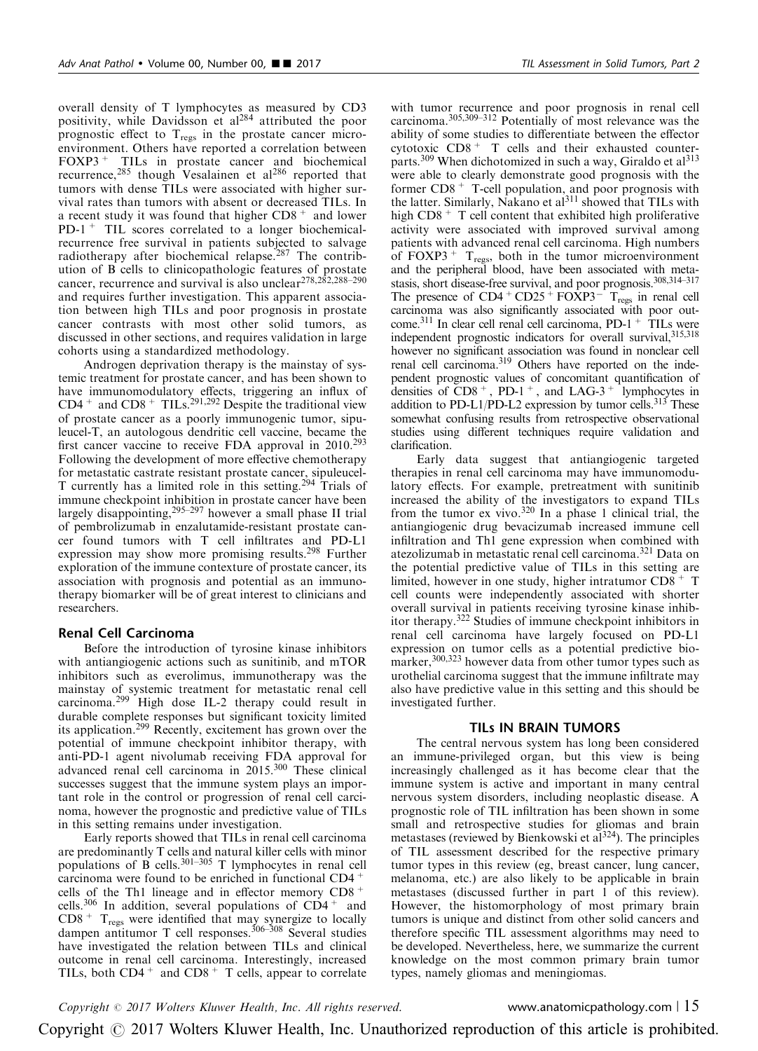overall density of T lymphocytes as measured by CD3 positivity, while Davidsson et al[284] attributed the poor prognostic effect to $T_{regs}$ in the prostate cancer microenvironment. Others have reported a correlation between $FOXP3^+$ TILs in prostate cancer and biochemical recurrence,[285] though Vesalainen et al[286] reported that tumors with dense TILs were associated with higher survival rates than tumors with absent or decreased TILs. In a recent study it was found that higher $CD8^+$ and lower $PD\text{-}1^+$ TIL scores correlated to a longer biochemical-recurrence free survival in patients subjected to salvage radiotherapy after biochemical relapse.[287] The contribution of B cells to clinicopathologic features of prostate cancer, recurrence and survival is also unclear[278,282,288–290] and requires further investigation. This apparent association between high TILs and poor prognosis in prostate cancer contrasts with most other solid tumors, as discussed in other sections, and requires validation in large cohorts using a standardized methodology.

Androgen deprivation therapy is the mainstay of systemic treatment for prostate cancer, and has been shown to have immunomodulatory effects, triggering an influx of $CD4^+$ and $CD8^+$ TILs.[291,292] Despite the traditional view of prostate cancer as a poorly immunogenic tumor, sipuleucel-T, an autologous dendritic cell vaccine, became the first cancer vaccine to receive FDA approval in 2010.[293] Following the development of more effective chemotherapy for metastatic castrate resistant prostate cancer, sipuleucel-T currently has a limited role in this setting.[294] Trials of immune checkpoint inhibition in prostate cancer have been largely disappointing,[295–297] however a small phase II trial of pembrolizumab in enzalutamide-resistant prostate cancer found tumors with T cell infiltrates and PD-L1 expression may show more promising results.[298] Further exploration of the immune contexture of prostate cancer, its association with prognosis and potential as an immunotherapy biomarker will be of great interest to clinicians and researchers.

### Renal Cell Carcinoma

Before the introduction of tyrosine kinase inhibitors with antiangiogenic actions such as sunitinib, and mTOR inhibitors such as everolimus, immunotherapy was the mainstay of systemic treatment for metastatic renal cell carcinoma.[299] High dose IL-2 therapy could result in durable complete responses but significant toxicity limited its application.[299] Recently, excitement has grown over the potential of immune checkpoint inhibitor therapy, with anti-PD-1 agent nivolumab receiving FDA approval for advanced renal cell carcinoma in 2015.[300] These clinical successes suggest that the immune system plays an important role in the control or progression of renal cell carcinoma, however the prognostic and predictive value of TILs in this setting remains under investigation.

Early reports showed that TILs in renal cell carcinoma are predominantly T cells and natural killer cells with minor populations of B cells.[301–305] T lymphocytes in renal cell carcinoma were found to be enriched in functional $CD4^+$ cells of the Th1 lineage and in effector memory $CD8^+$ cells.[306] In addition, several populations of $CD4^+$ and $CD8^+$ $T_{regs}$ were identified that may synergize to locally dampen antitumor T cell responses.[306–308] Several studies have investigated the relation between TILs and clinical outcome in renal cell carcinoma. Interestingly, increased TILs, both $CD4^+$ and $CD8^+$ T cells, appear to correlate with tumor recurrence and poor prognosis in renal cell carcinoma.[305,309–312] Potentially of most relevance was the ability of some studies to differentiate between the effector cytotoxic $CD8^+$ T cells and their exhausted counterparts.[309] When dichotomized in such a way, Giraldo et al[313] were able to clearly demonstrate good prognosis with the former $CD8^+$ T-cell population, and poor prognosis with the latter. Similarly, Nakano et al[311] showed that TILs with high $CD8^+$ T cell content that exhibited high proliferative activity were associated with improved survival among patients with advanced renal cell carcinoma. High numbers of $FOXP3^+$ $T_{regs}$, both in the tumor microenvironment and the peripheral blood, have been associated with metastasis, short disease-free survival, and poor prognosis.[308,314–317] The presence of $CD4^+CD25^+FOXP3^-$ $T_{regs}$ in renal cell carcinoma was also significantly associated with poor outcome.[311] In clear cell renal cell carcinoma, $PD\text{-}1^+$ TILs were independent prognostic indicators for overall survival,[315,318] however no significant association was found in nonclear cell renal cell carcinoma.[319] Others have reported on the independent prognostic values of concomitant quantification of densities of $CD8^+$, $PD\text{-}1^+$, and $LAG\text{-}3^+$ lymphocytes in addition to PD-L1/PD-L2 expression by tumor cells.[313] These somewhat confusing results from retrospective observational studies using different techniques require validation and clarification.

Early data suggest that antiangiogenic targeted therapies in renal cell carcinoma may have immunomodulatory effects. For example, pretreatment with sunitinib increased the ability of the investigators to expand TILs from the tumor ex vivo.[320] In a phase 1 clinical trial, the antiangiogenic drug bevacizumab increased immune cell infiltration and Th1 gene expression when combined with atezolizumab in metastatic renal cell carcinoma.[321] Data on the potential predictive value of TILs in this setting are limited, however in one study, higher intratumor $CD8^+$ T cell counts were independently associated with shorter overall survival in patients receiving tyrosine kinase inhibitor therapy.[322] Studies of immune checkpoint inhibitors in renal cell carcinoma have largely focused on PD-L1 expression on tumor cells as a potential predictive biomarker,[300,323] however data from other tumor types such as urothelial carcinoma suggest that the immune infiltrate may also have predictive value in this setting and this should be investigated further.

## TILs IN BRAIN TUMORS

The central nervous system has long been considered an immune-privileged organ, but this view is being increasingly challenged as it has become clear that the immune system is active and important in many central nervous system disorders, including neoplastic disease. A prognostic role of TIL infiltration has been shown in some small and retrospective studies for gliomas and brain metastases (reviewed by Bienkowski et al[324]). The principles of TIL assessment described for the respective primary tumor types in this review (eg, breast cancer, lung cancer, melanoma, etc.) are also likely to be applicable in brain metastases (discussed further in part 1 of this review). However, the histomorphology of most primary brain tumors is unique and distinct from other solid cancers and therefore specific TIL assessment algorithms may need to be developed. Nevertheless, here, we summarize the current knowledge on the most common primary brain tumor types, namely gliomas and meningiomas.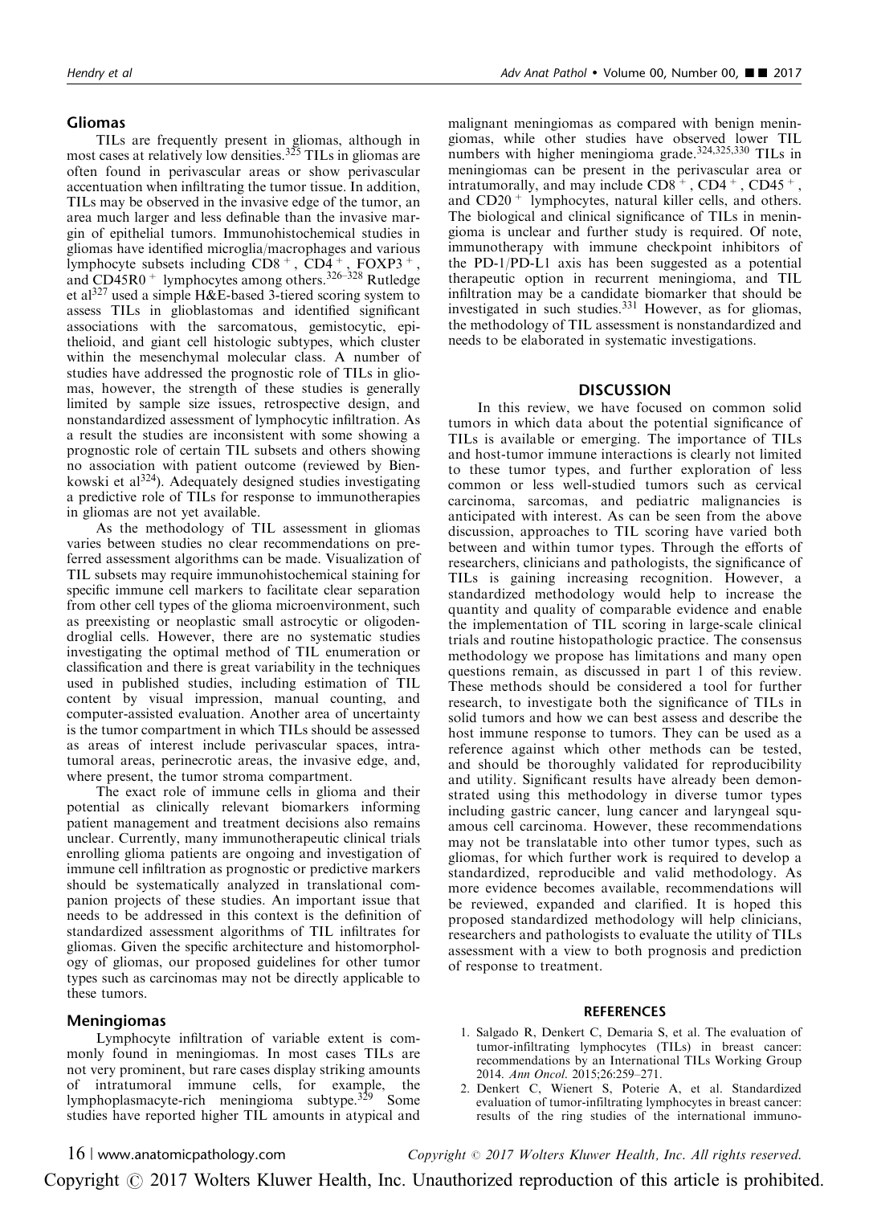## Gliomas

TILs are frequently present in gliomas, although in most cases at relatively low densities.[325] TILs in gliomas are often found in perivascular areas or show perivascular accentuation when infiltrating the tumor tissue. In addition, TILs may be observed in the invasive edge of the tumor, an area much larger and less definable than the invasive margin of epithelial tumors. Immunohistochemical studies in gliomas have identified microglia/macrophages and various lymphocyte subsets including $CD8^+$, $CD4^+$, $FOXP3^+$, and $CD45R0^+$ lymphocytes among others.[326–328] Rutledge et al[327] used a simple H&E-based 3-tiered scoring system to assess TILs in glioblastomas and identified significant associations with the sarcomatous, gemistocytic, epithelioid, and giant cell histologic subtypes, which cluster within the mesenchymal molecular class. A number of studies have addressed the prognostic role of TILs in gliomas, however, the strength of these studies is generally limited by sample size issues, retrospective design, and nonstandardized assessment of lymphocytic infiltration. As a result the studies are inconsistent with some showing a prognostic role of certain TIL subsets and others showing no association with patient outcome (reviewed by Bienkowski et al[324]). Adequately designed studies investigating a predictive role of TILs for response to immunotherapies in gliomas are not yet available.

As the methodology of TIL assessment in gliomas varies between studies no clear recommendations on preferred assessment algorithms can be made. Visualization of TIL subsets may require immunohistochemical staining for specific immune cell markers to facilitate clear separation from other cell types of the glioma microenvironment, such as preexisting or neoplastic small astrocytic or oligodendroglial cells. However, there are no systematic studies investigating the optimal method of TIL enumeration or classification and there is great variability in the techniques used in published studies, including estimation of TIL content by visual impression, manual counting, and computer-assisted evaluation. Another area of uncertainty is the tumor compartment in which TILs should be assessed as areas of interest include perivascular spaces, intratumoral areas, perinecrotic areas, the invasive edge, and, where present, the tumor stroma compartment.

The exact role of immune cells in glioma and their potential as clinically relevant biomarkers informing patient management and treatment decisions also remains unclear. Currently, many immunotherapeutic clinical trials enrolling glioma patients are ongoing and investigation of immune cell infiltration as prognostic or predictive markers should be systematically analyzed in translational companion projects of these studies. An important issue that needs to be addressed in this context is the definition of standardized assessment algorithms of TIL infiltrates for gliomas. Given the specific architecture and histomorphology of gliomas, our proposed guidelines for other tumor types such as carcinomas may not be directly applicable to these tumors.

## Meningiomas

Lymphocyte infiltration of variable extent is commonly found in meningiomas. In most cases TILs are not very prominent, but rare cases display striking amounts of intratumoral immune cells, for example, the lymphoplasmacyte-rich meningioma subtype.[329] Some studies have reported higher TIL amounts in atypical and malignant meningiomas as compared with benign meningiomas, while other studies have observed lower TIL numbers with higher meningioma grade.[324,325,330] TILs in meningiomas can be present in the perivascular area or intratumorally, and may include $CD8^+$, $CD4^+$, $CD45^+$, and $CD20^+$ lymphocytes, natural killer cells, and others. The biological and clinical significance of TILs in meningioma is unclear and further study is required. Of note, immunotherapy with immune checkpoint inhibitors of the PD-1/PD-L1 axis has been suggested as a potential therapeutic option in recurrent meningioma, and TIL infiltration may be a candidate biomarker that should be investigated in such studies.[331] However, as for gliomas, the methodology of TIL assessment is nonstandardized and needs to be elaborated in systematic investigations.

# DISCUSSION

In this review, we have focused on common solid tumors in which data about the potential significance of TILs is available or emerging. The importance of TILs and host-tumor immune interactions is clearly not limited to these tumor types, and further exploration of less common or less well-studied tumors such as cervical carcinoma, sarcomas, and pediatric malignancies is anticipated with interest. As can be seen from the above discussion, approaches to TIL scoring have varied both between and within tumor types. Through the efforts of researchers, clinicians and pathologists, the significance of TILs is gaining increasing recognition. However, a standardized methodology would help to increase the quantity and quality of comparable evidence and enable the implementation of TIL scoring in large-scale clinical trials and routine histopathologic practice. The consensus methodology we propose has limitations and many open questions remain, as discussed in part 1 of this review. These methods should be considered a tool for further research, to investigate both the significance of TILs in solid tumors and how we can best assess and describe the host immune response to tumors. They can be used as a reference against which other methods can be tested, and should be thoroughly validated for reproducibility and utility. Significant results have already been demonstrated using this methodology in diverse tumor types including gastric cancer, lung cancer and laryngeal squamous cell carcinoma. However, these recommendations may not be translatable into other tumor types, such as gliomas, for which further work is required to develop a standardized, reproducible and valid methodology. As more evidence becomes available, recommendations will be reviewed, expanded and clarified. It is hoped this proposed standardized methodology will help clinicians, researchers and pathologists to evaluate the utility of TILs assessment with a view to both prognosis and prediction of response to treatment.

# REFERENCES

1. Salgado R, Denkert C, Demaria S, et al. The evaluation of tumor-infiltrating lymphocytes (TILs) in breast cancer: recommendations by an International TILs Working Group 2014. *Ann Oncol.* 2015;26:259–271.
2. Denkert C, Wienert S, Poterie A, et al. Standardized evaluation of tumor-infiltrating lymphocytes in breast cancer: results of the ring studies of the international immuno-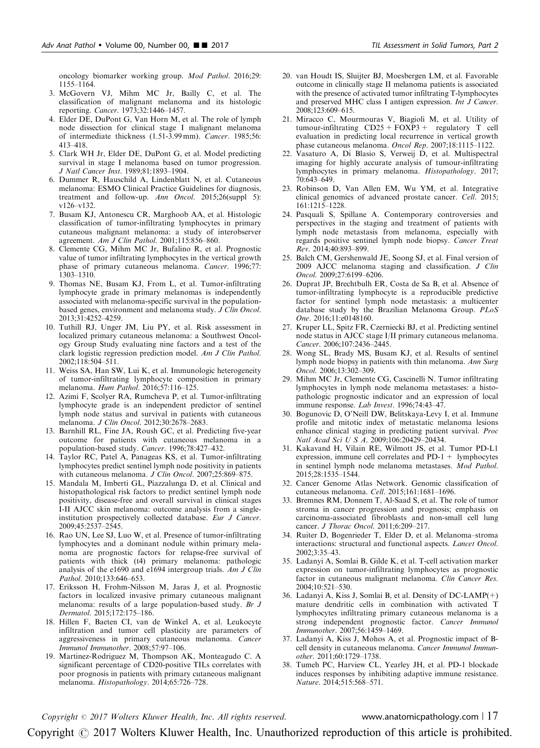oncology biomarker working group. *Mod Pathol*. 2016;29: 1155–1164.

3. McGovern VJ, Mihm MC Jr, Bailly C, et al. The classification of malignant melanoma and its histologic reporting. *Cancer*. 1973;32:1446–1457.
4. Elder DE, DuPont G, Van Horn M, et al. The role of lymph node dissection for clinical stage I malignant melanoma of intermediate thickness (1.51-3.99 mm). *Cancer*. 1985;56: 413–418.
5. Clark WH Jr, Elder DE, DuPont G, et al. Model predicting survival in stage I melanoma based on tumor progression. *J Natl Cancer Inst*. 1989;81:1893–1904.
6. Dummer R, Hauschild A, Lindenblatt N, et al. Cutaneous melanoma: ESMO Clinical Practice Guidelines for diagnosis, treatment and follow-up. *Ann Oncol*. 2015;26(suppl 5): v126–v132.
7. Busam KJ, Antonescu CR, Marghoob AA, et al. Histologic classification of tumor-infiltrating lymphocytes in primary cutaneous malignant melanoma: a study of interobserver agreement. *Am J Clin Pathol*. 2001;115:856–860.
8. Clemente CG, Mihm MC Jr, Bufalino R, et al. Prognostic value of tumor infiltrating lymphocytes in the vertical growth phase of primary cutaneous melanoma. *Cancer*. 1996;77: 1303–1310.
9. Thomas NE, Busam KJ, From L, et al. Tumor-infiltrating lymphocyte grade in primary melanomas is independently associated with melanoma-specific survival in the population-based genes, environment and melanoma study. *J Clin Oncol*. 2013;31:4252–4259.
10. Tuthill RJ, Unger JM, Liu PY, et al. Risk assessment in localized primary cutaneous melanoma: a Southwest Oncology Group Study evaluating nine factors and a test of the clark logistic regression prediction model. *Am J Clin Pathol*. 2002;118:504–511.
11. Weiss SA, Han SW, Lui K, et al. Immunologic heterogeneity of tumor-infiltrating lymphocyte composition in primary melanoma. *Hum Pathol*. 2016;57:116–125.
12. Azimi F, Scolyer RA, Rumcheva P, et al. Tumor-infiltrating lymphocyte grade is an independent predictor of sentinel lymph node status and survival in patients with cutaneous melanoma. *J Clin Oncol*. 2012;30:2678–2683.
13. Barnhill RL, Fine JA, Roush GC, et al. Predicting five-year outcome for patients with cutaneous melanoma in a population-based study. *Cancer*. 1996;78:427–432.
14. Taylor RC, Patel A, Panageas KS, et al. Tumor-infiltrating lymphocytes predict sentinel lymph node positivity in patients with cutaneous melanoma. *J Clin Oncol*. 2007;25:869–875.
15. Mandala M, Imberti GL, Piazzalunga D, et al. Clinical and histopathological risk factors to predict sentinel lymph node positivity, disease-free and overall survival in clinical stages I-II AJCC skin melanoma: outcome analysis from a single-institution prospectively collected database. *Eur J Cancer*. 2009;45:2537–2545.
16. Rao UN, Lee SJ, Luo W, et al. Presence of tumor-infiltrating lymphocytes and a dominant nodule within primary melanoma are prognostic factors for relapse-free survival of patients with thick (t4) primary melanoma: pathologic analysis of the e1690 and e1694 intergroup trials. *Am J Clin Pathol*. 2010;133:646–653.
17. Eriksson H, Frohm-Nilsson M, Jaras J, et al. Prognostic factors in localized invasive primary cutaneous malignant melanoma: results of a large population-based study. *Br J Dermatol*. 2015;172:175–186.
18. Hillen F, Baeten CI, van de Winkel A, et al. Leukocyte infiltration and tumor cell plasticity are parameters of aggressiveness in primary cutaneous melanoma. *Cancer Immunol Immunother*. 2008;57:97–106.
19. Martinez-Rodriguez M, Thompson AK, Monteagudo C. A significant percentage of CD20-positive TILs correlates with poor prognosis in patients with primary cutaneous malignant melanoma. *Histopathology*. 2014;65:726–728.
20. van Houdt IS, Sluijter BJ, Moesbergen LM, et al. Favorable outcome in clinically stage II melanoma patients is associated with the presence of activated tumor infiltrating T-lymphocytes and preserved MHC class I antigen expression. *Int J Cancer*. 2008;123:609–615.
21. Miracco C, Mourmouras V, Biagioli M, et al. Utility of tumour-infiltrating CD25 + FOXP3 + regulatory T cell evaluation in predicting local recurrence in vertical growth phase cutaneous melanoma. *Oncol Rep*. 2007;18:1115–1122.
22. Vasaturo A, Di Blasio S, Verweij D, et al. Multispectral imaging for highly accurate analysis of tumour-infiltrating lymphocytes in primary melanoma. *Histopathology*. 2017; 70:643–649.
23. Robinson D, Van Allen EM, Wu YM, et al. Integrative clinical genomics of advanced prostate cancer. *Cell*. 2015; 161:1215–1228.
24. Pasquali S, Spillane A. Contemporary controversies and perspectives in the staging and treatment of patients with lymph node metastasis from melanoma, especially with regards positive sentinel lymph node biopsy. *Cancer Treat Rev*. 2014;40:893–899.
25. Balch CM, Gershenwald JE, Soong SJ, et al. Final version of 2009 AJCC melanoma staging and classification. *J Clin Oncol*. 2009;27:6199–6206.
26. Duprat JP, Brechtbulh ER, Costa de Sa B, et al. Absence of tumor-infiltrating lymphocyte is a reproducible predictive factor for sentinel lymph node metastasis: a multicenter database study by the Brazilian Melanoma Group. *PLoS One*. 2016;11:e0148160.
27. Kruper LL, Spitz FR, Czerniecki BJ, et al. Predicting sentinel node status in AJCC stage I/II primary cutaneous melanoma. *Cancer*. 2006;107:2436–2445.
28. Wong SL, Brady MS, Busam KJ, et al. Results of sentinel lymph node biopsy in patients with thin melanoma. *Ann Surg Oncol*. 2006;13:302–309.
29. Mihm MC Jr, Clemente CG, Cascinelli N. Tumor infiltrating lymphocytes in lymph node melanoma metastases: a histopathologic prognostic indicator and an expression of local immune response. *Lab Invest*. 1996;74:43–47.
30. Bogunovic D, O'Neill DW, Belitskaya-Levy I, et al. Immune profile and mitotic index of metastatic melanoma lesions enhance clinical staging in predicting patient survival. *Proc Natl Acad Sci U S A*. 2009;106:20429–20434.
31. Kakavand H, Vilain RE, Wilmott JS, et al. Tumor PD-L1 expression, immune cell correlates and PD-1 + lymphocytes in sentinel lymph node melanoma metastases. *Mod Pathol*. 2015;28:1535–1544.
32. Cancer Genome Atlas Network. Genomic classification of cutaneous melanoma. *Cell*. 2015;161:1681–1696.
33. Bremnes RM, Donnem T, Al-Saad S, et al. The role of tumor stroma in cancer progression and prognosis; emphasis on carcinoma-associated fibroblasts and non-small cell lung cancer. *J Thorac Oncol*. 2011;6:209–217.
34. Ruiter D, Bogenrieder T, Elder D, et al. Melanoma–stroma interactions: structural and functional aspects. *Lancet Oncol*. 2002;3:35–43.
35. Ladanyi A, Somlai B, Gilde K, et al. T-cell activation marker expression on tumor-infiltrating lymphocytes as prognostic factor in cutaneous malignant melanoma. *Clin Cancer Res*. 2004;10:521–530.
36. Ladanyi A, Kiss J, Somlai B, et al. Density of DC-LAMP(+) mature dendritic cells in combination with activated T lymphocytes infiltrating primary cutaneous melanoma is a strong independent prognostic factor. *Cancer Immunol Immunother*. 2007;56:1459–1469.
37. Ladanyi A, Kiss J, Mohos A, et al. Prognostic impact of B-cell density in cutaneous melanoma. *Cancer Immunol Immunother*. 2011;60:1729–1738.
38. Tumeh PC, Harview CL, Yearley JH, et al. PD-1 blockade induces responses by inhibiting adaptive immune resistance. *Nature*. 2014;515:568–571.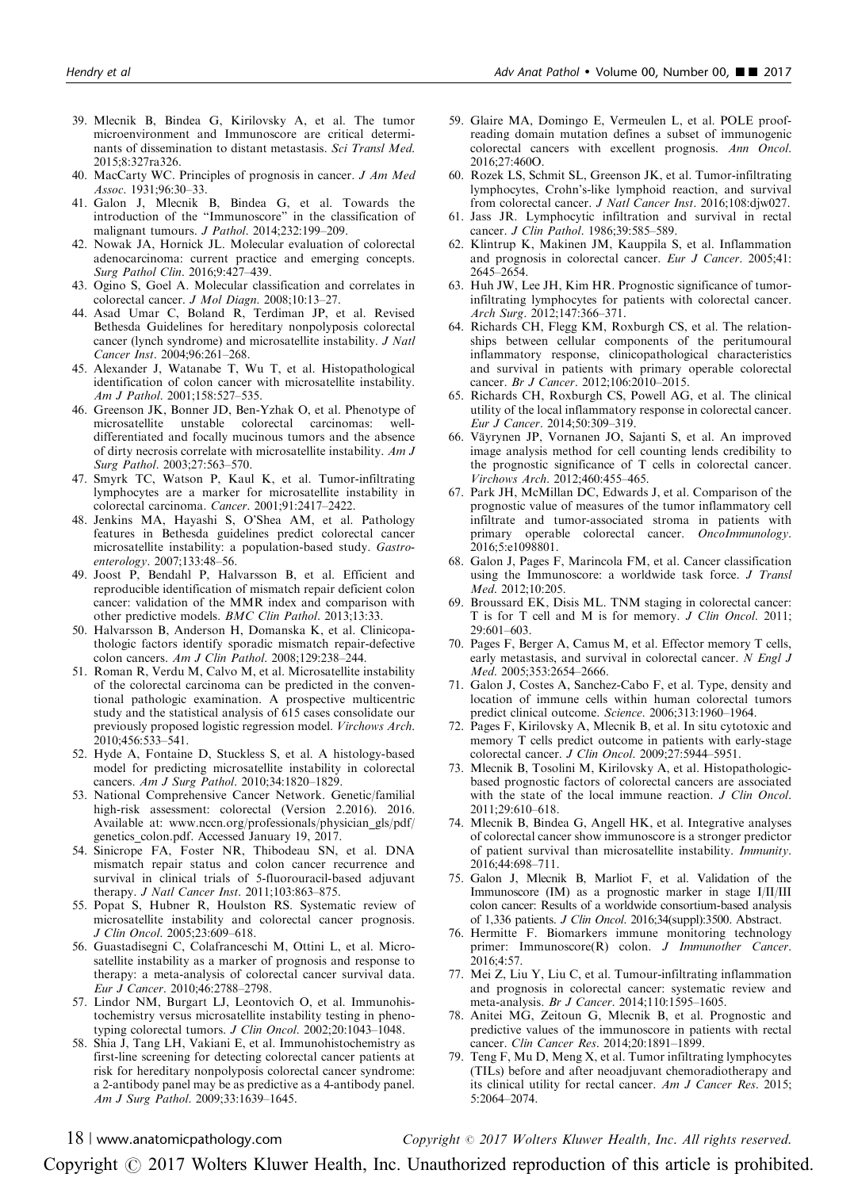39. Mlecnik B, Bindea G, Kirilovsky A, et al. The tumor microenvironment and Immunoscore are critical determinants of dissemination to distant metastasis. *Sci Transl Med*. 2015;8:327ra326.
40. MacCarty WC. Principles of prognosis in cancer. *J Am Med Assoc*. 1931;96:30–33.
41. Galon J, Mlecnik B, Bindea G, et al. Towards the introduction of the "Immunoscore" in the classification of malignant tumours. *J Pathol*. 2014;232:199–209.
42. Nowak JA, Hornick JL. Molecular evaluation of colorectal adenocarcinoma: current practice and emerging concepts. *Surg Pathol Clin*. 2016;9:427–439.
43. Ogino S, Goel A. Molecular classification and correlates in colorectal cancer. *J Mol Diagn*. 2008;10:13–27.
44. Asad Umar C, Boland R, Terdiman JP, et al. Revised Bethesda Guidelines for hereditary nonpolyposis colorectal cancer (lynch syndrome) and microsatellite instability. *J Natl Cancer Inst*. 2004;96:261–268.
45. Alexander J, Watanabe T, Wu T, et al. Histopathological identification of colon cancer with microsatellite instability. *Am J Pathol*. 2001;158:527–535.
46. Greenson JK, Bonner JD, Ben-Yzhak O, et al. Phenotype of microsatellite unstable colorectal carcinomas: well-differentiated and focally mucinous tumors and the absence of dirty necrosis correlate with microsatellite instability. *Am J Surg Pathol*. 2003;27:563–570.
47. Smyrk TC, Watson P, Kaul K, et al. Tumor-infiltrating lymphocytes are a marker for microsatellite instability in colorectal carcinoma. *Cancer*. 2001;91:2417–2422.
48. Jenkins MA, Hayashi S, O'Shea AM, et al. Pathology features in Bethesda guidelines predict colorectal cancer microsatellite instability: a population-based study. *Gastroenterology*. 2007;133:48–56.
49. Joost P, Bendahl P, Halvarsson B, et al. Efficient and reproducible identification of mismatch repair deficient colon cancer: validation of the MMR index and comparison with other predictive models. *BMC Clin Pathol*. 2013;13:33.
50. Halvarsson B, Anderson H, Domanska K, et al. Clinicopathologic factors identify sporadic mismatch repair-defective colon cancers. *Am J Clin Pathol*. 2008;129:238–244.
51. Roman R, Verdu M, Calvo M, et al. Microsatellite instability of the colorectal carcinoma can be predicted in the conventional pathologic examination. A prospective multicentric study and the statistical analysis of 615 cases consolidate our previously proposed logistic regression model. *Virchows Arch*. 2010;456:533–541.
52. Hyde A, Fontaine D, Stuckless S, et al. A histology-based model for predicting microsatellite instability in colorectal cancers. *Am J Surg Pathol*. 2010;34:1820–1829.
53. National Comprehensive Cancer Network. Genetic/familial high-risk assessment: colorectal (Version 2.2016). 2016. Available at: www.nccn.org/professionals/physician_gls/pdf/genetics_colon.pdf. Accessed January 19, 2017.
54. Sinicrope FA, Foster NR, Thibodeau SN, et al. DNA mismatch repair status and colon cancer recurrence and survival in clinical trials of 5-fluorouracil-based adjuvant therapy. *J Natl Cancer Inst*. 2011;103:863–875.
55. Popat S, Hubner R, Houlston RS. Systematic review of microsatellite instability and colorectal cancer prognosis. *J Clin Oncol*. 2005;23:609–618.
56. Guastadisegni C, Colafranceschi M, Ottini L, et al. Microsatellite instability as a marker of prognosis and response to therapy: a meta-analysis of colorectal cancer survival data. *Eur J Cancer*. 2010;46:2788–2798.
57. Lindor NM, Burgart LJ, Leontovich O, et al. Immunohistochemistry versus microsatellite instability testing in phenotyping colorectal tumors. *J Clin Oncol*. 2002;20:1043–1048.
58. Shia J, Tang LH, Vakiani E, et al. Immunohistochemistry as first-line screening for detecting colorectal cancer patients at risk for hereditary nonpolyposis colorectal cancer syndrome: a 2-antibody panel may be as predictive as a 4-antibody panel. *Am J Surg Pathol*. 2009;33:1639–1645.
59. Glaire MA, Domingo E, Vermeulen L, et al. POLE proofreading domain mutation defines a subset of immunogenic colorectal cancers with excellent prognosis. *Ann Oncol*. 2016;27:460O.
60. Rozek LS, Schmit SL, Greenson JK, et al. Tumor-infiltrating lymphocytes, Crohn's-like lymphoid reaction, and survival from colorectal cancer. *J Natl Cancer Inst*. 2016;108:djw027.
61. Jass JR. Lymphocytic infiltration and survival in rectal cancer. *J Clin Pathol*. 1986;39:585–589.
62. Klintrup K, Makinen JM, Kauppila S, et al. Inflammation and prognosis in colorectal cancer. *Eur J Cancer*. 2005;41: 2645–2654.
63. Huh JW, Lee JH, Kim HR. Prognostic significance of tumor-infiltrating lymphocytes for patients with colorectal cancer. *Arch Surg*. 2012;147:366–371.
64. Richards CH, Flegg KM, Roxburgh CS, et al. The relationships between cellular components of the peritumoural inflammatory response, clinicopathological characteristics and survival in patients with primary operable colorectal cancer. *Br J Cancer*. 2012;106:2010–2015.
65. Richards CH, Roxburgh CS, Powell AG, et al. The clinical utility of the local inflammatory response in colorectal cancer. *Eur J Cancer*. 2014;50:309–319.
66. Väyrynen JP, Vornanen JO, Sajanti S, et al. An improved image analysis method for cell counting lends credibility to the prognostic significance of T cells in colorectal cancer. *Virchows Arch*. 2012;460:455–465.
67. Park JH, McMillan DC, Edwards J, et al. Comparison of the prognostic value of measures of the tumor inflammatory cell infiltrate and tumor-associated stroma in patients with primary operable colorectal cancer. *OncoImmunology*. 2016;5:e1098801.
68. Galon J, Pages F, Marincola FM, et al. Cancer classification using the Immunoscore: a worldwide task force. *J Transl Med*. 2012;10:205.
69. Broussard EK, Disis ML. TNM staging in colorectal cancer: T is for T cell and M is for memory. *J Clin Oncol*. 2011; 29:601–603.
70. Pages F, Berger A, Camus M, et al. Effector memory T cells, early metastasis, and survival in colorectal cancer. *N Engl J Med*. 2005;353:2654–2666.
71. Galon J, Costes A, Sanchez-Cabo F, et al. Type, density and location of immune cells within human colorectal tumors predict clinical outcome. *Science*. 2006;313:1960–1964.
72. Pages F, Kirilovsky A, Mlecnik B, et al. In situ cytotoxic and memory T cells predict outcome in patients with early-stage colorectal cancer. *J Clin Oncol*. 2009;27:5944–5951.
73. Mlecnik B, Tosolini M, Kirilovsky A, et al. Histopathologic-based prognostic factors of colorectal cancers are associated with the state of the local immune reaction. *J Clin Oncol*. 2011;29:610–618.
74. Mlecnik B, Bindea G, Angell HK, et al. Integrative analyses of colorectal cancer show immunoscore is a stronger predictor of patient survival than microsatellite instability. *Immunity*. 2016;44:698–711.
75. Galon J, Mlecnik B, Marliot F, et al. Validation of the Immunoscore (IM) as a prognostic marker in stage I/II/III colon cancer: Results of a worldwide consortium-based analysis of 1,336 patients. *J Clin Oncol*. 2016;34(suppl):3500. Abstract.
76. Hermitte F. Biomarkers immune monitoring technology primer: Immunoscore(R) colon. *J Immunother Cancer*. 2016;4:57.
77. Mei Z, Liu Y, Liu C, et al. Tumour-infiltrating inflammation and prognosis in colorectal cancer: systematic review and meta-analysis. *Br J Cancer*. 2014;110:1595–1605.
78. Anitei MG, Zeitoun G, Mlecnik B, et al. Prognostic and predictive values of the immunoscore in patients with rectal cancer. *Clin Cancer Res*. 2014;20:1891–1899.
79. Teng F, Mu D, Meng X, et al. Tumor infiltrating lymphocytes (TILs) before and after neoadjuvant chemoradiotherapy and its clinical utility for rectal cancer. *Am J Cancer Res*. 2015; 5:2064–2074.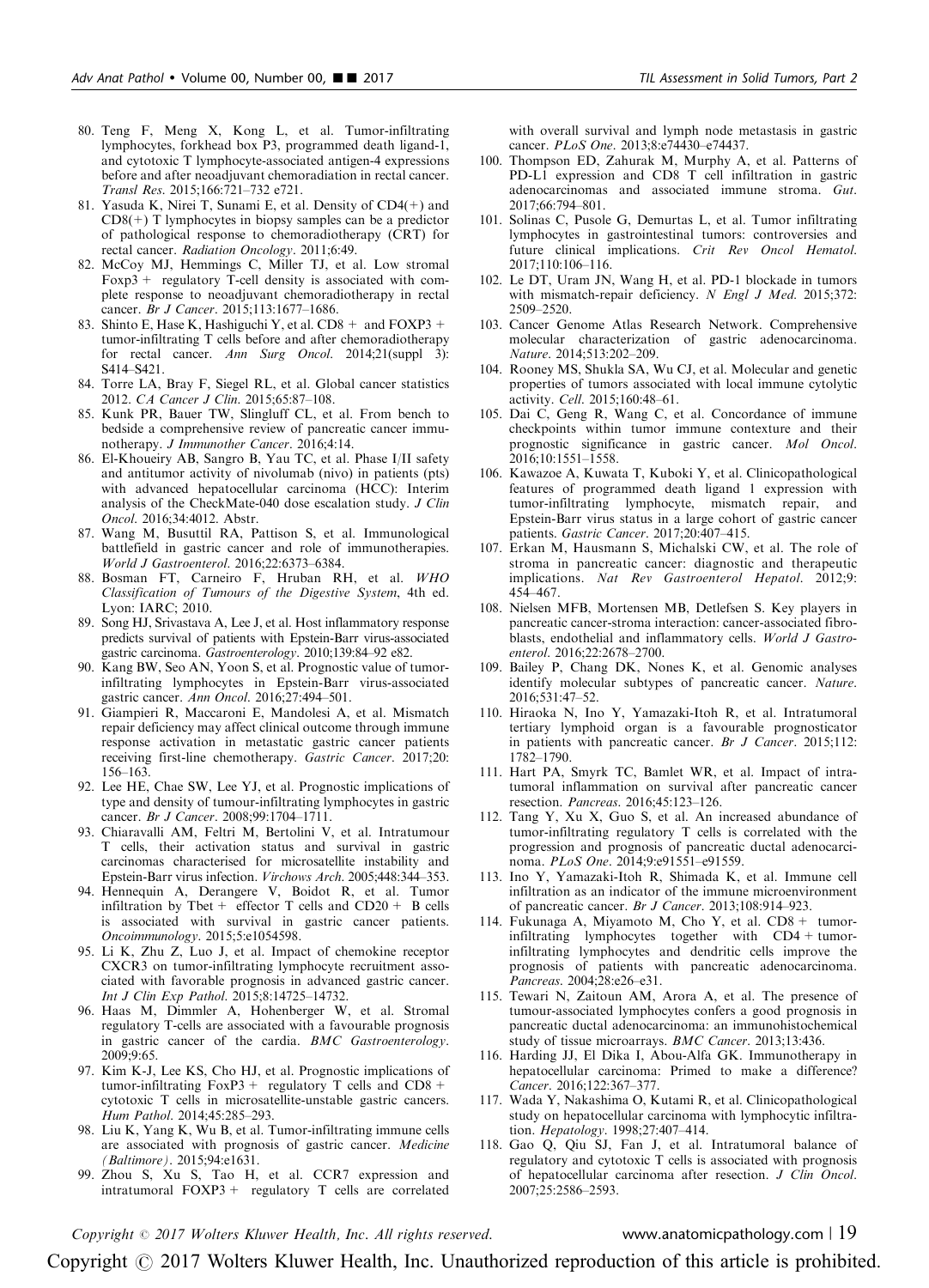80. Teng F, Meng X, Kong L, et al. Tumor-infiltrating lymphocytes, forkhead box P3, programmed death ligand-1, and cytotoxic T lymphocyte-associated antigen-4 expressions before and after neoadjuvant chemoradiation in rectal cancer. *Transl Res*. 2015;166:721–732 e721.
81. Yasuda K, Nirei T, Sunami E, et al. Density of CD4(+) and CD8(+) T lymphocytes in biopsy samples can be a predictor of pathological response to chemoradiotherapy (CRT) for rectal cancer. *Radiation Oncology*. 2011;6:49.
82. McCoy MJ, Hemmings C, Miller TJ, et al. Low stromal Foxp3 + regulatory T-cell density is associated with complete response to neoadjuvant chemoradiotherapy in rectal cancer. *Br J Cancer*. 2015;113:1677–1686.
83. Shinto E, Hase K, Hashiguchi Y, et al. CD8 + and FOXP3 + tumor-infiltrating T cells before and after chemoradiotherapy for rectal cancer. *Ann Surg Oncol*. 2014;21(suppl 3): S414–S421.
84. Torre LA, Bray F, Siegel RL, et al. Global cancer statistics 2012. *CA Cancer J Clin*. 2015;65:87–108.
85. Kunk PR, Bauer TW, Slingluff CL, et al. From bench to bedside a comprehensive review of pancreatic cancer immunotherapy. *J Immunother Cancer*. 2016;4:14.
86. El-Khoueiry AB, Sangro B, Yau TC, et al. Phase I/II safety and antitumor activity of nivolumab (nivo) in patients (pts) with advanced hepatocellular carcinoma (HCC): Interim analysis of the CheckMate-040 dose escalation study. *J Clin Oncol*. 2016;34:4012. Abstr.
87. Wang M, Busuttil RA, Pattison S, et al. Immunological battlefield in gastric cancer and role of immunotherapies. *World J Gastroenterol*. 2016;22:6373–6384.
88. Bosman FT, Carneiro F, Hruban RH, et al. *WHO Classification of Tumours of the Digestive System*, 4th ed. Lyon: IARC; 2010.
89. Song HJ, Srivastava A, Lee J, et al. Host inflammatory response predicts survival of patients with Epstein-Barr virus-associated gastric carcinoma. *Gastroenterology*. 2010;139:84–92 e82.
90. Kang BW, Seo AN, Yoon S, et al. Prognostic value of tumor-infiltrating lymphocytes in Epstein-Barr virus-associated gastric cancer. *Ann Oncol*. 2016;27:494–501.
91. Giampieri R, Maccaroni E, Mandolesi A, et al. Mismatch repair deficiency may affect clinical outcome through immune response activation in metastatic gastric cancer patients receiving first-line chemotherapy. *Gastric Cancer*. 2017;20: 156–163.
92. Lee HE, Chae SW, Lee YJ, et al. Prognostic implications of type and density of tumour-infiltrating lymphocytes in gastric cancer. *Br J Cancer*. 2008;99:1704–1711.
93. Chiaravalli AM, Feltri M, Bertolini V, et al. Intratumour T cells, their activation status and survival in gastric carcinomas characterised for microsatellite instability and Epstein-Barr virus infection. *Virchows Arch*. 2005;448:344–353.
94. Hennequin A, Derangere V, Boidot R, et al. Tumor infiltration by Tbet + effector T cells and CD20 + B cells is associated with survival in gastric cancer patients. *Oncoimmunology*. 2015;5:e1054598.
95. Li K, Zhu Z, Luo J, et al. Impact of chemokine receptor CXCR3 on tumor-infiltrating lymphocyte recruitment associated with favorable prognosis in advanced gastric cancer. *Int J Clin Exp Pathol*. 2015;8:14725–14732.
96. Haas M, Dimmler A, Hohenberger W, et al. Stromal regulatory T-cells are associated with a favourable prognosis in gastric cancer of the cardia. *BMC Gastroenterology*. 2009;9:65.
97. Kim K-J, Lee KS, Cho HJ, et al. Prognostic implications of tumor-infiltrating FoxP3 + regulatory T cells and CD8 + cytotoxic T cells in microsatellite-unstable gastric cancers. *Hum Pathol*. 2014;45:285–293.
98. Liu K, Yang K, Wu B, et al. Tumor-infiltrating immune cells are associated with prognosis of gastric cancer. *Medicine (Baltimore)*. 2015;94:e1631.
99. Zhou S, Xu S, Tao H, et al. CCR7 expression and intratumoral FOXP3 + regulatory T cells are correlated with overall survival and lymph node metastasis in gastric cancer. *PLoS One*. 2013;8:e74430–e74437.
100. Thompson ED, Zahurak M, Murphy A, et al. Patterns of PD-L1 expression and CD8 T cell infiltration in gastric adenocarcinomas and associated immune stroma. *Gut*. 2017;66:794–801.
101. Solinas C, Pusole G, Demurtas L, et al. Tumor infiltrating lymphocytes in gastrointestinal tumors: controversies and future clinical implications. *Crit Rev Oncol Hematol*. 2017;110:106–116.
102. Le DT, Uram JN, Wang H, et al. PD-1 blockade in tumors with mismatch-repair deficiency. *N Engl J Med*. 2015;372: 2509–2520.
103. Cancer Genome Atlas Research Network. Comprehensive molecular characterization of gastric adenocarcinoma. *Nature*. 2014;513:202–209.
104. Rooney MS, Shukla SA, Wu CJ, et al. Molecular and genetic properties of tumors associated with local immune cytolytic activity. *Cell*. 2015;160:48–61.
105. Dai C, Geng R, Wang C, et al. Concordance of immune checkpoints within tumor immune contexture and their prognostic significance in gastric cancer. *Mol Oncol*. 2016;10:1551–1558.
106. Kawazoe A, Kuwata T, Kuboki Y, et al. Clinicopathological features of programmed death ligand 1 expression with tumor-infiltrating lymphocyte, mismatch repair, and Epstein-Barr virus status in a large cohort of gastric cancer patients. *Gastric Cancer*. 2017;20:407–415.
107. Erkan M, Hausmann S, Michalski CW, et al. The role of stroma in pancreatic cancer: diagnostic and therapeutic implications. *Nat Rev Gastroenterol Hepatol*. 2012;9: 454–467.
108. Nielsen MFB, Mortensen MB, Detlefsen S. Key players in pancreatic cancer-stroma interaction: cancer-associated fibroblasts, endothelial and inflammatory cells. *World J Gastroenterol*. 2016;22:2678–2700.
109. Bailey P, Chang DK, Nones K, et al. Genomic analyses identify molecular subtypes of pancreatic cancer. *Nature*. 2016;531:47–52.
110. Hiraoka N, Ino Y, Yamazaki-Itoh R, et al. Intratumoral tertiary lymphoid organ is a favourable prognosticator in patients with pancreatic cancer. *Br J Cancer*. 2015;112: 1782–1790.
111. Hart PA, Smyrk TC, Bamlet WR, et al. Impact of intratumoral inflammation on survival after pancreatic cancer resection. *Pancreas*. 2016;45:123–126.
112. Tang Y, Xu X, Guo S, et al. An increased abundance of tumor-infiltrating regulatory T cells is correlated with the progression and prognosis of pancreatic ductal adenocarcinoma. *PLoS One*. 2014;9:e91551–e91559.
113. Ino Y, Yamazaki-Itoh R, Shimada K, et al. Immune cell infiltration as an indicator of the immune microenvironment of pancreatic cancer. *Br J Cancer*. 2013;108:914–923.
114. Fukunaga A, Miyamoto M, Cho Y, et al. CD8 + tumor-infiltrating lymphocytes together with CD4 + tumor-infiltrating lymphocytes and dendritic cells improve the prognosis of patients with pancreatic adenocarcinoma. *Pancreas*. 2004;28:e26–e31.
115. Tewari N, Zaitoun AM, Arora A, et al. The presence of tumour-associated lymphocytes confers a good prognosis in pancreatic ductal adenocarcinoma: an immunohistochemical study of tissue microarrays. *BMC Cancer*. 2013;13:436.
116. Harding JJ, El Dika I, Abou-Alfa GK. Immunotherapy in hepatocellular carcinoma: Primed to make a difference? *Cancer*. 2016;122:367–377.
117. Wada Y, Nakashima O, Kutami R, et al. Clinicopathological study on hepatocellular carcinoma with lymphocytic infiltration. *Hepatology*. 1998;27:407–414.
118. Gao Q, Qiu SJ, Fan J, et al. Intratumoral balance of regulatory and cytotoxic T cells is associated with prognosis of hepatocellular carcinoma after resection. *J Clin Oncol*. 2007;25:2586–2593.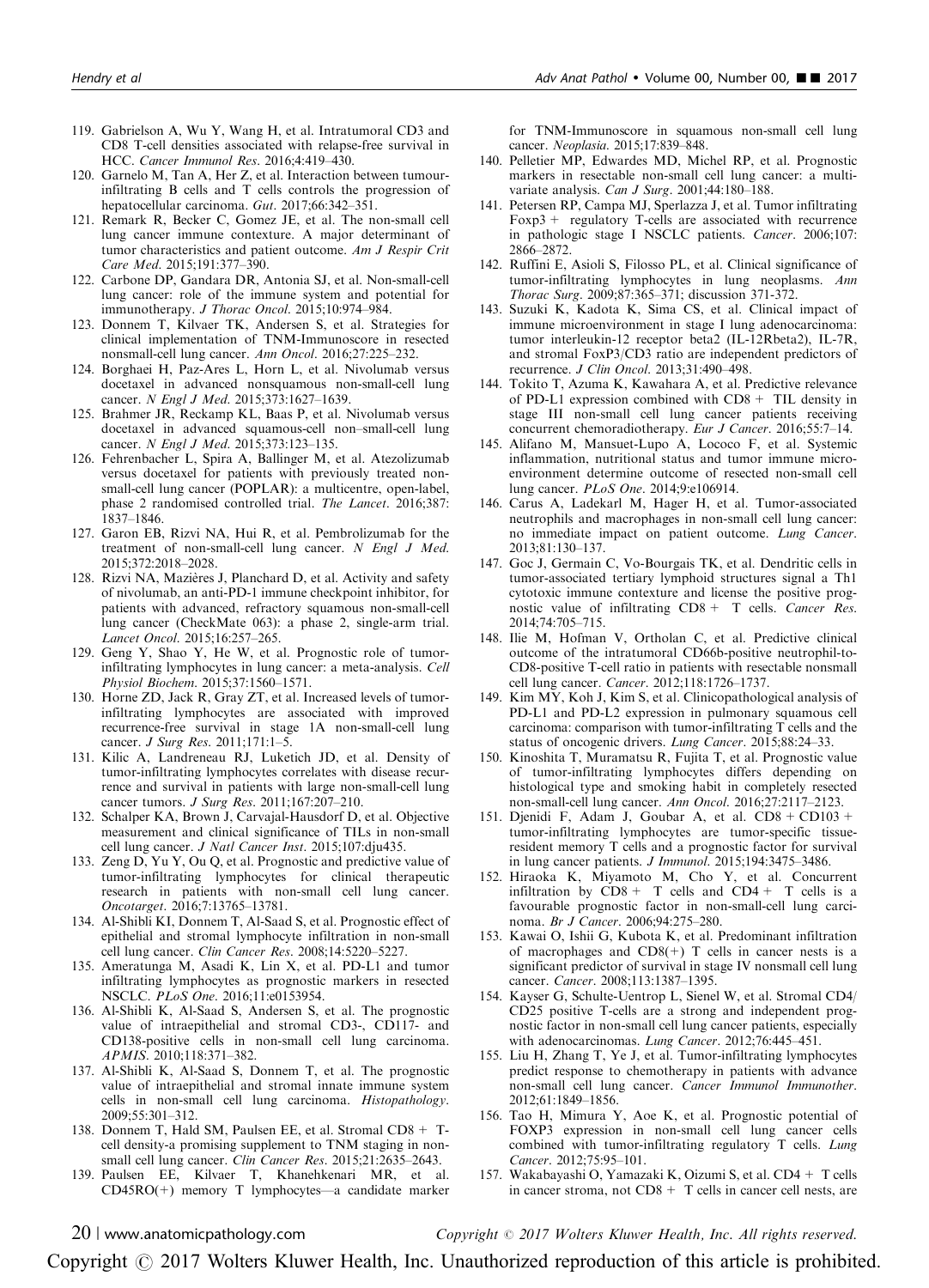119. Gabrielson A, Wu Y, Wang H, et al. Intratumoral CD3 and CD8 T-cell densities associated with relapse-free survival in HCC. *Cancer Immunol Res*. 2016;4:419–430.
120. Garnelo M, Tan A, Her Z, et al. Interaction between tumour-infiltrating B cells and T cells controls the progression of hepatocellular carcinoma. *Gut*. 2017;66:342–351.
121. Remark R, Becker C, Gomez JE, et al. The non-small cell lung cancer immune contexture. A major determinant of tumor characteristics and patient outcome. *Am J Respir Crit Care Med*. 2015;191:377–390.
122. Carbone DP, Gandara DR, Antonia SJ, et al. Non-small-cell lung cancer: role of the immune system and potential for immunotherapy. *J Thorac Oncol*. 2015;10:974–984.
123. Donnem T, Kilvaer TK, Andersen S, et al. Strategies for clinical implementation of TNM-Immunoscore in resected nonsmall-cell lung cancer. *Ann Oncol*. 2016;27:225–232.
124. Borghaei H, Paz-Ares L, Horn L, et al. Nivolumab versus docetaxel in advanced nonsquamous non-small-cell lung cancer. *N Engl J Med*. 2015;373:1627–1639.
125. Brahmer JR, Reckamp KL, Baas P, et al. Nivolumab versus docetaxel in advanced squamous-cell non–small-cell lung cancer. *N Engl J Med*. 2015;373:123–135.
126. Fehrenbacher L, Spira A, Ballinger M, et al. Atezolizumab versus docetaxel for patients with previously treated non-small-cell lung cancer (POPLAR): a multicentre, open-label, phase 2 randomised controlled trial. *The Lancet*. 2016;387:1837–1846.
127. Garon EB, Rizvi NA, Hui R, et al. Pembrolizumab for the treatment of non-small-cell lung cancer. *N Engl J Med*. 2015;372:2018–2028.
128. Rizvi NA, Mazières J, Planchard D, et al. Activity and safety of nivolumab, an anti-PD-1 immune checkpoint inhibitor, for patients with advanced, refractory squamous non-small-cell lung cancer (CheckMate 063): a phase 2, single-arm trial. *Lancet Oncol*. 2015;16:257–265.
129. Geng Y, Shao Y, He W, et al. Prognostic role of tumor-infiltrating lymphocytes in lung cancer: a meta-analysis. *Cell Physiol Biochem*. 2015;37:1560–1571.
130. Horne ZD, Jack R, Gray ZT, et al. Increased levels of tumor-infiltrating lymphocytes are associated with improved recurrence-free survival in stage 1A non-small-cell lung cancer. *J Surg Res*. 2011;171:1–5.
131. Kilic A, Landreneau RJ, Luketich JD, et al. Density of tumor-infiltrating lymphocytes correlates with disease recurrence and survival in patients with large non-small-cell lung cancer tumors. *J Surg Res*. 2011;167:207–210.
132. Schalper KA, Brown J, Carvajal-Hausdorf D, et al. Objective measurement and clinical significance of TILs in non-small cell lung cancer. *J Natl Cancer Inst*. 2015;107:dju435.
133. Zeng D, Yu Y, Ou Q, et al. Prognostic and predictive value of tumor-infiltrating lymphocytes for clinical therapeutic research in patients with non-small cell lung cancer. *Oncotarget*. 2016;7:13765–13781.
134. Al-Shibli KI, Donnem T, Al-Saad S, et al. Prognostic effect of epithelial and stromal lymphocyte infiltration in non-small cell lung cancer. *Clin Cancer Res*. 2008;14:5220–5227.
135. Ameratunga M, Asadi K, Lin X, et al. PD-L1 and tumor infiltrating lymphocytes as prognostic markers in resected NSCLC. *PLoS One*. 2016;11:e0153954.
136. Al-Shibli K, Al-Saad S, Andersen S, et al. The prognostic value of intraepithelial and stromal CD3-, CD117- and CD138-positive cells in non-small cell lung carcinoma. *APMIS*. 2010;118:371–382.
137. Al-Shibli K, Al-Saad S, Donnem T, et al. The prognostic value of intraepithelial and stromal innate immune system cells in non-small cell lung carcinoma. *Histopathology*. 2009;55:301–312.
138. Donnem T, Hald SM, Paulsen EE, et al. Stromal CD8+ T-cell density-a promising supplement to TNM staging in non-small cell lung cancer. *Clin Cancer Res*. 2015;21:2635–2643.
139. Paulsen EE, Kilvaer T, Khanehkenari MR, et al. CD45RO(+) memory T lymphocytes—a candidate marker for TNM-Immunoscore in squamous non-small cell lung cancer. *Neoplasia*. 2015;17:839–848.
140. Pelletier MP, Edwardes MD, Michel RP, et al. Prognostic markers in resectable non-small cell lung cancer: a multivariate analysis. *Can J Surg*. 2001;44:180–188.
141. Petersen RP, Campa MJ, Sperlazza J, et al. Tumor infiltrating Foxp3+ regulatory T-cells are associated with recurrence in pathologic stage I NSCLC patients. *Cancer*. 2006;107:2866–2872.
142. Ruffini E, Asioli S, Filosso PL, et al. Clinical significance of tumor-infiltrating lymphocytes in lung neoplasms. *Ann Thorac Surg*. 2009;87:365–371; discussion 371-372.
143. Suzuki K, Kadota K, Sima CS, et al. Clinical impact of immune microenvironment in stage I lung adenocarcinoma: tumor interleukin-12 receptor beta2 (IL-12Rbeta2), IL-7R, and stromal FoxP3/CD3 ratio are independent predictors of recurrence. *J Clin Oncol*. 2013;31:490–498.
144. Tokito T, Azuma K, Kawahara A, et al. Predictive relevance of PD-L1 expression combined with CD8+ TIL density in stage III non-small cell lung cancer patients receiving concurrent chemoradiotherapy. *Eur J Cancer*. 2016;55:7–14.
145. Alifano M, Mansuet-Lupo A, Lococo F, et al. Systemic inflammation, nutritional status and tumor immune microenvironment determine outcome of resected non-small cell lung cancer. *PLoS One*. 2014;9:e106914.
146. Carus A, Ladekarl M, Hager H, et al. Tumor-associated neutrophils and macrophages in non-small cell lung cancer: no immediate impact on patient outcome. *Lung Cancer*. 2013;81:130–137.
147. Goc J, Germain C, Vo-Bourgais TK, et al. Dendritic cells in tumor-associated tertiary lymphoid structures signal a Th1 cytotoxic immune contexture and license the positive prognostic value of infiltrating CD8+ T cells. *Cancer Res*. 2014;74:705–715.
148. Ilie M, Hofman V, Ortholan C, et al. Predictive clinical outcome of the intratumoral CD66b-positive neutrophil-to-CD8-positive T-cell ratio in patients with resectable nonsmall cell lung cancer. *Cancer*. 2012;118:1726–1737.
149. Kim MY, Koh J, Kim S, et al. Clinicopathological analysis of PD-L1 and PD-L2 expression in pulmonary squamous cell carcinoma: comparison with tumor-infiltrating T cells and the status of oncogenic drivers. *Lung Cancer*. 2015;88:24–33.
150. Kinoshita T, Muramatsu R, Fujita T, et al. Prognostic value of tumor-infiltrating lymphocytes differs depending on histological type and smoking habit in completely resected non-small-cell lung cancer. *Ann Oncol*. 2016;27:2117–2123.
151. Djenidi F, Adam J, Goubar A, et al. CD8+CD103+ tumor-infiltrating lymphocytes are tumor-specific tissue-resident memory T cells and a prognostic factor for survival in lung cancer patients. *J Immunol*. 2015;194:3475–3486.
152. Hiraoka K, Miyamoto M, Cho Y, et al. Concurrent infiltration by CD8+ T cells and CD4+ T cells is a favourable prognostic factor in non-small-cell lung carcinoma. *Br J Cancer*. 2006;94:275–280.
153. Kawai O, Ishii G, Kubota K, et al. Predominant infiltration of macrophages and CD8(+) T cells in cancer nests is a significant predictor of survival in stage IV nonsmall cell lung cancer. *Cancer*. 2008;113:1387–1395.
154. Kayser G, Schulte-Uentrop L, Sienel W, et al. Stromal CD4/CD25 positive T-cells are a strong and independent prognostic factor in non-small cell lung cancer patients, especially with adenocarcinomas. *Lung Cancer*. 2012;76:445–451.
155. Liu H, Zhang T, Ye J, et al. Tumor-infiltrating lymphocytes predict response to chemotherapy in patients with advance non-small cell lung cancer. *Cancer Immunol Immunother*. 2012;61:1849–1856.
156. Tao H, Mimura Y, Aoe K, et al. Prognostic potential of FOXP3 expression in non-small cell lung cancer cells combined with tumor-infiltrating regulatory T cells. *Lung Cancer*. 2012;75:95–101.
157. Wakabayashi O, Yamazaki K, Oizumi S, et al. CD4+ T cells in cancer stroma, not CD8+ T cells in cancer cell nests, are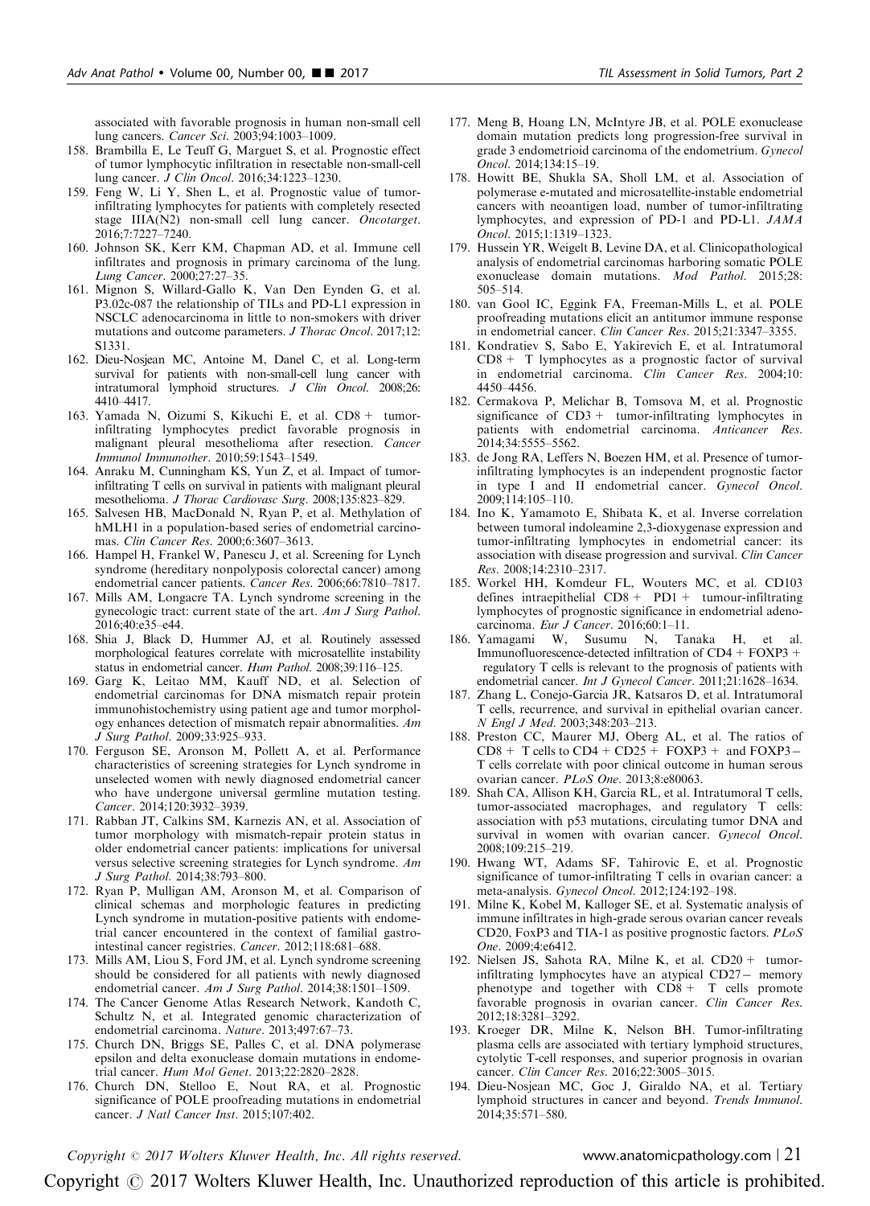associated with favorable prognosis in human non-small cell lung cancers. *Cancer Sci*. 2003;94:1003–1009.

158. Brambilla E, Le Teuff G, Marguet S, et al. Prognostic effect of tumor lymphocytic infiltration in resectable non-small-cell lung cancer. *J Clin Oncol*. 2016;34:1223–1230.
159. Feng W, Li Y, Shen L, et al. Prognostic value of tumor-infiltrating lymphocytes for patients with completely resected stage IIIA(N2) non-small cell lung cancer. *Oncotarget*. 2016;7:7227–7240.
160. Johnson SK, Kerr KM, Chapman AD, et al. Immune cell infiltrates and prognosis in primary carcinoma of the lung. *Lung Cancer*. 2000;27:27–35.
161. Mignon S, Willard-Gallo K, Van Den Eynden G, et al. P3.02c-087 the relationship of TILs and PD-L1 expression in NSCLC adenocarcinoma in little to non-smokers with driver mutations and outcome parameters. *J Thorac Oncol*. 2017;12: S1331.
162. Dieu-Nosjean MC, Antoine M, Danel C, et al. Long-term survival for patients with non-small-cell lung cancer with intratumoral lymphoid structures. *J Clin Oncol*. 2008;26: 4410–4417.
163. Yamada N, Oizumi S, Kikuchi E, et al. CD8+ tumor-infiltrating lymphocytes predict favorable prognosis in malignant pleural mesothelioma after resection. *Cancer Immunol Immunother*. 2010;59:1543–1549.
164. Anraku M, Cunningham KS, Yun Z, et al. Impact of tumor-infiltrating T cells on survival in patients with malignant pleural mesothelioma. *J Thorac Cardiovasc Surg*. 2008;135:823–829.
165. Salvesen HB, MacDonald N, Ryan P, et al. Methylation of hMLH1 in a population-based series of endometrial carcinomas. *Clin Cancer Res*. 2000;6:3607–3613.
166. Hampel H, Frankel W, Panescu J, et al. Screening for Lynch syndrome (hereditary nonpolyposis colorectal cancer) among endometrial cancer patients. *Cancer Res*. 2006;66:7810–7817.
167. Mills AM, Longacre TA. Lynch syndrome screening in the gynecologic tract: current state of the art. *Am J Surg Pathol*. 2016;40:e35–e44.
168. Shia J, Black D, Hummer AJ, et al. Routinely assessed morphological features correlate with microsatellite instability status in endometrial cancer. *Hum Pathol*. 2008;39:116–125.
169. Garg K, Leitao MM, Kauff ND, et al. Selection of endometrial carcinomas for DNA mismatch repair protein immunohistochemistry using patient age and tumor morphology enhances detection of mismatch repair abnormalities. *Am J Surg Pathol*. 2009;33:925–933.
170. Ferguson SE, Aronson M, Pollett A, et al. Performance characteristics of screening strategies for Lynch syndrome in unselected women with newly diagnosed endometrial cancer who have undergone universal germline mutation testing. *Cancer*. 2014;120:3932–3939.
171. Rabban JT, Calkins SM, Karnezis AN, et al. Association of tumor morphology with mismatch-repair protein status in older endometrial cancer patients: implications for universal versus selective screening strategies for Lynch syndrome. *Am J Surg Pathol*. 2014;38:793–800.
172. Ryan P, Mulligan AM, Aronson M, et al. Comparison of clinical schemas and morphologic features in predicting Lynch syndrome in mutation-positive patients with endometrial cancer encountered in the context of familial gastrointestinal cancer registries. *Cancer*. 2012;118:681–688.
173. Mills AM, Liou S, Ford JM, et al. Lynch syndrome screening should be considered for all patients with newly diagnosed endometrial cancer. *Am J Surg Pathol*. 2014;38:1501–1509.
174. The Cancer Genome Atlas Research Network, Kandoth C, Schultz N, et al. Integrated genomic characterization of endometrial carcinoma. *Nature*. 2013;497:67–73.
175. Church DN, Briggs SE, Palles C, et al. DNA polymerase epsilon and delta exonuclease domain mutations in endometrial cancer. *Hum Mol Genet*. 2013;22:2820–2828.
176. Church DN, Stelloo E, Nout RA, et al. Prognostic significance of POLE proofreading mutations in endometrial cancer. *J Natl Cancer Inst*. 2015;107:402.
177. Meng B, Hoang LN, McIntyre JB, et al. POLE exonuclease domain mutation predicts long progression-free survival in grade 3 endometrioid carcinoma of the endometrium. *Gynecol Oncol*. 2014;134:15–19.
178. Howitt BE, Shukla SA, Sholl LM, et al. Association of polymerase e-mutated and microsatellite-instable endometrial cancers with neoantigen load, number of tumor-infiltrating lymphocytes, and expression of PD-1 and PD-L1. *JAMA Oncol*. 2015;1:1319–1323.
179. Hussein YR, Weigelt B, Levine DA, et al. Clinicopathological analysis of endometrial carcinomas harboring somatic POLE exonuclease domain mutations. *Mod Pathol*. 2015;28: 505–514.
180. van Gool IC, Eggink FA, Freeman-Mills L, et al. POLE proofreading mutations elicit an antitumor immune response in endometrial cancer. *Clin Cancer Res*. 2015;21:3347–3355.
181. Kondratiev S, Sabo E, Yakirevich E, et al. Intratumoral CD8+ T lymphocytes as a prognostic factor of survival in endometrial carcinoma. *Clin Cancer Res*. 2004;10: 4450–4456.
182. Cermakova P, Melichar B, Tomsova M, et al. Prognostic significance of CD3+ tumor-infiltrating lymphocytes in patients with endometrial carcinoma. *Anticancer Res*. 2014;34:5555–5562.
183. de Jong RA, Leffers N, Boezen HM, et al. Presence of tumor-infiltrating lymphocytes is an independent prognostic factor in type I and II endometrial cancer. *Gynecol Oncol*. 2009;114:105–110.
184. Ino K, Yamamoto E, Shibata K, et al. Inverse correlation between tumoral indoleamine 2,3-dioxygenase expression and tumor-infiltrating lymphocytes in endometrial cancer: its association with disease progression and survival. *Clin Cancer Res*. 2008;14:2310–2317.
185. Workel HH, Komdeur FL, Wouters MC, et al. CD103 defines intraepithelial CD8+ PD1+ tumour-infiltrating lymphocytes of prognostic significance in endometrial adenocarcinoma. *Eur J Cancer*. 2016;60:1–11.
186. Yamagami W, Susumu N, Tanaka H, et al. Immunofluorescence-detected infiltration of CD4+FOXP3+ regulatory T cells is relevant to the prognosis of patients with endometrial cancer. *Int J Gynecol Cancer*. 2011;21:1628–1634.
187. Zhang L, Conejo-Garcia JR, Katsaros D, et al. Intratumoral T cells, recurrence, and survival in epithelial ovarian cancer. *N Engl J Med*. 2003;348:203–213.
188. Preston CC, Maurer MJ, Oberg AL, et al. The ratios of CD8+ T cells to CD4+CD25+ FOXP3+ and FOXP3− T cells correlate with poor clinical outcome in human serous ovarian cancer. *PLoS One*. 2013;8:e80063.
189. Shah CA, Allison KH, Garcia RL, et al. Intratumoral T cells, tumor-associated macrophages, and regulatory T cells: association with p53 mutations, circulating tumor DNA and survival in women with ovarian cancer. *Gynecol Oncol*. 2008;109:215–219.
190. Hwang WT, Adams SF, Tahirovic E, et al. Prognostic significance of tumor-infiltrating T cells in ovarian cancer: a meta-analysis. *Gynecol Oncol*. 2012;124:192–198.
191. Milne K, Kobel M, Kalloger SE, et al. Systematic analysis of immune infiltrates in high-grade serous ovarian cancer reveals CD20, FoxP3 and TIA-1 as positive prognostic factors. *PLoS One*. 2009;4:e6412.
192. Nielsen JS, Sahota RA, Milne K, et al. CD20+ tumor-infiltrating lymphocytes have an atypical CD27− memory phenotype and together with CD8+ T cells promote favorable prognosis in ovarian cancer. *Clin Cancer Res*. 2012;18:3281–3292.
193. Kroeger DR, Milne K, Nelson BH. Tumor-infiltrating plasma cells are associated with tertiary lymphoid structures, cytolytic T-cell responses, and superior prognosis in ovarian cancer. *Clin Cancer Res*. 2016;22:3005–3015.
194. Dieu-Nosjean MC, Goc J, Giraldo NA, et al. Tertiary lymphoid structures in cancer and beyond. *Trends Immunol*. 2014;35:571–580.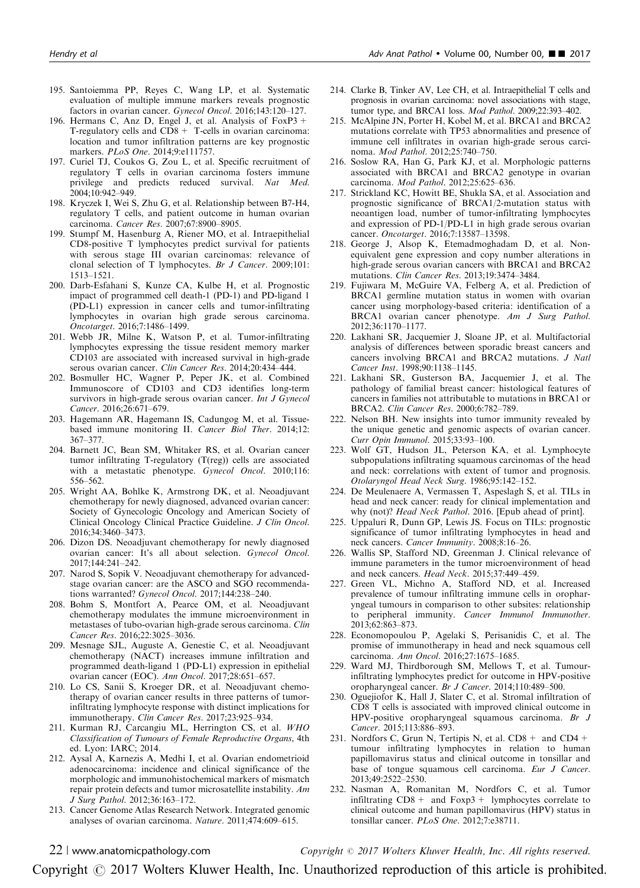195. Santoiemma PP, Reyes C, Wang LP, et al. Systematic evaluation of multiple immune markers reveals prognostic factors in ovarian cancer. *Gynecol Oncol*. 2016;143:120–127.
196. Hermans C, Anz D, Engel J, et al. Analysis of FoxP3 + T-regulatory cells and CD8 + T-cells in ovarian carcinoma: location and tumor infiltration patterns are key prognostic markers. *PLoS One*. 2014;9:e111757.
197. Curiel TJ, Coukos G, Zou L, et al. Specific recruitment of regulatory T cells in ovarian carcinoma fosters immune privilege and predicts reduced survival. *Nat Med*. 2004;10:942–949.
198. Kryczek I, Wei S, Zhu G, et al. Relationship between B7-H4, regulatory T cells, and patient outcome in human ovarian carcinoma. *Cancer Res*. 2007;67:8900–8905.
199. Stumpf M, Hasenburg A, Riener MO, et al. Intraepithelial CD8-positive T lymphocytes predict survival for patients with serous stage III ovarian carcinomas: relevance of clonal selection of T lymphocytes. *Br J Cancer*. 2009;101: 1513–1521.
200. Darb-Esfahani S, Kunze CA, Kulbe H, et al. Prognostic impact of programmed cell death-1 (PD-1) and PD-ligand 1 (PD-L1) expression in cancer cells and tumor-infiltrating lymphocytes in ovarian high grade serous carcinoma. *Oncotarget*. 2016;7:1486–1499.
201. Webb JR, Milne K, Watson P, et al. Tumor-infiltrating lymphocytes expressing the tissue resident memory marker CD103 are associated with increased survival in high-grade serous ovarian cancer. *Clin Cancer Res*. 2014;20:434–444.
202. Bosmuller HC, Wagner P, Peper JK, et al. Combined Immunoscore of CD103 and CD3 identifies long-term survivors in high-grade serous ovarian cancer. *Int J Gynecol Cancer*. 2016;26:671–679.
203. Hagemann AR, Hagemann IS, Cadungog M, et al. Tissue-based immune monitoring II. *Cancer Biol Ther*. 2014;12: 367–377.
204. Barnett JC, Bean SM, Whitaker RS, et al. Ovarian cancer tumor infiltrating T-regulatory (T(reg)) cells are associated with a metastatic phenotype. *Gynecol Oncol*. 2010;116: 556–562.
205. Wright AA, Bohlke K, Armstrong DK, et al. Neoadjuvant chemotherapy for newly diagnosed, advanced ovarian cancer: Society of Gynecologic Oncology and American Society of Clinical Oncology Clinical Practice Guideline. *J Clin Oncol*. 2016;34:3460–3473.
206. Dizon DS. Neoadjuvant chemotherapy for newly diagnosed ovarian cancer: It's all about selection. *Gynecol Oncol*. 2017;144:241–242.
207. Narod S, Sopik V. Neoadjuvant chemotherapy for advanced-stage ovarian cancer: are the ASCO and SGO recommendations warranted? *Gynecol Oncol*. 2017;144:238–240.
208. Bohm S, Montfort A, Pearce OM, et al. Neoadjuvant chemotherapy modulates the immune microenvironment in metastases of tubo-ovarian high-grade serous carcinoma. *Clin Cancer Res*. 2016;22:3025–3036.
209. Mesnage SJL, Auguste A, Genestie C, et al. Neoadjuvant chemotherapy (NACT) increases immune infiltration and programmed death-ligand 1 (PD-L1) expression in epithelial ovarian cancer (EOC). *Ann Oncol*. 2017;28:651–657.
210. Lo CS, Sanii S, Kroeger DR, et al. Neoadjuvant chemotherapy of ovarian cancer results in three patterns of tumor-infiltrating lymphocyte response with distinct implications for immunotherapy. *Clin Cancer Res*. 2017;23:925–934.
211. Kurman RJ, Carcangiu ML, Herrington CS, et al. *WHO Classification of Tumours of Female Reproductive Organs*, 4th ed. Lyon: IARC; 2014.
212. Aysal A, Karnezis A, Medhi I, et al. Ovarian endometrioid adenocarcinoma: incidence and clinical significance of the morphologic and immunohistochemical markers of mismatch repair protein defects and tumor microsatellite instability. *Am J Surg Pathol*. 2012;36:163–172.
213. Cancer Genome Atlas Research Network. Integrated genomic analyses of ovarian carcinoma. *Nature*. 2011;474:609–615.
214. Clarke B, Tinker AV, Lee CH, et al. Intraepithelial T cells and prognosis in ovarian carcinoma: novel associations with stage, tumor type, and BRCA1 loss. *Mod Pathol*. 2009;22:393–402.
215. McAlpine JN, Porter H, Kobel M, et al. BRCA1 and BRCA2 mutations correlate with TP53 abnormalities and presence of immune cell infiltrates in ovarian high-grade serous carcinoma. *Mod Pathol*. 2012;25:740–750.
216. Soslow RA, Han G, Park KJ, et al. Morphologic patterns associated with BRCA1 and BRCA2 genotype in ovarian carcinoma. *Mod Pathol*. 2012;25:625–636.
217. Strickland KC, Howitt BE, Shukla SA, et al. Association and prognostic significance of BRCA1/2-mutation status with neoantigen load, number of tumor-infiltrating lymphocytes and expression of PD-1/PD-L1 in high grade serous ovarian cancer. *Oncotarget*. 2016;7:13587–13598.
218. George J, Alsop K, Etemadmoghadam D, et al. Nonequivalent gene expression and copy number alterations in high-grade serous ovarian cancers with BRCA1 and BRCA2 mutations. *Clin Cancer Res*. 2013;19:3474–3484.
219. Fujiwara M, McGuire VA, Felberg A, et al. Prediction of BRCA1 germline mutation status in women with ovarian cancer using morphology-based criteria: identification of a BRCA1 ovarian cancer phenotype. *Am J Surg Pathol*. 2012;36:1170–1177.
220. Lakhani SR, Jacquemier J, Sloane JP, et al. Multifactorial analysis of differences between sporadic breast cancers and cancers involving BRCA1 and BRCA2 mutations. *J Natl Cancer Inst*. 1998;90:1138–1145.
221. Lakhani SR, Gusterson BA, Jacquemier J, et al. The pathology of familial breast cancer: histological features of cancers in families not attributable to mutations in BRCA1 or BRCA2. *Clin Cancer Res*. 2000;6:782–789.
222. Nelson BH. New insights into tumor immunity revealed by the unique genetic and genomic aspects of ovarian cancer. *Curr Opin Immunol*. 2015;33:93–100.
223. Wolf GT, Hudson JL, Peterson KA, et al. Lymphocyte subpopulations infiltrating squamous carcinomas of the head and neck: correlations with extent of tumor and prognosis. *Otolaryngol Head Neck Surg*. 1986;95:142–152.
224. De Meulenaere A, Vermassen T, Aspeslagh S, et al. TILs in head and neck cancer: ready for clinical implementation and why (not)? *Head Neck Pathol*. 2016. [Epub ahead of print].
225. Uppaluri R, Dunn GP, Lewis JS. Focus on TILs: prognostic significance of tumor infiltrating lymphocytes in head and neck cancers. *Cancer Immunity*. 2008;8:16–26.
226. Wallis SP, Stafford ND, Greenman J. Clinical relevance of immune parameters in the tumor microenvironment of head and neck cancers. *Head Neck*. 2015;37:449–459.
227. Green VL, Michno A, Stafford ND, et al. Increased prevalence of tumour infiltrating immune cells in oropharyngeal tumours in comparison to other subsites: relationship to peripheral immunity. *Cancer Immunol Immunother*. 2013;62:863–873.
228. Economopoulou P, Agelaki S, Perisanidis C, et al. The promise of immunotherapy in head and neck squamous cell carcinoma. *Ann Oncol*. 2016;27:1675–1685.
229. Ward MJ, Thirdborough SM, Mellows T, et al. Tumour-infiltrating lymphocytes predict for outcome in HPV-positive oropharyngeal cancer. *Br J Cancer*. 2014;110:489–500.
230. Oguejiofor K, Hall J, Slater C, et al. Stromal infiltration of CD8 T cells is associated with improved clinical outcome in HPV-positive oropharyngeal squamous carcinoma. *Br J Cancer*. 2015;113:886–893.
231. Nordfors C, Grun N, Tertipis N, et al. CD8 + and CD4 + tumour infiltrating lymphocytes in relation to human papillomavirus status and clinical outcome in tonsillar and base of tongue squamous cell carcinoma. *Eur J Cancer*. 2013;49:2522–2530.
232. Nasman A, Romanitan M, Nordfors C, et al. Tumor infiltrating CD8 + and Foxp3 + lymphocytes correlate to clinical outcome and human papillomavirus (HPV) status in tonsillar cancer. *PLoS One*. 2012;7:e38711.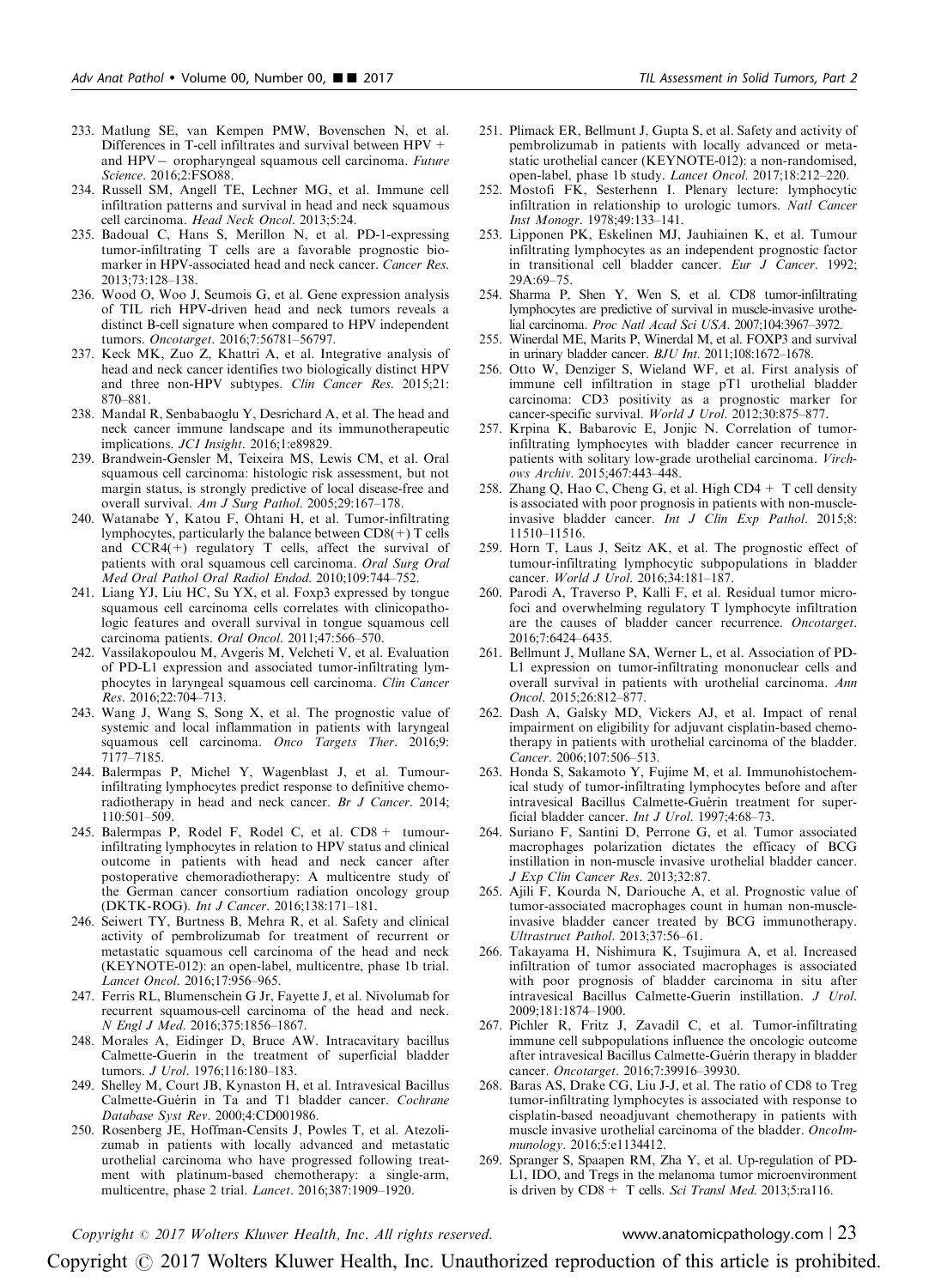233. Matlung SE, van Kempen PMW, Bovenschen N, et al. Differences in T-cell infiltrates and survival between HPV + and HPV− oropharyngeal squamous cell carcinoma. *Future Science*. 2016;2:FSO88.
234. Russell SM, Angell TE, Lechner MG, et al. Immune cell infiltration patterns and survival in head and neck squamous cell carcinoma. *Head Neck Oncol*. 2013;5:24.
235. Badoual C, Hans S, Merillon N, et al. PD-1-expressing tumor-infiltrating T cells are a favorable prognostic biomarker in HPV-associated head and neck cancer. *Cancer Res*. 2013;73:128–138.
236. Wood O, Woo J, Seumois G, et al. Gene expression analysis of TIL rich HPV-driven head and neck tumors reveals a distinct B-cell signature when compared to HPV independent tumors. *Oncotarget*. 2016;7:56781–56797.
237. Keck MK, Zuo Z, Khattri A, et al. Integrative analysis of head and neck cancer identifies two biologically distinct HPV and three non-HPV subtypes. *Clin Cancer Res*. 2015;21: 870–881.
238. Mandal R, Senbabaoglu Y, Desrichard A, et al. The head and neck cancer immune landscape and its immunotherapeutic implications. *JCI Insight*. 2016;1:e89829.
239. Brandwein-Gensler M, Teixeira MS, Lewis CM, et al. Oral squamous cell carcinoma: histologic risk assessment, but not margin status, is strongly predictive of local disease-free and overall survival. *Am J Surg Pathol*. 2005;29:167–178.
240. Watanabe Y, Katou F, Ohtani H, et al. Tumor-infiltrating lymphocytes, particularly the balance between CD8(+) T cells and CCR4(+) regulatory T cells, affect the survival of patients with oral squamous cell carcinoma. *Oral Surg Oral Med Oral Pathol Oral Radiol Endod*. 2010;109:744–752.
241. Liang YJ, Liu HC, Su YX, et al. Foxp3 expressed by tongue squamous cell carcinoma cells correlates with clinicopathologic features and overall survival in tongue squamous cell carcinoma patients. *Oral Oncol*. 2011;47:566–570.
242. Vassilakopoulou M, Avgeris M, Velcheti V, et al. Evaluation of PD-L1 expression and associated tumor-infiltrating lymphocytes in laryngeal squamous cell carcinoma. *Clin Cancer Res*. 2016;22:704–713.
243. Wang J, Wang S, Song X, et al. The prognostic value of systemic and local inflammation in patients with laryngeal squamous cell carcinoma. *Onco Targets Ther*. 2016;9: 7177–7185.
244. Balermpas P, Michel Y, Wagenblast J, et al. Tumour-infiltrating lymphocytes predict response to definitive chemoradiotherapy in head and neck cancer. *Br J Cancer*. 2014; 110:501–509.
245. Balermpas P, Rodel F, Rodel C, et al. CD8 + tumour-infiltrating lymphocytes in relation to HPV status and clinical outcome in patients with head and neck cancer after postoperative chemoradiotherapy: A multicentre study of the German cancer consortium radiation oncology group (DKTK-ROG). *Int J Cancer*. 2016;138:171–181.
246. Seiwert TY, Burtness B, Mehra R, et al. Safety and clinical activity of pembrolizumab for treatment of recurrent or metastatic squamous cell carcinoma of the head and neck (KEYNOTE-012): an open-label, multicentre, phase 1b trial. *Lancet Oncol*. 2016;17:956–965.
247. Ferris RL, Blumenschein G Jr, Fayette J, et al. Nivolumab for recurrent squamous-cell carcinoma of the head and neck. *N Engl J Med*. 2016;375:1856–1867.
248. Morales A, Eidinger D, Bruce AW. Intracavitary bacillus Calmette-Guerin in the treatment of superficial bladder tumors. *J Urol*. 1976;116:180–183.
249. Shelley M, Court JB, Kynaston H, et al. Intravesical Bacillus Calmette-Guérin in Ta and T1 bladder cancer. *Cochrane Database Syst Rev*. 2000;4:CD001986.
250. Rosenberg JE, Hoffman-Censits J, Powles T, et al. Atezolizumab in patients with locally advanced and metastatic urothelial carcinoma who have progressed following treatment with platinum-based chemotherapy: a single-arm, multicentre, phase 2 trial. *Lancet*. 2016;387:1909–1920.
251. Plimack ER, Bellmunt J, Gupta S, et al. Safety and activity of pembrolizumab in patients with locally advanced or metastatic urothelial cancer (KEYNOTE-012): a non-randomised, open-label, phase 1b study. *Lancet Oncol*. 2017;18:212–220.
252. Mostofi FK, Sesterhenn I. Plenary lecture: lymphocytic infiltration in relationship to urologic tumors. *Natl Cancer Inst Monogr*. 1978;49:133–141.
253. Lipponen PK, Eskelinen MJ, Jauhiainen K, et al. Tumour infiltrating lymphocytes as an independent prognostic factor in transitional cell bladder cancer. *Eur J Cancer*. 1992; 29A:69–75.
254. Sharma P, Shen Y, Wen S, et al. CD8 tumor-infiltrating lymphocytes are predictive of survival in muscle-invasive urothelial carcinoma. *Proc Natl Acad Sci USA*. 2007;104:3967–3972.
255. Winerdal ME, Marits P, Winerdal M, et al. FOXP3 and survival in urinary bladder cancer. *BJU Int*. 2011;108:1672–1678.
256. Otto W, Denziger S, Wieland WF, et al. First analysis of immune cell infiltration in stage pT1 urothelial bladder carcinoma: CD3 positivity as a prognostic marker for cancer-specific survival. *World J Urol*. 2012;30:875–877.
257. Krpina K, Babarovic E, Jonjic N. Correlation of tumor-infiltrating lymphocytes with bladder cancer recurrence in patients with solitary low-grade urothelial carcinoma. *Virchows Archiv*. 2015;467:443–448.
258. Zhang Q, Hao C, Cheng G, et al. High CD4 + T cell density is associated with poor prognosis in patients with non-muscle-invasive bladder cancer. *Int J Clin Exp Pathol*. 2015;8: 11510–11516.
259. Horn T, Laus J, Seitz AK, et al. The prognostic effect of tumour-infiltrating lymphocytic subpopulations in bladder cancer. *World J Urol*. 2016;34:181–187.
260. Parodi A, Traverso P, Kalli F, et al. Residual tumor micro-foci and overwhelming regulatory T lymphocyte infiltration are the causes of bladder cancer recurrence. *Oncotarget*. 2016;7:6424–6435.
261. Bellmunt J, Mullane SA, Werner L, et al. Association of PD-L1 expression on tumor-infiltrating mononuclear cells and overall survival in patients with urothelial carcinoma. *Ann Oncol*. 2015;26:812–877.
262. Dash A, Galsky MD, Vickers AJ, et al. Impact of renal impairment on eligibility for adjuvant cisplatin-based chemotherapy in patients with urothelial carcinoma of the bladder. *Cancer*. 2006;107:506–513.
263. Honda S, Sakamoto Y, Fujime M, et al. Immunohistochemical study of tumor-infiltrating lymphocytes before and after intravesical Bacillus Calmette-Guérin treatment for superficial bladder cancer. *Int J Urol*. 1997;4:68–73.
264. Suriano F, Santini D, Perrone G, et al. Tumor associated macrophages polarization dictates the efficacy of BCG instillation in non-muscle invasive urothelial bladder cancer. *J Exp Clin Cancer Res*. 2013;32:87.
265. Ajili F, Kourda N, Darouiche A, et al. Prognostic value of tumor-associated macrophages count in human non-muscle-invasive bladder cancer treated by BCG immunotherapy. *Ultrastruct Pathol*. 2013;37:56–61.
266. Takayama H, Nishimura K, Tsujimura A, et al. Increased infiltration of tumor associated macrophages is associated with poor prognosis of bladder carcinoma in situ after intravesical Bacillus Calmette-Guerin instillation. *J Urol*. 2009;181:1874–1900.
267. Pichler R, Fritz J, Zavadil C, et al. Tumor-infiltrating immune cell subpopulations influence the oncologic outcome after intravesical Bacillus Calmette-Guérin therapy in bladder cancer. *Oncotarget*. 2016;7:39916–39930.
268. Baras AS, Drake CG, Liu J-J, et al. The ratio of CD8 to Treg tumor-infiltrating lymphocytes is associated with response to cisplatin-based neoadjuvant chemotherapy in patients with muscle invasive urothelial carcinoma of the bladder. *OncoImmunology*. 2016;5:e1134412.
269. Spranger S, Spaapen RM, Zha Y, et al. Up-regulation of PD-L1, IDO, and Tregs in the melanoma tumor microenvironment is driven by CD8 + T cells. *Sci Transl Med*. 2013;5:ra116.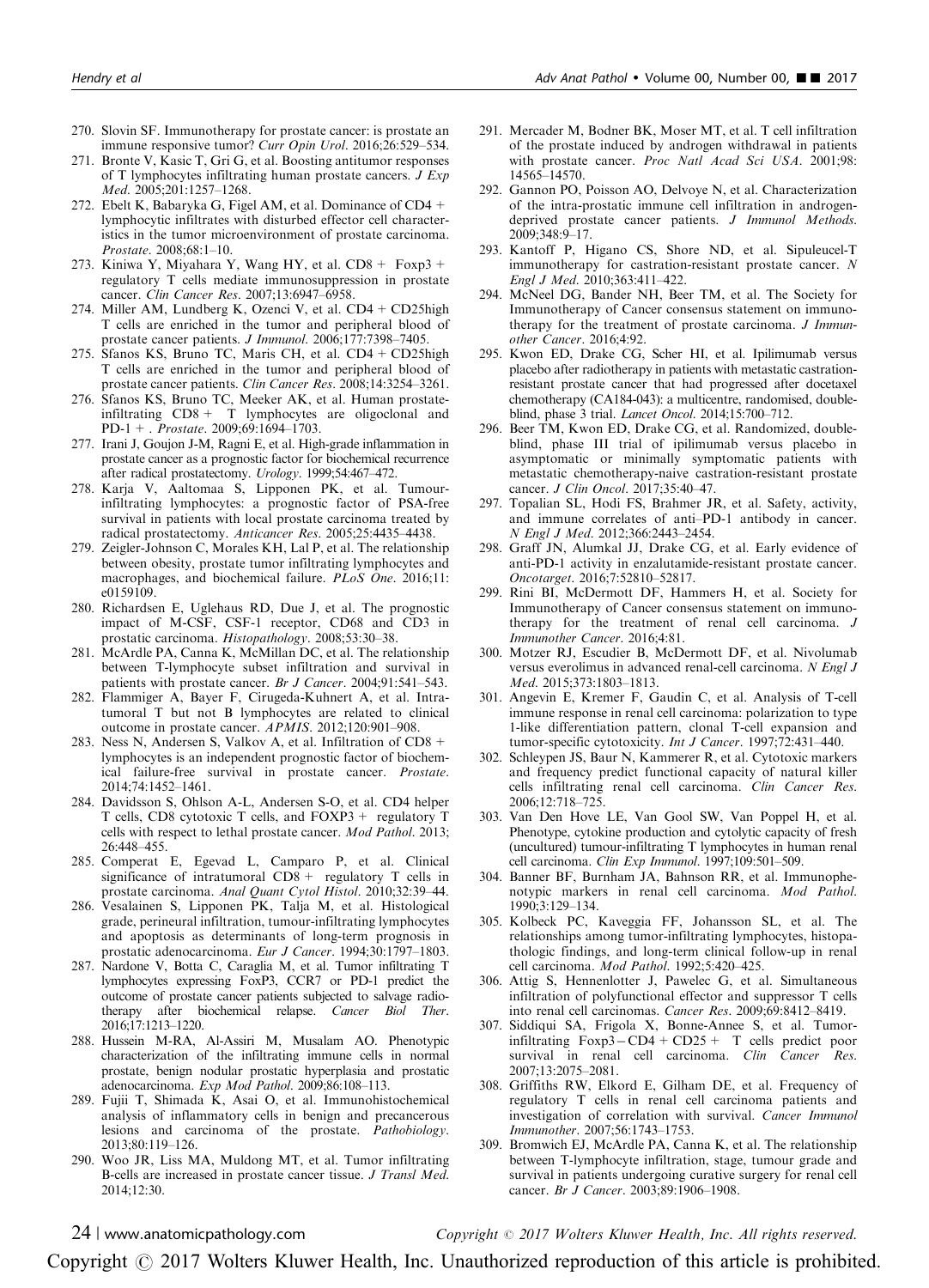270. Slovin SF. Immunotherapy for prostate cancer: is prostate an immune responsive tumor? *Curr Opin Urol*. 2016;26:529–534.
271. Bronte V, Kasic T, Gri G, et al. Boosting antitumor responses of T lymphocytes infiltrating human prostate cancers. *J Exp Med*. 2005;201:1257–1268.
272. Ebelt K, Babaryka G, Figel AM, et al. Dominance of CD4 + lymphocytic infiltrates with disturbed effector cell characteristics in the tumor microenvironment of prostate carcinoma. *Prostate*. 2008;68:1–10.
273. Kiniwa Y, Miyahara Y, Wang HY, et al. CD8 + Foxp3 + regulatory T cells mediate immunosuppression in prostate cancer. *Clin Cancer Res*. 2007;13:6947–6958.
274. Miller AM, Lundberg K, Ozenci V, et al. CD4 + CD25high T cells are enriched in the tumor and peripheral blood of prostate cancer patients. *J Immunol*. 2006;177:7398–7405.
275. Sfanos KS, Bruno TC, Maris CH, et al. CD4 + CD25high T cells are enriched in the tumor and peripheral blood of prostate cancer patients. *Clin Cancer Res*. 2008;14:3254–3261.
276. Sfanos KS, Bruno TC, Meeker AK, et al. Human prostate-infiltrating CD8 + T lymphocytes are oligoclonal and PD-1 + . *Prostate*. 2009;69:1694–1703.
277. Irani J, Goujon J-M, Ragni E, et al. High-grade inflammation in prostate cancer as a prognostic factor for biochemical recurrence after radical prostatectomy. *Urology*. 1999;54:467–472.
278. Karja V, Aaltomaa S, Lipponen PK, et al. Tumour-infiltrating lymphocytes: a prognostic factor of PSA-free survival in patients with local prostate carcinoma treated by radical prostatectomy. *Anticancer Res*. 2005;25:4435–4438.
279. Zeigler-Johnson C, Morales KH, Lal P, et al. The relationship between obesity, prostate tumor infiltrating lymphocytes and macrophages, and biochemical failure. *PLoS One*. 2016;11: e0159109.
280. Richardsen E, Uglehaus RD, Due J, et al. The prognostic impact of M-CSF, CSF-1 receptor, CD68 and CD3 in prostatic carcinoma. *Histopathology*. 2008;53:30–38.
281. McArdle PA, Canna K, McMillan DC, et al. The relationship between T-lymphocyte subset infiltration and survival in patients with prostate cancer. *Br J Cancer*. 2004;91:541–543.
282. Flammiger A, Bayer F, Cirugeda-Kuhnert A, et al. Intratumoral T but not B lymphocytes are related to clinical outcome in prostate cancer. *APMIS*. 2012;120:901–908.
283. Ness N, Andersen S, Valkov A, et al. Infiltration of CD8 + lymphocytes is an independent prognostic factor of biochemical failure-free survival in prostate cancer. *Prostate*. 2014;74:1452–1461.
284. Davidsson S, Ohlson A-L, Andersen S-O, et al. CD4 helper T cells, CD8 cytotoxic T cells, and FOXP3 + regulatory T cells with respect to lethal prostate cancer. *Mod Pathol*. 2013; 26:448–455.
285. Comperat E, Egevad L, Camparo P, et al. Clinical significance of intratumoral CD8 + regulatory T cells in prostate carcinoma. *Anal Quant Cytol Histol*. 2010;32:39–44.
286. Vesalainen S, Lipponen PK, Talja M, et al. Histological grade, perineural infiltration, tumour-infiltrating lymphocytes and apoptosis as determinants of long-term prognosis in prostatic adenocarcinoma. *Eur J Cancer*. 1994;30:1797–1803.
287. Nardone V, Botta C, Caraglia M, et al. Tumor infiltrating T lymphocytes expressing FoxP3, CCR7 or PD-1 predict the outcome of prostate cancer patients subjected to salvage radiotherapy after biochemical relapse. *Cancer Biol Ther*. 2016;17:1213–1220.
288. Hussein M-RA, Al-Assiri M, Musalam AO. Phenotypic characterization of the infiltrating immune cells in normal prostate, benign nodular prostatic hyperplasia and prostatic adenocarcinoma. *Exp Mod Pathol*. 2009;86:108–113.
289. Fujii T, Shimada K, Asai O, et al. Immunohistochemical analysis of inflammatory cells in benign and precancerous lesions and carcinoma of the prostate. *Pathobiology*. 2013;80:119–126.
290. Woo JR, Liss MA, Muldong MT, et al. Tumor infiltrating B-cells are increased in prostate cancer tissue. *J Transl Med*. 2014;12:30.
291. Mercader M, Bodner BK, Moser MT, et al. T cell infiltration of the prostate induced by androgen withdrawal in patients with prostate cancer. *Proc Natl Acad Sci USA*. 2001;98: 14565–14570.
292. Gannon PO, Poisson AO, Delvoye N, et al. Characterization of the intra-prostatic immune cell infiltration in androgen-deprived prostate cancer patients. *J Immunol Methods*. 2009;348:9–17.
293. Kantoff P, Higano CS, Shore ND, et al. Sipuleucel-T immunotherapy for castration-resistant prostate cancer. *N Engl J Med*. 2010;363:411–422.
294. McNeel DG, Bander NH, Beer TM, et al. The Society for Immunotherapy of Cancer consensus statement on immunotherapy for the treatment of prostate carcinoma. *J Immunother Cancer*. 2016;4:92.
295. Kwon ED, Drake CG, Scher HI, et al. Ipilimumab versus placebo after radiotherapy in patients with metastatic castration-resistant prostate cancer that had progressed after docetaxel chemotherapy (CA184-043): a multicentre, randomised, double-blind, phase 3 trial. *Lancet Oncol*. 2014;15:700–712.
296. Beer TM, Kwon ED, Drake CG, et al. Randomized, double-blind, phase III trial of ipilimumab versus placebo in asymptomatic or minimally symptomatic patients with metastatic chemotherapy-naive castration-resistant prostate cancer. *J Clin Oncol*. 2017;35:40–47.
297. Topalian SL, Hodi FS, Brahmer JR, et al. Safety, activity, and immune correlates of anti–PD-1 antibody in cancer. *N Engl J Med*. 2012;366:2443–2454.
298. Graff JN, Alumkal JJ, Drake CG, et al. Early evidence of anti-PD-1 activity in enzalutamide-resistant prostate cancer. *Oncotarget*. 2016;7:52810–52817.
299. Rini BI, McDermott DF, Hammers H, et al. Society for Immunotherapy of Cancer consensus statement on immunotherapy for the treatment of renal cell carcinoma. *J Immunother Cancer*. 2016;4:81.
300. Motzer RJ, Escudier B, McDermott DF, et al. Nivolumab versus everolimus in advanced renal-cell carcinoma. *N Engl J Med*. 2015;373:1803–1813.
301. Angevin E, Kremer F, Gaudin C, et al. Analysis of T-cell immune response in renal cell carcinoma: polarization to type 1-like differentiation pattern, clonal T-cell expansion and tumor-specific cytotoxicity. *Int J Cancer*. 1997;72:431–440.
302. Schleypen JS, Baur N, Kammerer R, et al. Cytotoxic markers and frequency predict functional capacity of natural killer cells infiltrating renal cell carcinoma. *Clin Cancer Res*. 2006;12:718–725.
303. Van Den Hove LE, Van Gool SW, Van Poppel H, et al. Phenotype, cytokine production and cytolytic capacity of fresh (uncultured) tumour-infiltrating T lymphocytes in human renal cell carcinoma. *Clin Exp Immunol*. 1997;109:501–509.
304. Banner BF, Burnham JA, Bahnson RR, et al. Immunophenotypic markers in renal cell carcinoma. *Mod Pathol*. 1990;3:129–134.
305. Kolbeck PC, Kaveggia FF, Johansson SL, et al. The relationships among tumor-infiltrating lymphocytes, histopathologic findings, and long-term clinical follow-up in renal cell carcinoma. *Mod Pathol*. 1992;5:420–425.
306. Attig S, Hennenlotter J, Pawelec G, et al. Simultaneous infiltration of polyfunctional effector and suppressor T cells into renal cell carcinomas. *Cancer Res*. 2009;69:8412–8419.
307. Siddiqui SA, Frigola X, Bonne-Annee S, et al. Tumor-infiltrating Foxp3 – CD4 + CD25 + T cells predict poor survival in renal cell carcinoma. *Clin Cancer Res*. 2007;13:2075–2081.
308. Griffiths RW, Elkord E, Gilham DE, et al. Frequency of regulatory T cells in renal cell carcinoma patients and investigation of correlation with survival. *Cancer Immunol Immunother*. 2007;56:1743–1753.
309. Bromwich EJ, McArdle PA, Canna K, et al. The relationship between T-lymphocyte infiltration, stage, tumour grade and survival in patients undergoing curative surgery for renal cell cancer. *Br J Cancer*. 2003;89:1906–1908.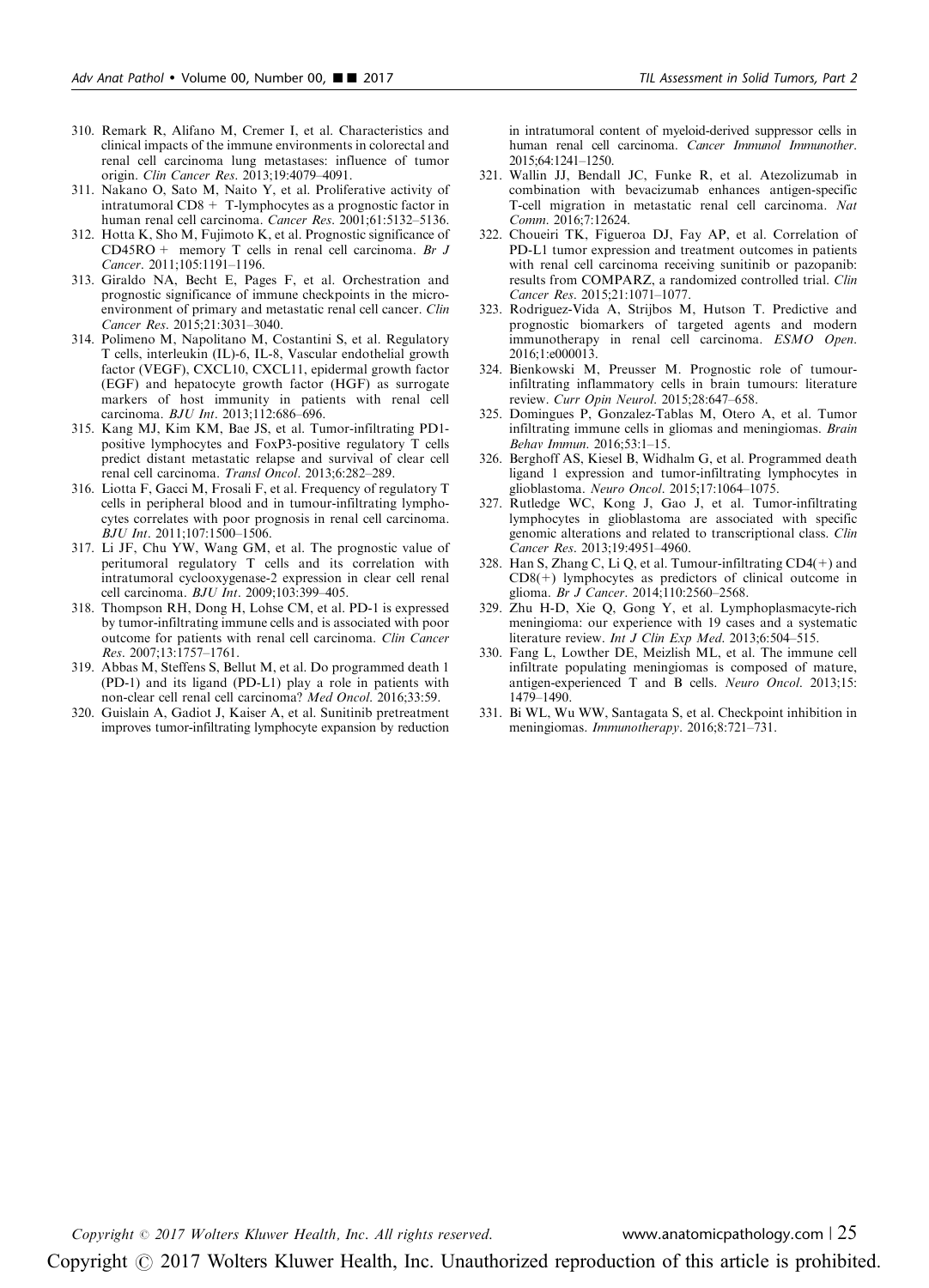310. Remark R, Alifano M, Cremer I, et al. Characteristics and clinical impacts of the immune environments in colorectal and renal cell carcinoma lung metastases: influence of tumor origin. *Clin Cancer Res*. 2013;19:4079–4091.
311. Nakano O, Sato M, Naito Y, et al. Proliferative activity of intratumoral CD8 + T-lymphocytes as a prognostic factor in human renal cell carcinoma. *Cancer Res*. 2001;61:5132–5136.
312. Hotta K, Sho M, Fujimoto K, et al. Prognostic significance of CD45RO + memory T cells in renal cell carcinoma. *Br J Cancer*. 2011;105:1191–1196.
313. Giraldo NA, Becht E, Pages F, et al. Orchestration and prognostic significance of immune checkpoints in the microenvironment of primary and metastatic renal cell cancer. *Clin Cancer Res*. 2015;21:3031–3040.
314. Polimeno M, Napolitano M, Costantini S, et al. Regulatory T cells, interleukin (IL)-6, IL-8, Vascular endothelial growth factor (VEGF), CXCL10, CXCL11, epidermal growth factor (EGF) and hepatocyte growth factor (HGF) as surrogate markers of host immunity in patients with renal cell carcinoma. *BJU Int*. 2013;112:686–696.
315. Kang MJ, Kim KM, Bae JS, et al. Tumor-infiltrating PD1-positive lymphocytes and FoxP3-positive regulatory T cells predict distant metastatic relapse and survival of clear cell renal cell carcinoma. *Transl Oncol*. 2013;6:282–289.
316. Liotta F, Gacci M, Frosali F, et al. Frequency of regulatory T cells in peripheral blood and in tumour-infiltrating lymphocytes correlates with poor prognosis in renal cell carcinoma. *BJU Int*. 2011;107:1500–1506.
317. Li JF, Chu YW, Wang GM, et al. The prognostic value of peritumoral regulatory T cells and its correlation with intratumoral cyclooxygenase-2 expression in clear cell renal cell carcinoma. *BJU Int*. 2009;103:399–405.
318. Thompson RH, Dong H, Lohse CM, et al. PD-1 is expressed by tumor-infiltrating immune cells and is associated with poor outcome for patients with renal cell carcinoma. *Clin Cancer Res*. 2007;13:1757–1761.
319. Abbas M, Steffens S, Bellut M, et al. Do programmed death 1 (PD-1) and its ligand (PD-L1) play a role in patients with non-clear cell renal cell carcinoma? *Med Oncol*. 2016;33:59.
320. Guislain A, Gadiot J, Kaiser A, et al. Sunitinib pretreatment improves tumor-infiltrating lymphocyte expansion by reduction in intratumoral content of myeloid-derived suppressor cells in human renal cell carcinoma. *Cancer Immunol Immunother*. 2015;64:1241–1250.
321. Wallin JJ, Bendall JC, Funke R, et al. Atezolizumab in combination with bevacizumab enhances antigen-specific T-cell migration in metastatic renal cell carcinoma. *Nat Comm*. 2016;7:12624.
322. Choueiri TK, Figueroa DJ, Fay AP, et al. Correlation of PD-L1 tumor expression and treatment outcomes in patients with renal cell carcinoma receiving sunitinib or pazopanib: results from COMPARZ, a randomized controlled trial. *Clin Cancer Res*. 2015;21:1071–1077.
323. Rodriguez-Vida A, Strijbos M, Hutson T. Predictive and prognostic biomarkers of targeted agents and modern immunotherapy in renal cell carcinoma. *ESMO Open*. 2016;1:e000013.
324. Bienkowski M, Preusser M. Prognostic role of tumour-infiltrating inflammatory cells in brain tumours: literature review. *Curr Opin Neurol*. 2015;28:647–658.
325. Domingues P, Gonzalez-Tablas M, Otero A, et al. Tumor infiltrating immune cells in gliomas and meningiomas. *Brain Behav Immun*. 2016;53:1–15.
326. Berghoff AS, Kiesel B, Widhalm G, et al. Programmed death ligand 1 expression and tumor-infiltrating lymphocytes in glioblastoma. *Neuro Oncol*. 2015;17:1064–1075.
327. Rutledge WC, Kong J, Gao J, et al. Tumor-infiltrating lymphocytes in glioblastoma are associated with specific genomic alterations and related to transcriptional class. *Clin Cancer Res*. 2013;19:4951–4960.
328. Han S, Zhang C, Li Q, et al. Tumour-infiltrating CD4(+) and CD8(+) lymphocytes as predictors of clinical outcome in glioma. *Br J Cancer*. 2014;110:2560–2568.
329. Zhu H-D, Xie Q, Gong Y, et al. Lymphoplasmacyte-rich meningioma: our experience with 19 cases and a systematic literature review. *Int J Clin Exp Med*. 2013;6:504–515.
330. Fang L, Lowther DE, Meizlish ML, et al. The immune cell infiltrate populating meningiomas is composed of mature, antigen-experienced T and B cells. *Neuro Oncol*. 2013;15: 1479–1490.
331. Bi WL, Wu WW, Santagata S, et al. Checkpoint inhibition in meningiomas. *Immunotherapy*. 2016;8:721–731.